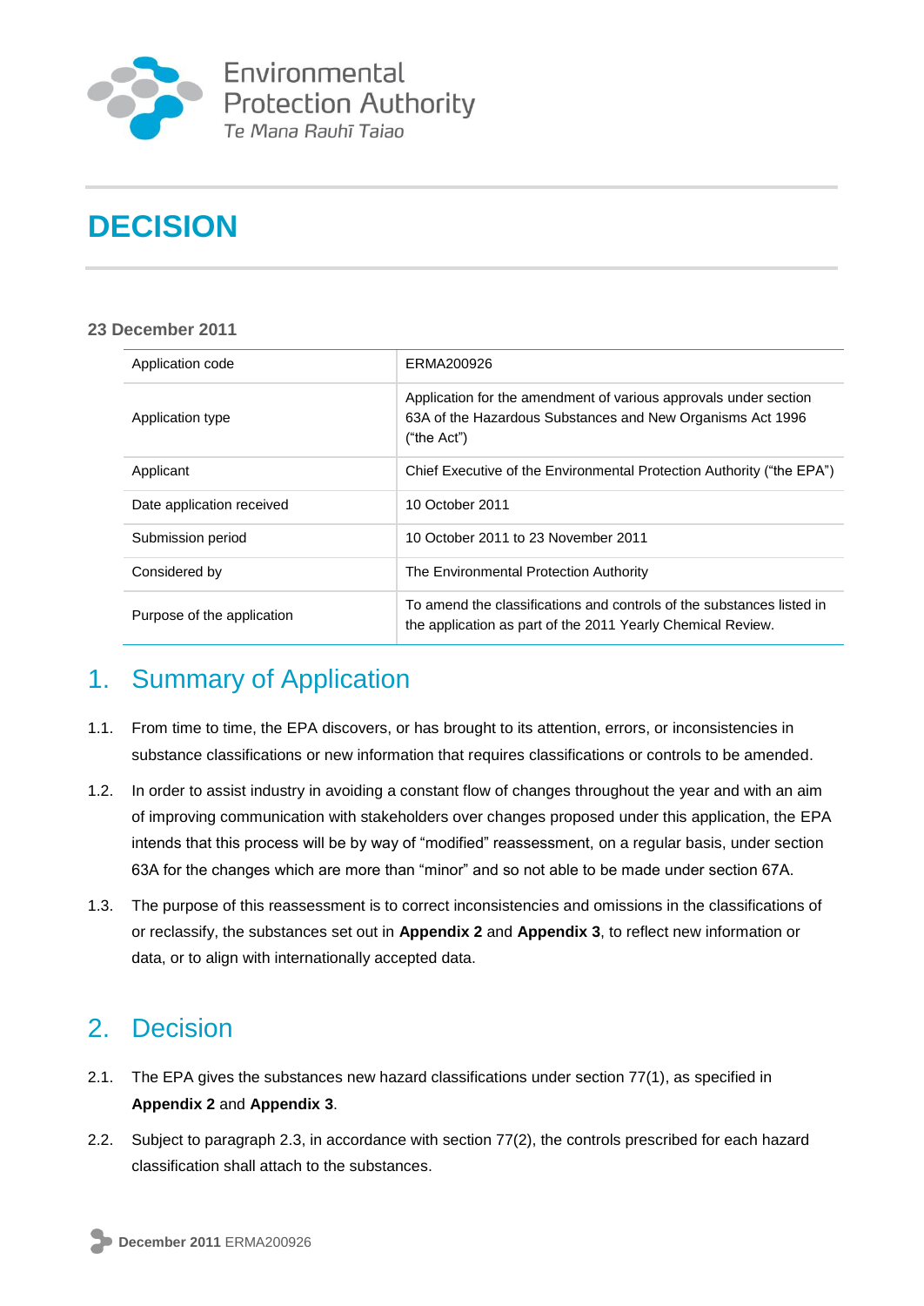Environmental Protection Authority
*Te Mana Rauhī Taiao*

# DECISION

**23 December 2011**

| | |
|---|---|
| Application code | ERMA200926 |
| Application type | Application for the amendment of various approvals under section 63A of the Hazardous Substances and New Organisms Act 1996 ("the Act") |
| Applicant | Chief Executive of the Environmental Protection Authority ("the EPA") |
| Date application received | 10 October 2011 |
| Submission period | 10 October 2011 to 23 November 2011 |
| Considered by | The Environmental Protection Authority |
| Purpose of the application | To amend the classifications and controls of the substances listed in the application as part of the 2011 Yearly Chemical Review. |

## 1. Summary of Application

1.1. From time to time, the EPA discovers, or has brought to its attention, errors, or inconsistencies in substance classifications or new information that requires classifications or controls to be amended.

1.2. In order to assist industry in avoiding a constant flow of changes throughout the year and with an aim of improving communication with stakeholders over changes proposed under this application, the EPA intends that this process will be by way of "modified" reassessment, on a regular basis, under section 63A for the changes which are more than "minor" and so not able to be made under section 67A.

1.3. The purpose of this reassessment is to correct inconsistencies and omissions in the classifications of or reclassify, the substances set out in **Appendix 2** and **Appendix 3**, to reflect new information or data, or to align with internationally accepted data.

## 2. Decision

2.1. The EPA gives the substances new hazard classifications under section 77(1), as specified in **Appendix 2** and **Appendix 3**.

2.2. Subject to paragraph 2.3, in accordance with section 77(2), the controls prescribed for each hazard classification shall attach to the substances.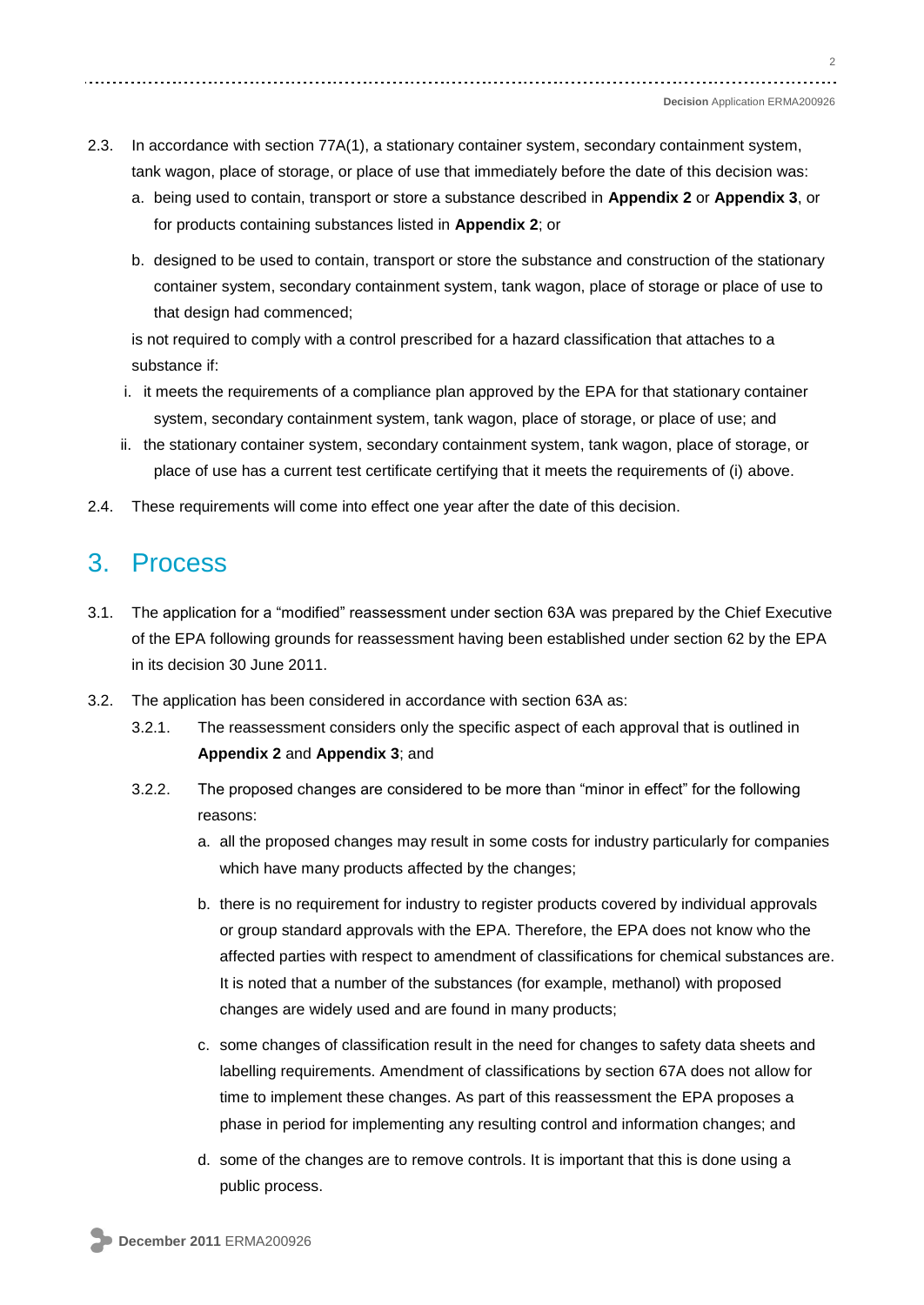2.3. In accordance with section 77A(1), a stationary container system, secondary containment system, tank wagon, place of storage, or place of use that immediately before the date of this decision was:

a. being used to contain, transport or store a substance described in **Appendix 2** or **Appendix 3**, or for products containing substances listed in **Appendix 2**; or

b. designed to be used to contain, transport or store the substance and construction of the stationary container system, secondary containment system, tank wagon, place of storage or place of use to that design had commenced;

is not required to comply with a control prescribed for a hazard classification that attaches to a substance if:

i. it meets the requirements of a compliance plan approved by the EPA for that stationary container system, secondary containment system, tank wagon, place of storage, or place of use; and

ii. the stationary container system, secondary containment system, tank wagon, place of storage, or place of use has a current test certificate certifying that it meets the requirements of (i) above.

2.4. These requirements will come into effect one year after the date of this decision.

## 3. Process

3.1. The application for a "modified" reassessment under section 63A was prepared by the Chief Executive of the EPA following grounds for reassessment having been established under section 62 by the EPA in its decision 30 June 2011.

3.2. The application has been considered in accordance with section 63A as:

3.2.1. The reassessment considers only the specific aspect of each approval that is outlined in **Appendix 2** and **Appendix 3**; and

3.2.2. The proposed changes are considered to be more than "minor in effect" for the following reasons:

a. all the proposed changes may result in some costs for industry particularly for companies which have many products affected by the changes;

b. there is no requirement for industry to register products covered by individual approvals or group standard approvals with the EPA. Therefore, the EPA does not know who the affected parties with respect to amendment of classifications for chemical substances are. It is noted that a number of the substances (for example, methanol) with proposed changes are widely used and are found in many products;

c. some changes of classification result in the need for changes to safety data sheets and labelling requirements. Amendment of classifications by section 67A does not allow for time to implement these changes. As part of this reassessment the EPA proposes a phase in period for implementing any resulting control and information changes; and

d. some of the changes are to remove controls. It is important that this is done using a public process.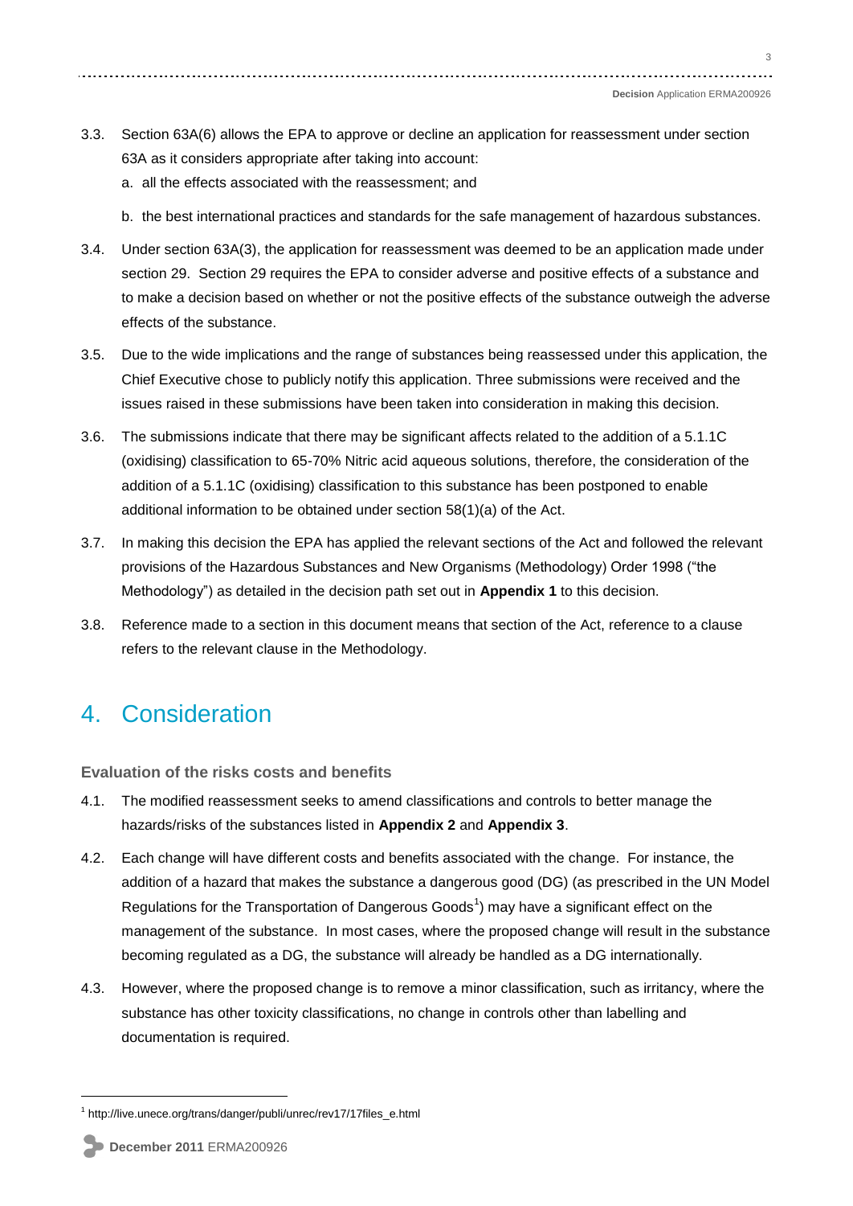3.3. Section 63A(6) allows the EPA to approve or decline an application for reassessment under section 63A as it considers appropriate after taking into account:

a. all the effects associated with the reassessment; and

b. the best international practices and standards for the safe management of hazardous substances.

3.4. Under section 63A(3), the application for reassessment was deemed to be an application made under section 29. Section 29 requires the EPA to consider adverse and positive effects of a substance and to make a decision based on whether or not the positive effects of the substance outweigh the adverse effects of the substance.

3.5. Due to the wide implications and the range of substances being reassessed under this application, the Chief Executive chose to publicly notify this application. Three submissions were received and the issues raised in these submissions have been taken into consideration in making this decision.

3.6. The submissions indicate that there may be significant affects related to the addition of a 5.1.1C (oxidising) classification to 65-70% Nitric acid aqueous solutions, therefore, the consideration of the addition of a 5.1.1C (oxidising) classification to this substance has been postponed to enable additional information to be obtained under section 58(1)(a) of the Act.

3.7. In making this decision the EPA has applied the relevant sections of the Act and followed the relevant provisions of the Hazardous Substances and New Organisms (Methodology) Order 1998 ("the Methodology") as detailed in the decision path set out in **Appendix 1** to this decision.

3.8. Reference made to a section in this document means that section of the Act, reference to a clause refers to the relevant clause in the Methodology.

# 4. Consideration

### Evaluation of the risks costs and benefits

4.1. The modified reassessment seeks to amend classifications and controls to better manage the hazards/risks of the substances listed in **Appendix 2** and **Appendix 3**.

4.2. Each change will have different costs and benefits associated with the change. For instance, the addition of a hazard that makes the substance a dangerous good (DG) (as prescribed in the UN Model Regulations for the Transportation of Dangerous Goods[1]) may have a significant effect on the management of the substance. In most cases, where the proposed change will result in the substance becoming regulated as a DG, the substance will already be handled as a DG internationally.

4.3. However, where the proposed change is to remove a minor classification, such as irritancy, where the substance has other toxicity classifications, no change in controls other than labelling and documentation is required.

---

[1] http://live.unece.org/trans/danger/publi/unrec/rev17/17files_e.html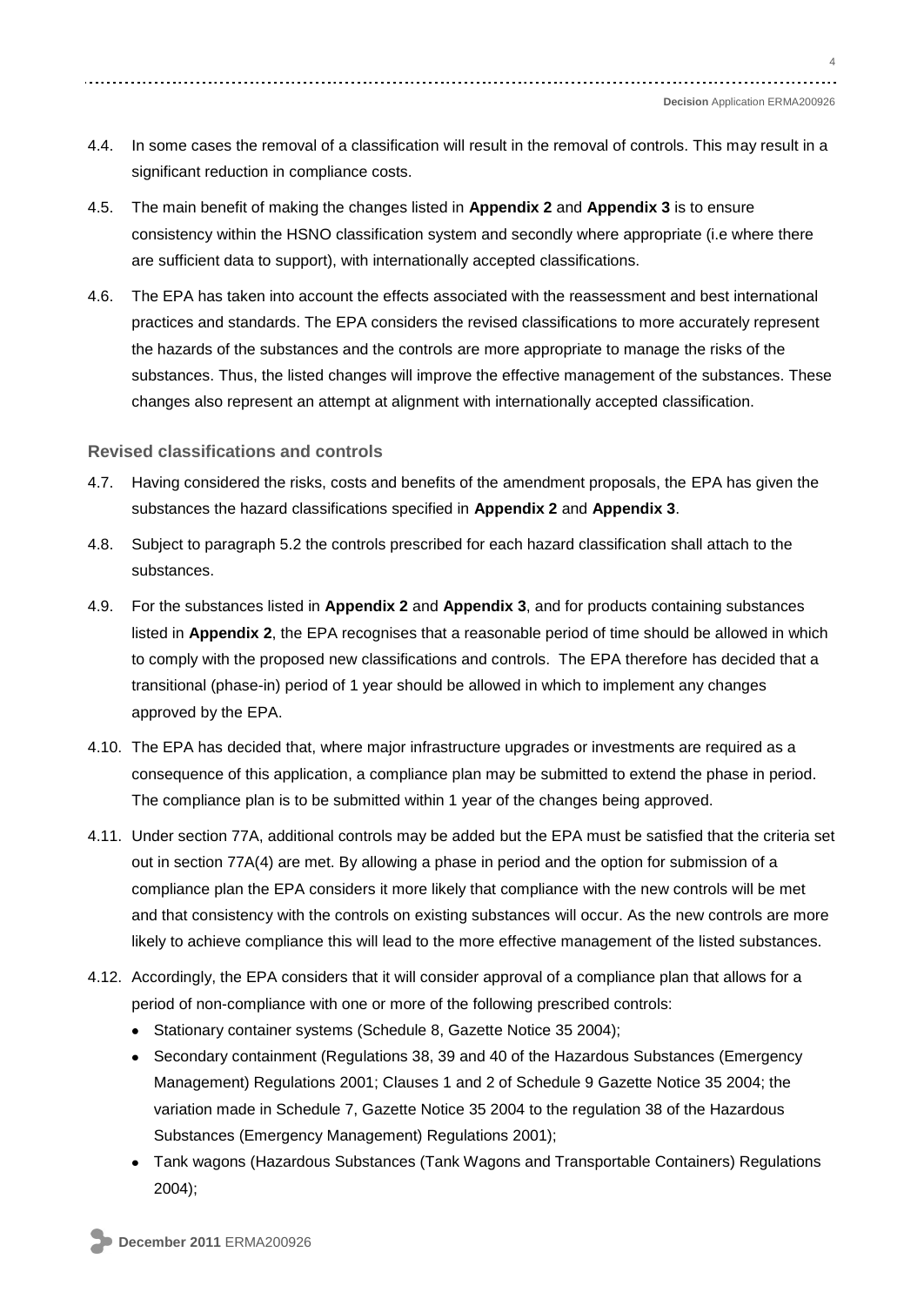4.4. In some cases the removal of a classification will result in the removal of controls. This may result in a significant reduction in compliance costs.

4.5. The main benefit of making the changes listed in **Appendix 2** and **Appendix 3** is to ensure consistency within the HSNO classification system and secondly where appropriate (i.e where there are sufficient data to support), with internationally accepted classifications.

4.6. The EPA has taken into account the effects associated with the reassessment and best international practices and standards. The EPA considers the revised classifications to more accurately represent the hazards of the substances and the controls are more appropriate to manage the risks of the substances. Thus, the listed changes will improve the effective management of the substances. These changes also represent an attempt at alignment with internationally accepted classification.

### Revised classifications and controls

4.7. Having considered the risks, costs and benefits of the amendment proposals, the EPA has given the substances the hazard classifications specified in **Appendix 2** and **Appendix 3**.

4.8. Subject to paragraph 5.2 the controls prescribed for each hazard classification shall attach to the substances.

4.9. For the substances listed in **Appendix 2** and **Appendix 3**, and for products containing substances listed in **Appendix 2**, the EPA recognises that a reasonable period of time should be allowed in which to comply with the proposed new classifications and controls. The EPA therefore has decided that a transitional (phase-in) period of 1 year should be allowed in which to implement any changes approved by the EPA.

4.10. The EPA has decided that, where major infrastructure upgrades or investments are required as a consequence of this application, a compliance plan may be submitted to extend the phase in period. The compliance plan is to be submitted within 1 year of the changes being approved.

4.11. Under section 77A, additional controls may be added but the EPA must be satisfied that the criteria set out in section 77A(4) are met. By allowing a phase in period and the option for submission of a compliance plan the EPA considers it more likely that compliance with the new controls will be met and that consistency with the controls on existing substances will occur. As the new controls are more likely to achieve compliance this will lead to the more effective management of the listed substances.

4.12. Accordingly, the EPA considers that it will consider approval of a compliance plan that allows for a period of non-compliance with one or more of the following prescribed controls:

- Stationary container systems (Schedule 8, Gazette Notice 35 2004);
- Secondary containment (Regulations 38, 39 and 40 of the Hazardous Substances (Emergency Management) Regulations 2001; Clauses 1 and 2 of Schedule 9 Gazette Notice 35 2004; the variation made in Schedule 7, Gazette Notice 35 2004 to the regulation 38 of the Hazardous Substances (Emergency Management) Regulations 2001);
- Tank wagons (Hazardous Substances (Tank Wagons and Transportable Containers) Regulations 2004);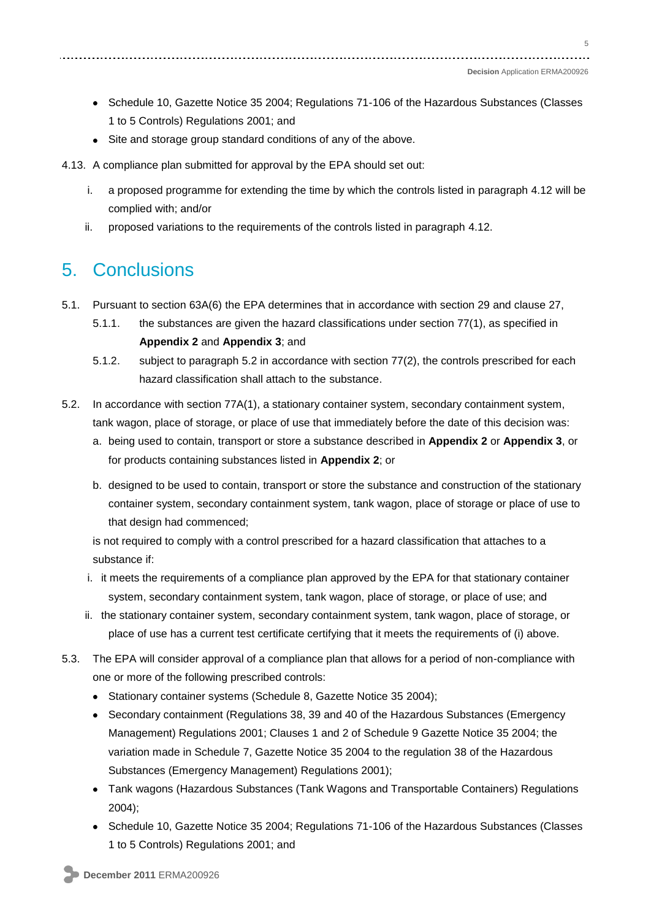- Schedule 10, Gazette Notice 35 2004; Regulations 71-106 of the Hazardous Substances (Classes 1 to 5 Controls) Regulations 2001; and
- Site and storage group standard conditions of any of the above.

4.13. A compliance plan submitted for approval by the EPA should set out:

i. a proposed programme for extending the time by which the controls listed in paragraph 4.12 will be complied with; and/or

ii. proposed variations to the requirements of the controls listed in paragraph 4.12.

# 5. Conclusions

5.1. Pursuant to section 63A(6) the EPA determines that in accordance with section 29 and clause 27,

5.1.1. the substances are given the hazard classifications under section 77(1), as specified in **Appendix 2** and **Appendix 3**; and

5.1.2. subject to paragraph 5.2 in accordance with section 77(2), the controls prescribed for each hazard classification shall attach to the substance.

5.2. In accordance with section 77A(1), a stationary container system, secondary containment system, tank wagon, place of storage, or place of use that immediately before the date of this decision was:

a. being used to contain, transport or store a substance described in **Appendix 2** or **Appendix 3**, or for products containing substances listed in **Appendix 2**; or

b. designed to be used to contain, transport or store the substance and construction of the stationary container system, secondary containment system, tank wagon, place of storage or place of use to that design had commenced;

is not required to comply with a control prescribed for a hazard classification that attaches to a substance if:

i. it meets the requirements of a compliance plan approved by the EPA for that stationary container system, secondary containment system, tank wagon, place of storage, or place of use; and

ii. the stationary container system, secondary containment system, tank wagon, place of storage, or place of use has a current test certificate certifying that it meets the requirements of (i) above.

5.3. The EPA will consider approval of a compliance plan that allows for a period of non-compliance with one or more of the following prescribed controls:

- Stationary container systems (Schedule 8, Gazette Notice 35 2004);
- Secondary containment (Regulations 38, 39 and 40 of the Hazardous Substances (Emergency Management) Regulations 2001; Clauses 1 and 2 of Schedule 9 Gazette Notice 35 2004; the variation made in Schedule 7, Gazette Notice 35 2004 to the regulation 38 of the Hazardous Substances (Emergency Management) Regulations 2001);
- Tank wagons (Hazardous Substances (Tank Wagons and Transportable Containers) Regulations 2004);
- Schedule 10, Gazette Notice 35 2004; Regulations 71-106 of the Hazardous Substances (Classes 1 to 5 Controls) Regulations 2001; and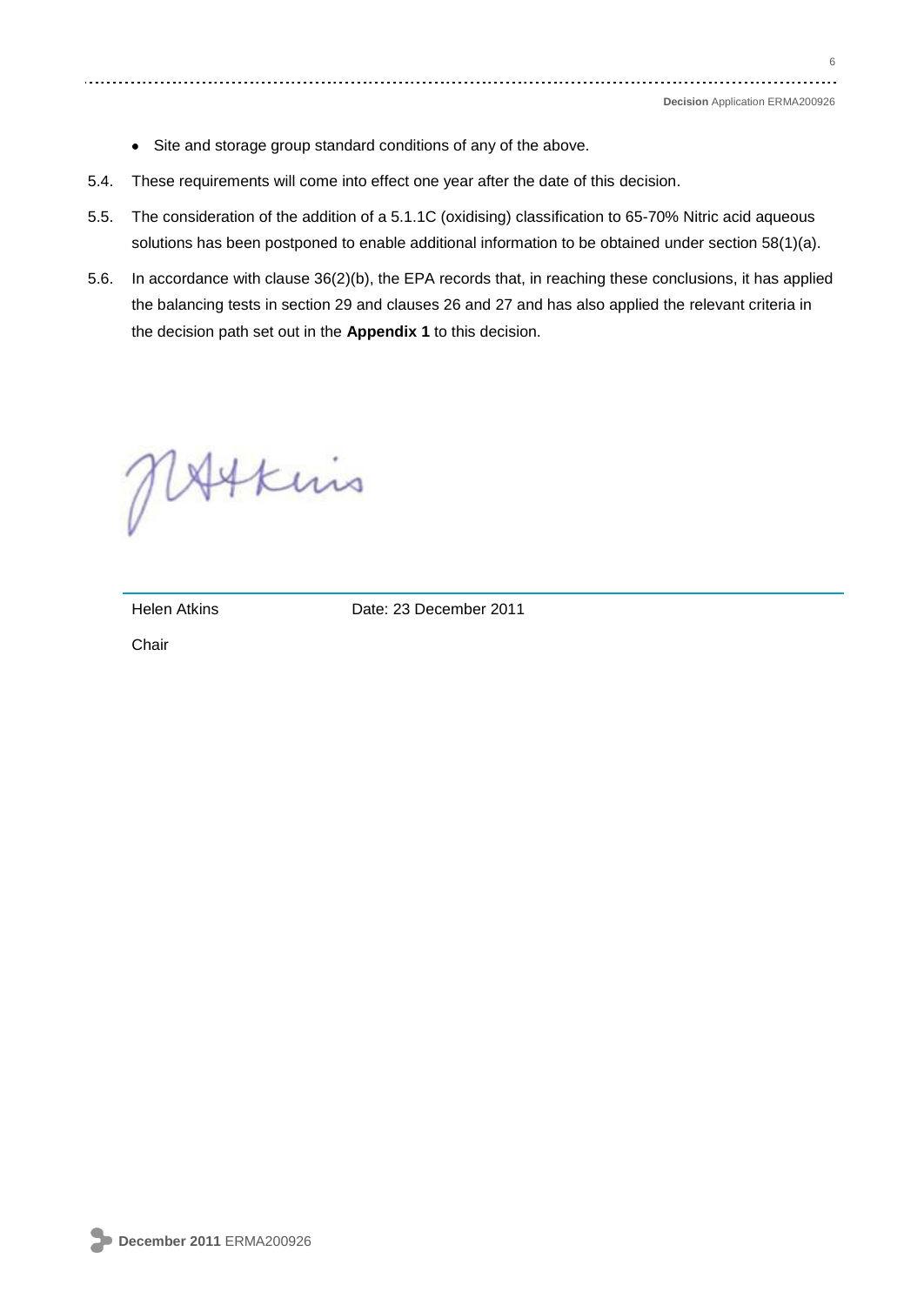- Site and storage group standard conditions of any of the above.

5.4. These requirements will come into effect one year after the date of this decision.

5.5. The consideration of the addition of a 5.1.1C (oxidising) classification to 65-70% Nitric acid aqueous solutions has been postponed to enable additional information to be obtained under section 58(1)(a).

5.6. In accordance with clause 36(2)(b), the EPA records that, in reaching these conclusions, it has applied the balancing tests in section 29 and clauses 26 and 27 and has also applied the relevant criteria in the decision path set out in the **Appendix 1** to this decision.

| Helen Atkins | Date: 23 December 2011 |
| --- | --- |
| Chair | |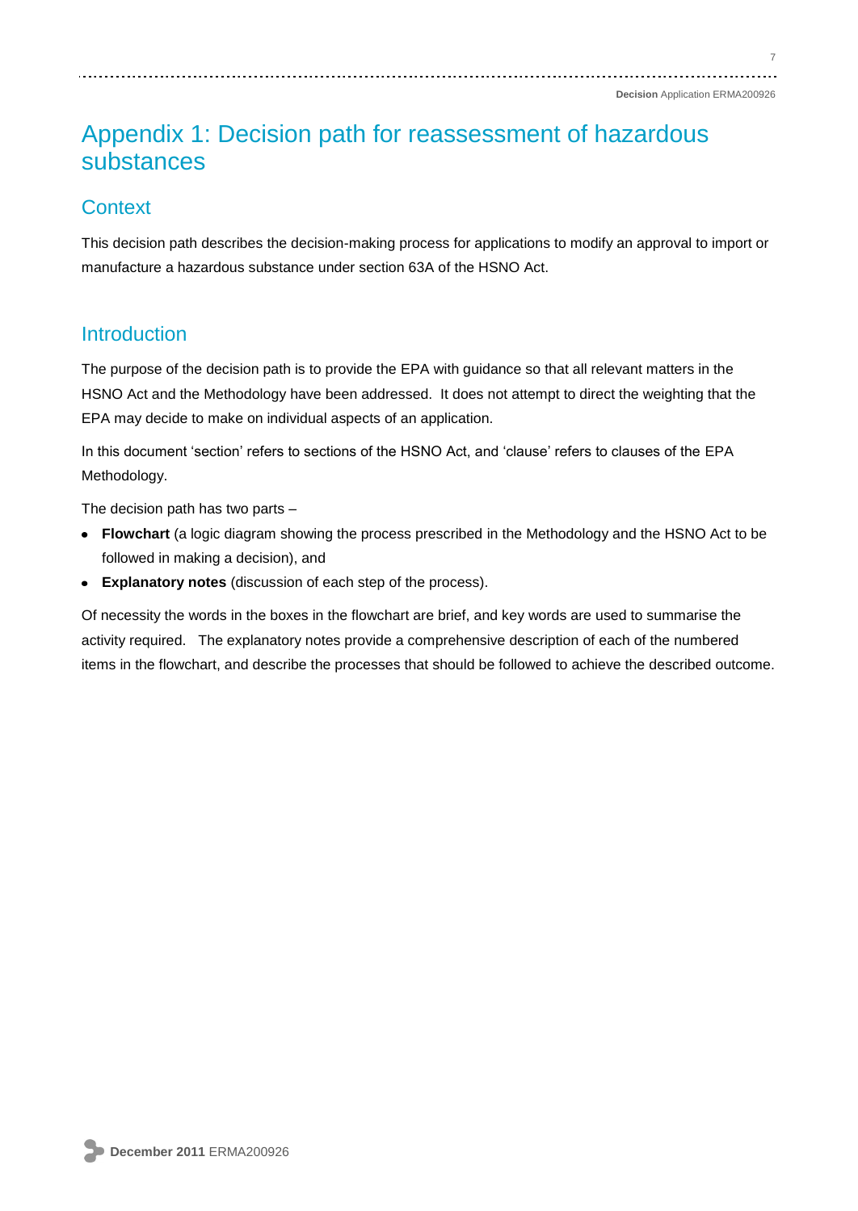# Appendix 1: Decision path for reassessment of hazardous substances

## Context

This decision path describes the decision-making process for applications to modify an approval to import or manufacture a hazardous substance under section 63A of the HSNO Act.

## Introduction

The purpose of the decision path is to provide the EPA with guidance so that all relevant matters in the HSNO Act and the Methodology have been addressed. It does not attempt to direct the weighting that the EPA may decide to make on individual aspects of an application.

In this document 'section' refers to sections of the HSNO Act, and 'clause' refers to clauses of the EPA Methodology.

The decision path has two parts –

- **Flowchart** (a logic diagram showing the process prescribed in the Methodology and the HSNO Act to be followed in making a decision), and
- **Explanatory notes** (discussion of each step of the process).

Of necessity the words in the boxes in the flowchart are brief, and key words are used to summarise the activity required. The explanatory notes provide a comprehensive description of each of the numbered items in the flowchart, and describe the processes that should be followed to achieve the described outcome.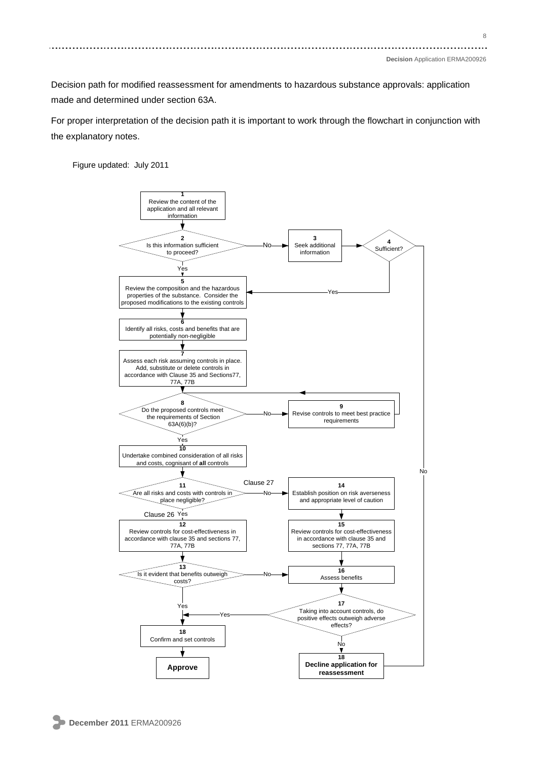Decision path for modified reassessment for amendments to hazardous substance approvals: application made and determined under section 63A.

For proper interpretation of the decision path it is important to work through the flowchart in conjunction with the explanatory notes.

Figure updated: July 2011

**1** Review the content of the application and all relevant information

**2** Is this information sufficient to proceed? — Yes → 5; No → 3

**3** Seek additional information

**4** Sufficient? — Yes → 5; No → 18 (Decline)

**5** Review the composition and the hazardous properties of the substance. Consider the proposed modifications to the existing controls

**6** Identify all risks, costs and benefits that are potentially non-negligible

**7** Assess each risk assuming controls in place. Add, substitute or delete controls in accordance with Clause 35 and Sections77, 77A, 77B

**8** Do the proposed controls meet the requirements of Section 63A(6)(b)? — Yes → 10; No → 9

**9** Revise controls to meet best practice requirements (→ 8)

**10** Undertake combined consideration of all risks and costs, cognisant of **all** controls

**11** Are all risks and costs with controls in place negligible? — Yes (Clause 26) → 12; No (Clause 27) → 14

**12** Review controls for cost-effectiveness in accordance with clause 35 and sections 77, 77A, 77B

**13** Is it evident that benefits outweigh costs? — Yes → 18; No → 16

**14** Establish position on risk averseness and appropriate level of caution

**15** Review controls for cost-effectiveness in accordance with clause 35 and sections 77, 77A, 77B

**16** Assess benefits

**17** Taking into account controls, do positive effects outweigh adverse effects? — Yes → 18 (Confirm and set controls); No → 18 (Decline)

**18** Confirm and set controls → **Approve**

**18** **Decline application for reassessment**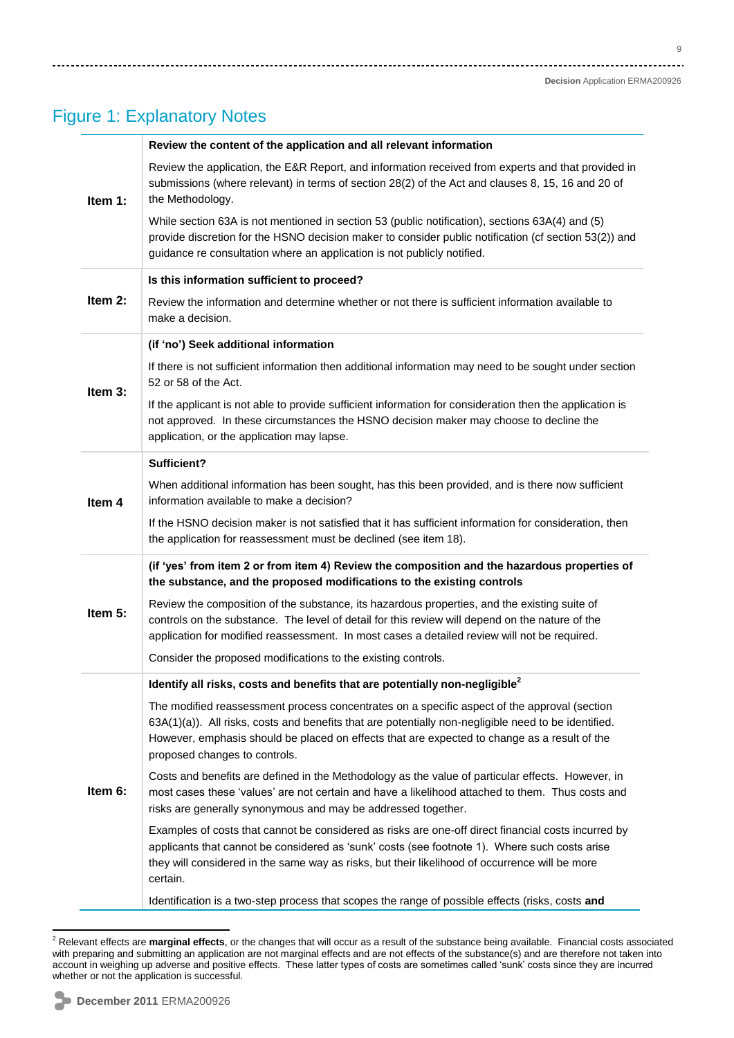## Figure 1: Explanatory Notes

| | |
|---|---|
| **Item 1:** | **Review the content of the application and all relevant information**<br><br>Review the application, the E&R Report, and information received from experts and that provided in submissions (where relevant) in terms of section 28(2) of the Act and clauses 8, 15, 16 and 20 of the Methodology.<br><br>While section 63A is not mentioned in section 53 (public notification), sections 63A(4) and (5) provide discretion for the HSNO decision maker to consider public notification (cf section 53(2)) and guidance re consultation where an application is not publicly notified. |
| **Item 2:** | **Is this information sufficient to proceed?**<br><br>Review the information and determine whether or not there is sufficient information available to make a decision. |
| **Item 3:** | **(if 'no') Seek additional information**<br><br>If there is not sufficient information then additional information may need to be sought under section 52 or 58 of the Act.<br><br>If the applicant is not able to provide sufficient information for consideration then the application is not approved. In these circumstances the HSNO decision maker may choose to decline the application, or the application may lapse. |
| **Item 4** | **Sufficient?**<br><br>When additional information has been sought, has this been provided, and is there now sufficient information available to make a decision?<br><br>If the HSNO decision maker is not satisfied that it has sufficient information for consideration, then the application for reassessment must be declined (see item 18). |
| **Item 5:** | **(if 'yes' from item 2 or from item 4) Review the composition and the hazardous properties of the substance, and the proposed modifications to the existing controls**<br><br>Review the composition of the substance, its hazardous properties, and the existing suite of controls on the substance. The level of detail for this review will depend on the nature of the application for modified reassessment. In most cases a detailed review will not be required.<br><br>Consider the proposed modifications to the existing controls. |
| **Item 6:** | **Identify all risks, costs and benefits that are potentially non-negligible[2]**<br><br>The modified reassessment process concentrates on a specific aspect of the approval (section 63A(1)(a)). All risks, costs and benefits that are potentially non-negligible need to be identified. However, emphasis should be placed on effects that are expected to change as a result of the proposed changes to controls.<br><br>Costs and benefits are defined in the Methodology as the value of particular effects. However, in most cases these 'values' are not certain and have a likelihood attached to them. Thus costs and risks are generally synonymous and may be addressed together.<br><br>Examples of costs that cannot be considered as risks are one-off direct financial costs incurred by applicants that cannot be considered as 'sunk' costs (see footnote 1). Where such costs arise they will considered in the same way as risks, but their likelihood of occurrence will be more certain.<br><br>Identification is a two-step process that scopes the range of possible effects (risks, costs **and** |

[2] Relevant effects are **marginal effects**, or the changes that will occur as a result of the substance being available. Financial costs associated with preparing and submitting an application are not marginal effects and are not effects of the substance(s) and are therefore not taken into account in weighing up adverse and positive effects. These latter types of costs are sometimes called 'sunk' costs since they are incurred whether or not the application is successful.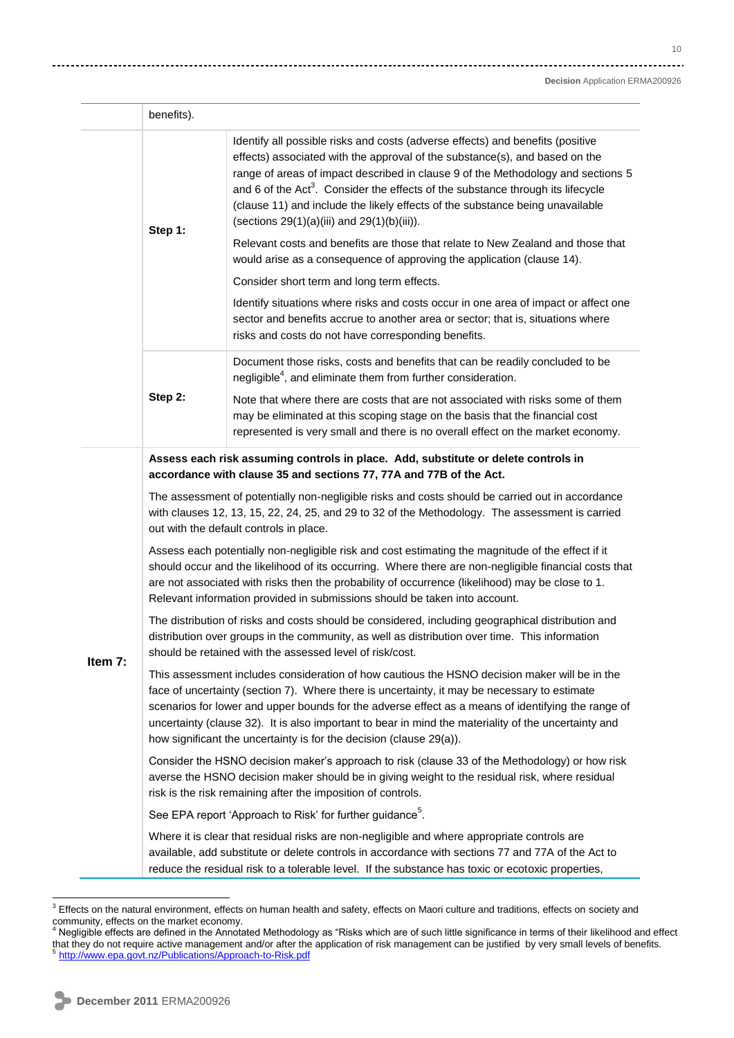| | | |
|---|---|---|
| | benefits). | |
| | **Step 1:** | Identify all possible risks and costs (adverse effects) and benefits (positive effects) associated with the approval of the substance(s), and based on the range of areas of impact described in clause 9 of the Methodology and sections 5 and 6 of the Act[3]. Consider the effects of the substance through its lifecycle (clause 11) and include the likely effects of the substance being unavailable (sections 29(1)(a)(iii) and 29(1)(b)(iii)).<br><br>Relevant costs and benefits are those that relate to New Zealand and those that would arise as a consequence of approving the application (clause 14).<br><br>Consider short term and long term effects.<br><br>Identify situations where risks and costs occur in one area of impact or affect one sector and benefits accrue to another area or sector; that is, situations where risks and costs do not have corresponding benefits. |
| | **Step 2:** | Document those risks, costs and benefits that can be readily concluded to be negligible[4], and eliminate them from further consideration.<br><br>Note that where there are costs that are not associated with risks some of them may be eliminated at this scoping stage on the basis that the financial cost represented is very small and there is no overall effect on the market economy. |
| **Item 7:** | **Assess each risk assuming controls in place. Add, substitute or delete controls in accordance with clause 35 and sections 77, 77A and 77B of the Act.**<br><br>The assessment of potentially non-negligible risks and costs should be carried out in accordance with clauses 12, 13, 15, 22, 24, 25, and 29 to 32 of the Methodology. The assessment is carried out with the default controls in place.<br><br>Assess each potentially non-negligible risk and cost estimating the magnitude of the effect if it should occur and the likelihood of its occurring. Where there are non-negligible financial costs that are not associated with risks then the probability of occurrence (likelihood) may be close to 1. Relevant information provided in submissions should be taken into account.<br><br>The distribution of risks and costs should be considered, including geographical distribution and distribution over groups in the community, as well as distribution over time. This information should be retained with the assessed level of risk/cost.<br><br>This assessment includes consideration of how cautious the HSNO decision maker will be in the face of uncertainty (section 7). Where there is uncertainty, it may be necessary to estimate scenarios for lower and upper bounds for the adverse effect as a means of identifying the range of uncertainty (clause 32). It is also important to bear in mind the materiality of the uncertainty and how significant the uncertainty is for the decision (clause 29(a)).<br><br>Consider the HSNO decision maker's approach to risk (clause 33 of the Methodology) or how risk averse the HSNO decision maker should be in giving weight to the residual risk, where residual risk is the risk remaining after the imposition of controls.<br><br>See EPA report 'Approach to Risk' for further guidance[5].<br><br>Where it is clear that residual risks are non-negligible and where appropriate controls are available, add substitute or delete controls in accordance with sections 77 and 77A of the Act to reduce the residual risk to a tolerable level. If the substance has toxic or ecotoxic properties, | |

[3] Effects on the natural environment, effects on human health and safety, effects on Maori culture and traditions, effects on society and community, effects on the market economy.

[4] Negligible effects are defined in the Annotated Methodology as "Risks which are of such little significance in terms of their likelihood and effect that they do not require active management and/or after the application of risk management can be justified by very small levels of benefits.

[5] http://www.epa.govt.nz/Publications/Approach-to-Risk.pdf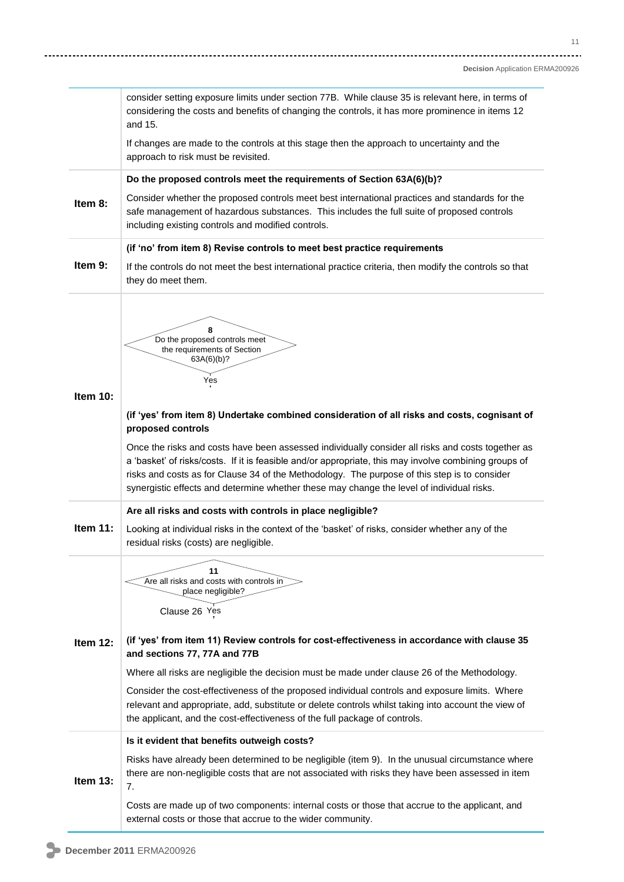| | |
|---|---|
| | consider setting exposure limits under section 77B. While clause 35 is relevant here, in terms of considering the costs and benefits of changing the controls, it has more prominence in items 12 and 15.<br><br>If changes are made to the controls at this stage then the approach to uncertainty and the approach to risk must be revisited. |
| **Item 8:** | **Do the proposed controls meet the requirements of Section 63A(6)(b)?**<br><br>Consider whether the proposed controls meet best international practices and standards for the safe management of hazardous substances. This includes the full suite of proposed controls including existing controls and modified controls. |
| **Item 9:** | **(if 'no' from item 8) Revise controls to meet best practice requirements**<br><br>If the controls do not meet the best international practice criteria, then modify the controls so that they do meet them. |
| **Item 10:** | **8** Do the proposed controls meet the requirements of Section 63A(6)(b)? — Yes<br><br>**(if 'yes' from item 8) Undertake combined consideration of all risks and costs, cognisant of proposed controls**<br><br>Once the risks and costs have been assessed individually consider all risks and costs together as a 'basket' of risks/costs. If it is feasible and/or appropriate, this may involve combining groups of risks and costs as for Clause 34 of the Methodology. The purpose of this step is to consider synergistic effects and determine whether these may change the level of individual risks. |
| **Item 11:** | **Are all risks and costs with controls in place negligible?**<br><br>Looking at individual risks in the context of the 'basket' of risks, consider whether any of the residual risks (costs) are negligible. |
| **Item 12:** | **11** Are all risks and costs with controls in place negligible? — Clause 26 Yes<br><br>**(if 'yes' from item 11) Review controls for cost-effectiveness in accordance with clause 35 and sections 77, 77A and 77B**<br><br>Where all risks are negligible the decision must be made under clause 26 of the Methodology.<br><br>Consider the cost-effectiveness of the proposed individual controls and exposure limits. Where relevant and appropriate, add, substitute or delete controls whilst taking into account the view of the applicant, and the cost-effectiveness of the full package of controls. |
| **Item 13:** | **Is it evident that benefits outweigh costs?**<br><br>Risks have already been determined to be negligible (item 9). In the unusual circumstance where there are non-negligible costs that are not associated with risks they have been assessed in item 7.<br><br>Costs are made up of two components: internal costs or those that accrue to the applicant, and external costs or those that accrue to the wider community. |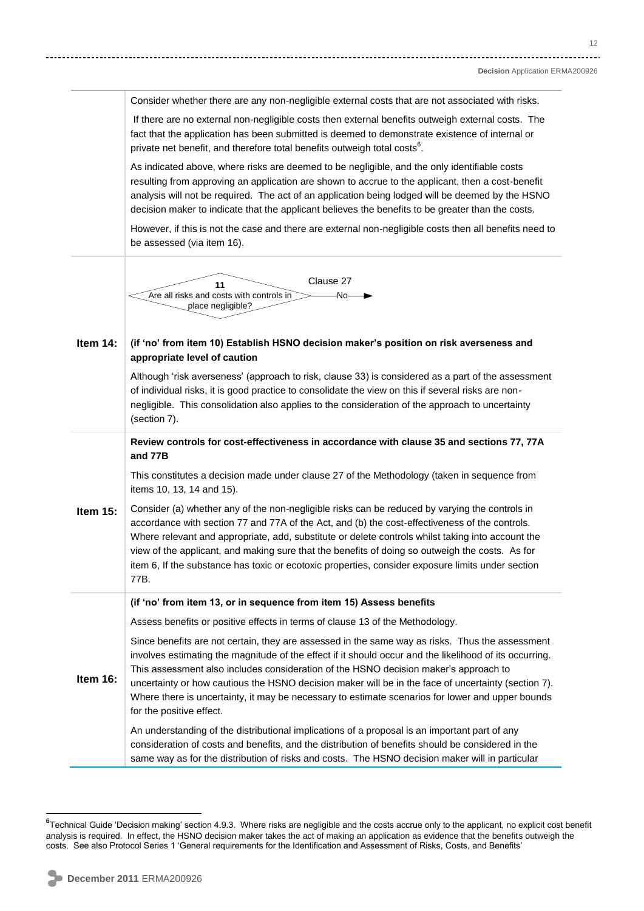| | |
|---|---|
| | Consider whether there are any non-negligible external costs that are not associated with risks.<br><br>If there are no external non-negligible costs then external benefits outweigh external costs. The fact that the application has been submitted is deemed to demonstrate existence of internal or private net benefit, and therefore total benefits outweigh total costs[6].<br><br>As indicated above, where risks are deemed to be negligible, and the only identifiable costs resulting from approving an application are shown to accrue to the applicant, then a cost-benefit analysis will not be required. The act of an application being lodged will be deemed by the HSNO decision maker to indicate that the applicant believes the benefits to be greater than the costs.<br><br>However, if this is not the case and there are external non-negligible costs then all benefits need to be assessed (via item 16). |
| | **11** Are all risks and costs with controls in place negligible? — No → Clause 27 |
| **Item 14:** | **(if 'no' from item 10) Establish HSNO decision maker's position on risk averseness and appropriate level of caution**<br><br>Although 'risk averseness' (approach to risk, clause 33) is considered as a part of the assessment of individual risks, it is good practice to consolidate the view on this if several risks are non-negligible. This consolidation also applies to the consideration of the approach to uncertainty (section 7). |
| **Item 15:** | **Review controls for cost-effectiveness in accordance with clause 35 and sections 77, 77A and 77B**<br><br>This constitutes a decision made under clause 27 of the Methodology (taken in sequence from items 10, 13, 14 and 15).<br><br>Consider (a) whether any of the non-negligible risks can be reduced by varying the controls in accordance with section 77 and 77A of the Act, and (b) the cost-effectiveness of the controls. Where relevant and appropriate, add, substitute or delete controls whilst taking into account the view of the applicant, and making sure that the benefits of doing so outweigh the costs. As for item 6, If the substance has toxic or ecotoxic properties, consider exposure limits under section 77B. |
| **Item 16:** | **(if 'no' from item 13, or in sequence from item 15) Assess benefits**<br><br>Assess benefits or positive effects in terms of clause 13 of the Methodology.<br><br>Since benefits are not certain, they are assessed in the same way as risks. Thus the assessment involves estimating the magnitude of the effect if it should occur and the likelihood of its occurring. This assessment also includes consideration of the HSNO decision maker's approach to uncertainty or how cautious the HSNO decision maker will be in the face of uncertainty (section 7). Where there is uncertainty, it may be necessary to estimate scenarios for lower and upper bounds for the positive effect.<br><br>An understanding of the distributional implications of a proposal is an important part of any consideration of costs and benefits, and the distribution of benefits should be considered in the same way as for the distribution of risks and costs. The HSNO decision maker will in particular |

[6] Technical Guide 'Decision making' section 4.9.3. Where risks are negligible and the costs accrue only to the applicant, no explicit cost benefit analysis is required. In effect, the HSNO decision maker takes the act of making an application as evidence that the benefits outweigh the costs. See also Protocol Series 1 'General requirements for the Identification and Assessment of Risks, Costs, and Benefits'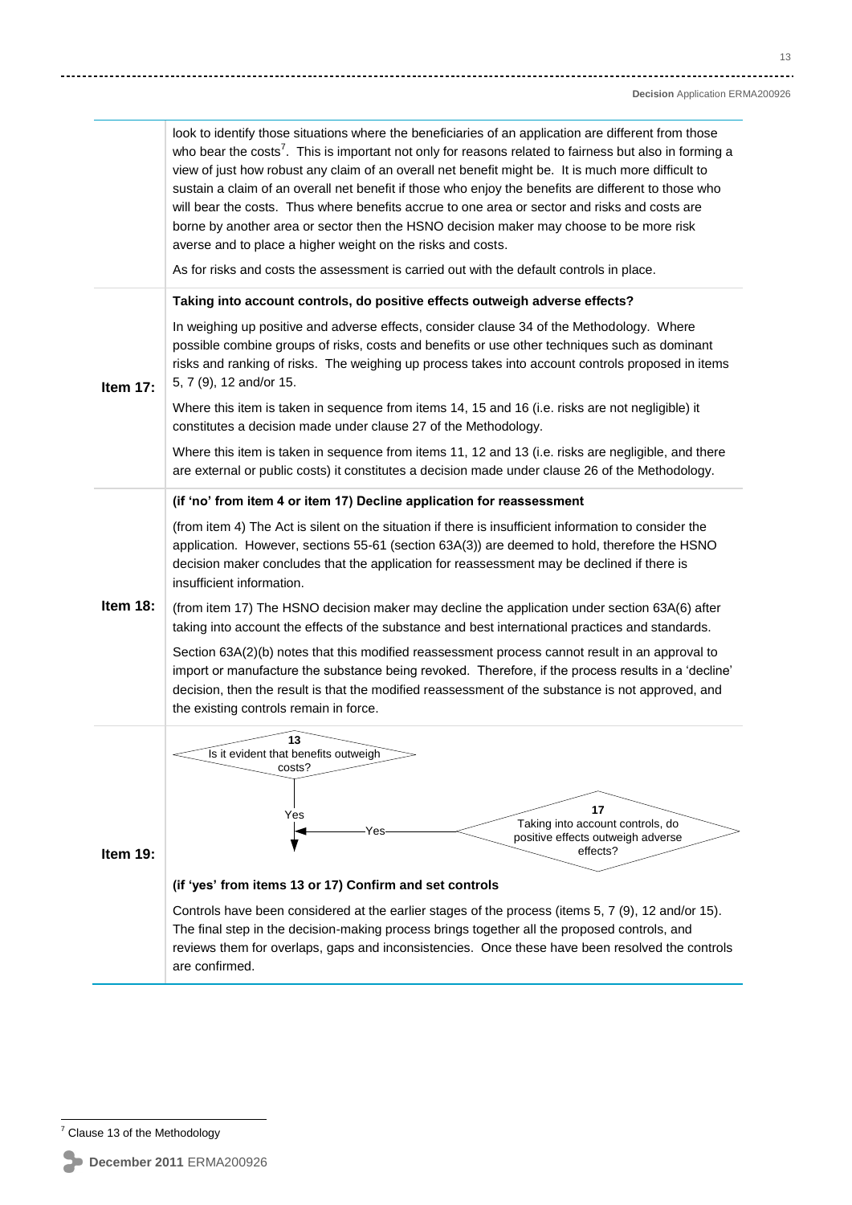| | |
|---|---|
| | look to identify those situations where the beneficiaries of an application are different from those who bear the costs[7]. This is important not only for reasons related to fairness but also in forming a view of just how robust any claim of an overall net benefit might be. It is much more difficult to sustain a claim of an overall net benefit if those who enjoy the benefits are different to those who will bear the costs. Thus where benefits accrue to one area or sector and risks and costs are borne by another area or sector then the HSNO decision maker may choose to be more risk averse and to place a higher weight on the risks and costs.<br><br>As for risks and costs the assessment is carried out with the default controls in place. |
| **Item 17:** | **Taking into account controls, do positive effects outweigh adverse effects?**<br><br>In weighing up positive and adverse effects, consider clause 34 of the Methodology. Where possible combine groups of risks, costs and benefits or use other techniques such as dominant risks and ranking of risks. The weighing up process takes into account controls proposed in items 5, 7 (9), 12 and/or 15.<br><br>Where this item is taken in sequence from items 14, 15 and 16 (i.e. risks are not negligible) it constitutes a decision made under clause 27 of the Methodology.<br><br>Where this item is taken in sequence from items 11, 12 and 13 (i.e. risks are negligible, and there are external or public costs) it constitutes a decision made under clause 26 of the Methodology. |
| **Item 18:** | **(if 'no' from item 4 or item 17) Decline application for reassessment**<br><br>(from item 4) The Act is silent on the situation if there is insufficient information to consider the application. However, sections 55-61 (section 63A(3)) are deemed to hold, therefore the HSNO decision maker concludes that the application for reassessment may be declined if there is insufficient information.<br><br>(from item 17) The HSNO decision maker may decline the application under section 63A(6) after taking into account the effects of the substance and best international practices and standards.<br><br>Section 63A(2)(b) notes that this modified reassessment process cannot result in an approval to import or manufacture the substance being revoked. Therefore, if the process results in a 'decline' decision, then the result is that the modified reassessment of the substance is not approved, and the existing controls remain in force. |
| **Item 19:** | 13 Is it evident that benefits outweigh costs? — Yes ↓<br>17 Taking into account controls, do positive effects outweigh adverse effects? — Yes ←<br><br>**(if 'yes' from items 13 or 17) Confirm and set controls**<br><br>Controls have been considered at the earlier stages of the process (items 5, 7 (9), 12 and/or 15). The final step in the decision-making process brings together all the proposed controls, and reviews them for overlaps, gaps and inconsistencies. Once these have been resolved the controls are confirmed. |

[7] Clause 13 of the Methodology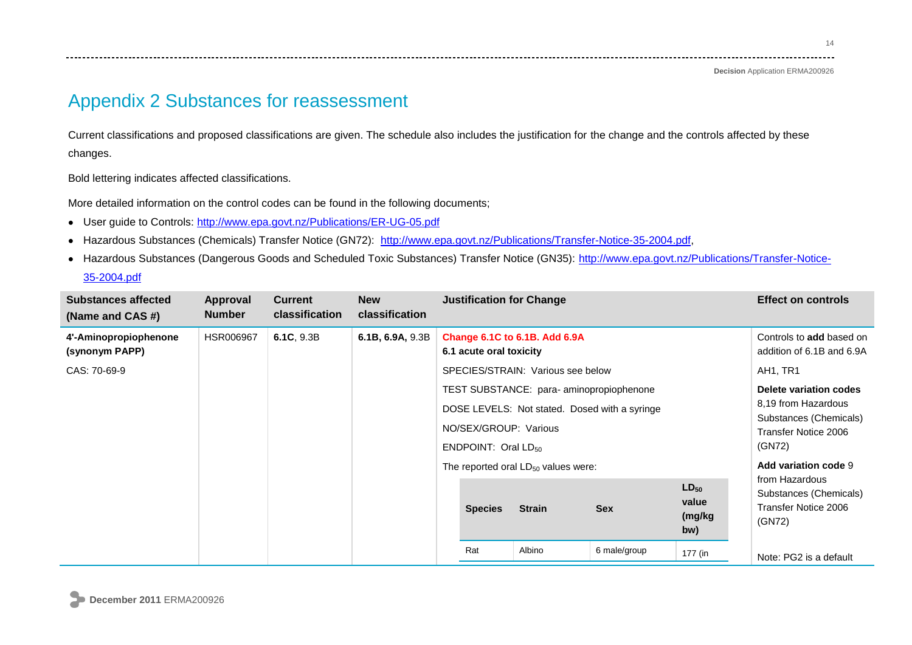# Appendix 2 Substances for reassessment

Current classifications and proposed classifications are given. The schedule also includes the justification for the change and the controls affected by these changes.

Bold lettering indicates affected classifications.

More detailed information on the control codes can be found in the following documents;

- User guide to Controls: http://www.epa.govt.nz/Publications/ER-UG-05.pdf
- Hazardous Substances (Chemicals) Transfer Notice (GN72): http://www.epa.govt.nz/Publications/Transfer-Notice-35-2004.pdf,
- Hazardous Substances (Dangerous Goods and Scheduled Toxic Substances) Transfer Notice (GN35): http://www.epa.govt.nz/Publications/Transfer-Notice-35-2004.pdf

| Substances affected (Name and CAS #) | Approval Number | Current classification | New classification | Justification for Change | Effect on controls |
|---|---|---|---|---|---|
| **4'-Aminopropiophenone (synonym PAPP)**<br><br>CAS: 70-69-9 | HSR006967 | **6.1C**, 9.3B | **6.1B, 6.9A,** 9.3B | **Change 6.1C to 6.1B. Add 6.9A**<br>**6.1 acute oral toxicity**<br><br>SPECIES/STRAIN: Various see below<br><br>TEST SUBSTANCE: para- aminopropiophenone<br><br>DOSE LEVELS: Not stated. Dosed with a syringe<br><br>NO/SEX/GROUP: Various<br><br>ENDPOINT: Oral $LD_{50}$<br><br>The reported oral $LD_{50}$ values were:<br><br>**Species** / **Strain** / **Sex** / **$LD_{50}$ value (mg/kg bw)**<br>Rat / Albino / 6 male/group / 177 (in | Controls to **add** based on addition of 6.1B and 6.9A<br><br>AH1, TR1<br><br>**Delete variation codes** 8,19 from Hazardous Substances (Chemicals) Transfer Notice 2006 (GN72)<br><br>**Add variation code** 9 from Hazardous Substances (Chemicals) Transfer Notice 2006 (GN72)<br><br>Note: PG2 is a default |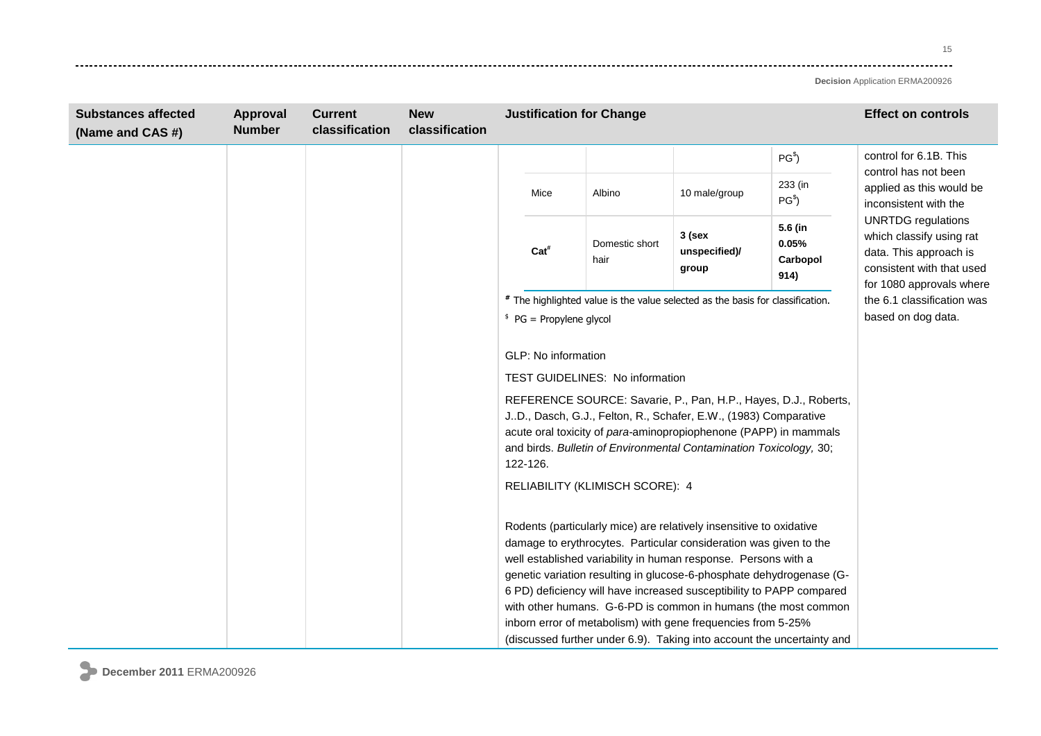| Substances affected (Name and CAS #) | Approval Number | Current classification | New classification | Justification for Change | Effect on controls |
|---|---|---|---|---|---|
| | | | | <table><tr><td></td><td></td><td></td><td>PG[$])</td></tr><tr><td>Mice</td><td>Albino</td><td>10 male/group</td><td>233 (in PG[$])</td></tr><tr><td>**Cat**[#]</td><td>Domestic short hair</td><td>**3 (sex unspecified)/ group**</td><td>**5.6 (in 0.05% Carbopol 914)**</td></tr></table> [#] The highlighted value is the value selected as the basis for classification. [$] PG = Propylene glycol<br><br>GLP: No information<br><br>TEST GUIDELINES: No information<br><br>REFERENCE SOURCE: Savarie, P., Pan, H.P., Hayes, D.J., Roberts, J..D., Dasch, G.J., Felton, R., Schafer, E.W., (1983) Comparative acute oral toxicity of *para*-aminopropiophenone (PAPP) in mammals and birds. *Bulletin of Environmental Contamination Toxicology,* 30; 122-126.<br><br>RELIABILITY (KLIMISCH SCORE): 4<br><br>Rodents (particularly mice) are relatively insensitive to oxidative damage to erythrocytes. Particular consideration was given to the well established variability in human response. Persons with a genetic variation resulting in glucose-6-phosphate dehydrogenase (G-6 PD) deficiency will have increased susceptibility to PAPP compared with other humans. G-6-PD is common in humans (the most common inborn error of metabolism) with gene frequencies from 5-25% (discussed further under 6.9). Taking into account the uncertainty and | control for 6.1B. This control has not been applied as this would be inconsistent with the UNRTDG regulations which classify using rat data. This approach is consistent with that used for 1080 approvals where the 6.1 classification was based on dog data. |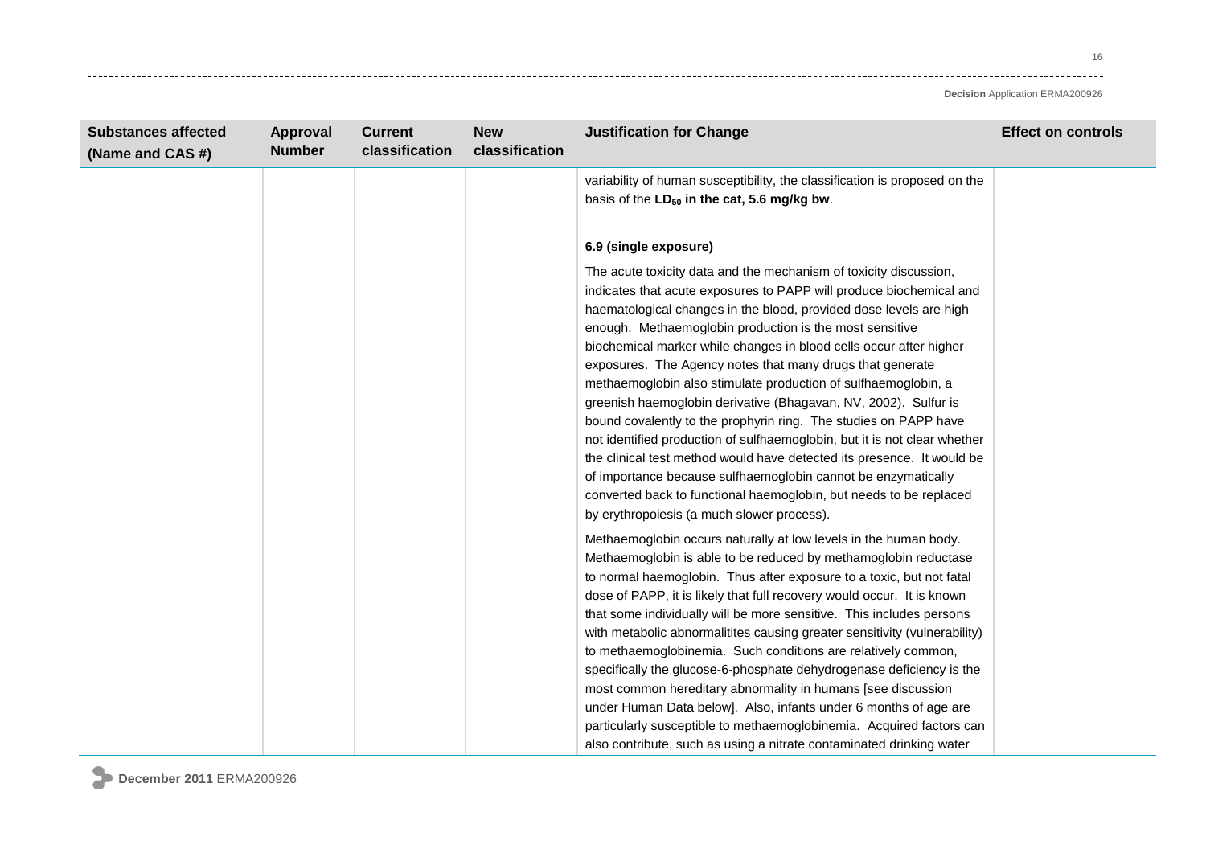| Substances affected (Name and CAS #) | Approval Number | Current classification | New classification | Justification for Change | Effect on controls |
|---|---|---|---|---|---|
| | | | | variability of human susceptibility, the classification is proposed on the basis of the **$LD_{50}$ in the cat, 5.6 mg/kg bw**.<br><br>**6.9 (single exposure)**<br><br>The acute toxicity data and the mechanism of toxicity discussion, indicates that acute exposures to PAPP will produce biochemical and haematological changes in the blood, provided dose levels are high enough. Methaemoglobin production is the most sensitive biochemical marker while changes in blood cells occur after higher exposures. The Agency notes that many drugs that generate methaemoglobin also stimulate production of sulfhaemoglobin, a greenish haemoglobin derivative (Bhagavan, NV, 2002). Sulfur is bound covalently to the prophyrin ring. The studies on PAPP have not identified production of sulfhaemoglobin, but it is not clear whether the clinical test method would have detected its presence. It would be of importance because sulfhaemoglobin cannot be enzymatically converted back to functional haemoglobin, but needs to be replaced by erythropoiesis (a much slower process).<br><br>Methaemoglobin occurs naturally at low levels in the human body. Methaemoglobin is able to be reduced by methamoglobin reductase to normal haemoglobin. Thus after exposure to a toxic, but not fatal dose of PAPP, it is likely that full recovery would occur. It is known that some individually will be more sensitive. This includes persons with metabolic abnormalitites causing greater sensitivity (vulnerability) to methaemoglobinemia. Such conditions are relatively common, specifically the glucose-6-phosphate dehydrogenase deficiency is the most common hereditary abnormality in humans [see discussion under Human Data below]. Also, infants under 6 months of age are particularly susceptible to methaemoglobinemia. Acquired factors can also contribute, such as using a nitrate contaminated drinking water | |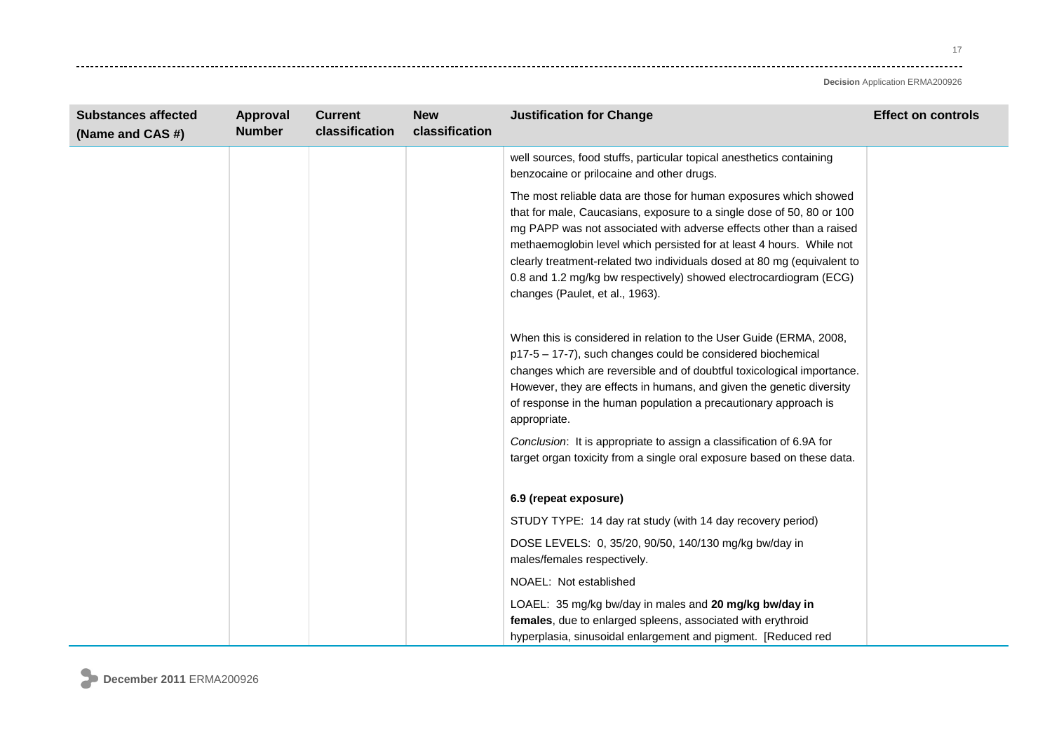| Substances affected (Name and CAS #) | Approval Number | Current classification | New classification | Justification for Change | Effect on controls |
|---|---|---|---|---|---|
| | | | | well sources, food stuffs, particular topical anesthetics containing benzocaine or prilocaine and other drugs.<br><br>The most reliable data are those for human exposures which showed that for male, Caucasians, exposure to a single dose of 50, 80 or 100 mg PAPP was not associated with adverse effects other than a raised methaemoglobin level which persisted for at least 4 hours. While not clearly treatment-related two individuals dosed at 80 mg (equivalent to 0.8 and 1.2 mg/kg bw respectively) showed electrocardiogram (ECG) changes (Paulet, et al., 1963).<br><br>When this is considered in relation to the User Guide (ERMA, 2008, p17-5 – 17-7), such changes could be considered biochemical changes which are reversible and of doubtful toxicological importance. However, they are effects in humans, and given the genetic diversity of response in the human population a precautionary approach is appropriate.<br><br>*Conclusion*: It is appropriate to assign a classification of 6.9A for target organ toxicity from a single oral exposure based on these data.<br><br>**6.9 (repeat exposure)**<br><br>STUDY TYPE: 14 day rat study (with 14 day recovery period)<br><br>DOSE LEVELS: 0, 35/20, 90/50, 140/130 mg/kg bw/day in males/females respectively.<br><br>NOAEL: Not established<br><br>LOAEL: 35 mg/kg bw/day in males and **20 mg/kg bw/day in females**, due to enlarged spleens, associated with erythroid hyperplasia, sinusoidal enlargement and pigment. [Reduced red | |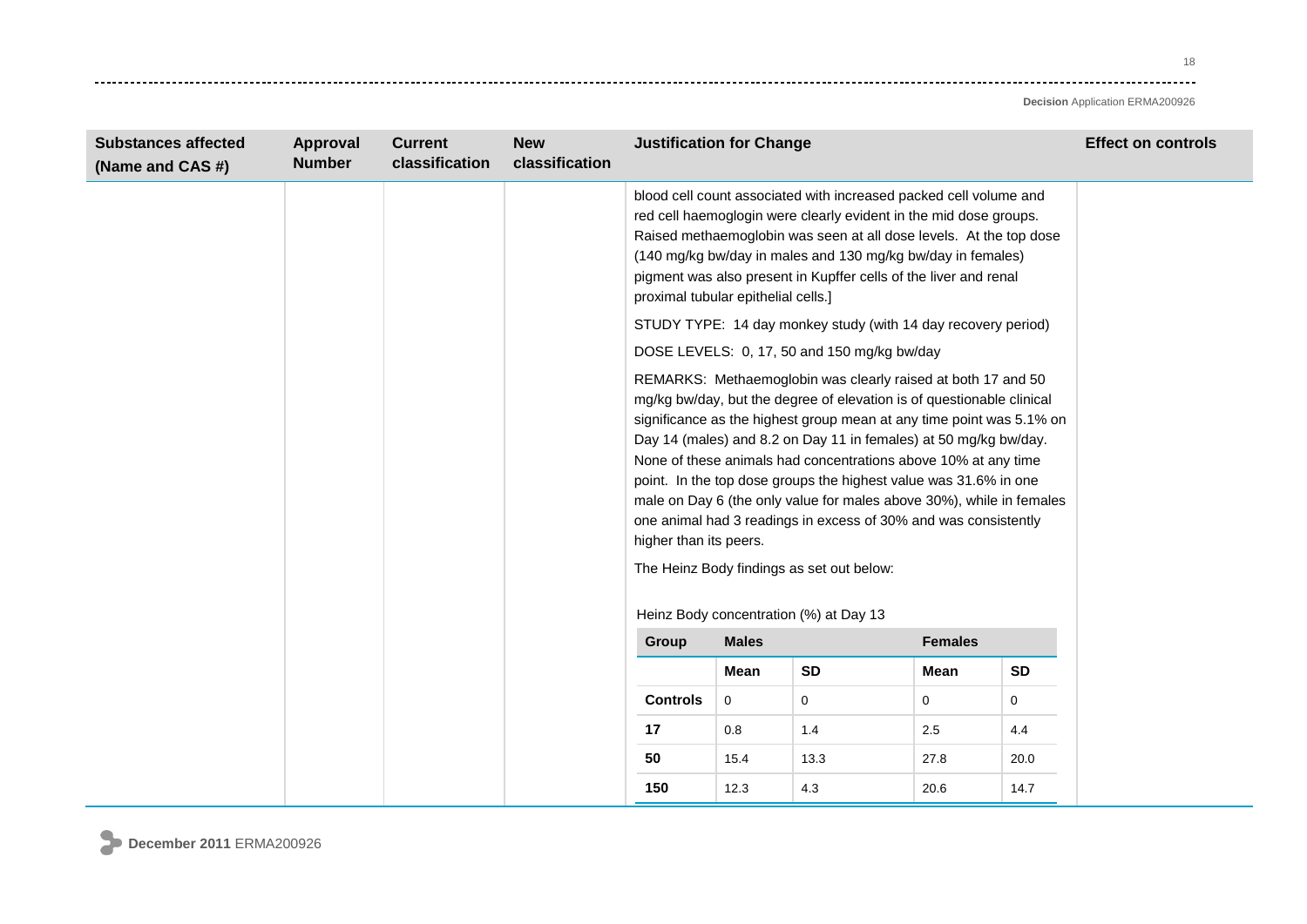| Substances affected (Name and CAS #) | Approval Number | Current classification | New classification | Justification for Change | Effect on controls |
|---|---|---|---|---|---|
| | | | | blood cell count associated with increased packed cell volume and red cell haemoglogin were clearly evident in the mid dose groups. Raised methaemoglobin was seen at all dose levels. At the top dose (140 mg/kg bw/day in males and 130 mg/kg bw/day in females) pigment was also present in Kupffer cells of the liver and renal proximal tubular epithelial cells.] | |
| | | | | STUDY TYPE: 14 day monkey study (with 14 day recovery period) | |
| | | | | DOSE LEVELS: 0, 17, 50 and 150 mg/kg bw/day | |
| | | | | REMARKS: Methaemoglobin was clearly raised at both 17 and 50 mg/kg bw/day, but the degree of elevation is of questionable clinical significance as the highest group mean at any time point was 5.1% on Day 14 (males) and 8.2 on Day 11 in females) at 50 mg/kg bw/day. None of these animals had concentrations above 10% at any time point. In the top dose groups the highest value was 31.6% in one male on Day 6 (the only value for males above 30%), while in females one animal had 3 readings in excess of 30% and was consistently higher than its peers. | |
| | | | | The Heinz Body findings as set out below: | |

Heinz Body concentration (%) at Day 13

| Group | Males | | Females | |
|---|---|---|---|---|
| | Mean | SD | Mean | SD |
| Controls | 0 | 0 | 0 | 0 |
| 17 | 0.8 | 1.4 | 2.5 | 4.4 |
| 50 | 15.4 | 13.3 | 27.8 | 20.0 |
| 150 | 12.3 | 4.3 | 20.6 | 14.7 |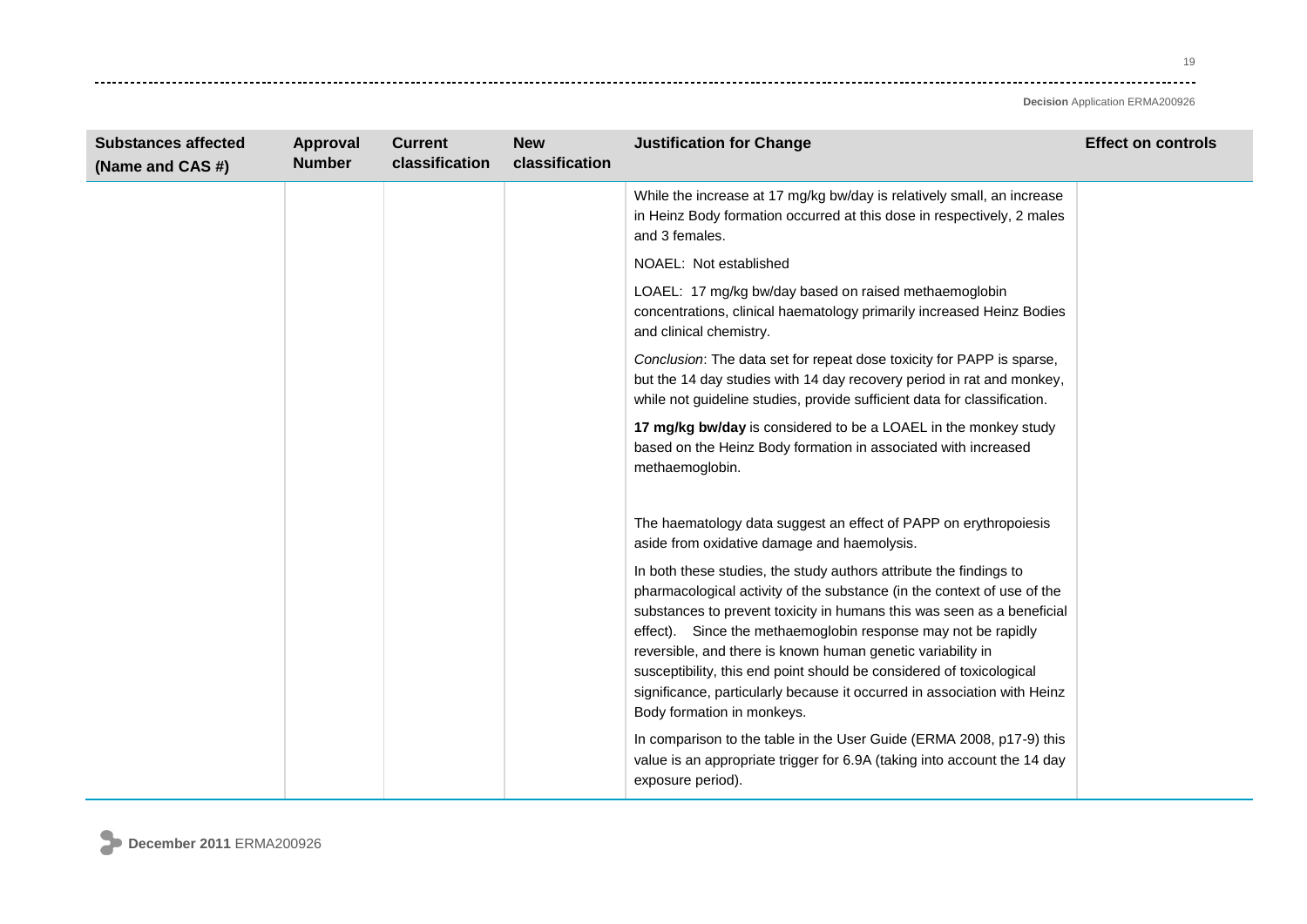| Substances affected (Name and CAS #) | Approval Number | Current classification | New classification | Justification for Change | Effect on controls |
|---|---|---|---|---|---|
| | | | | While the increase at 17 mg/kg bw/day is relatively small, an increase in Heinz Body formation occurred at this dose in respectively, 2 males and 3 females.<br><br>NOAEL: Not established<br><br>LOAEL: 17 mg/kg bw/day based on raised methaemoglobin concentrations, clinical haematology primarily increased Heinz Bodies and clinical chemistry.<br><br>*Conclusion*: The data set for repeat dose toxicity for PAPP is sparse, but the 14 day studies with 14 day recovery period in rat and monkey, while not guideline studies, provide sufficient data for classification.<br><br>**17 mg/kg bw/day** is considered to be a LOAEL in the monkey study based on the Heinz Body formation in associated with increased methaemoglobin.<br><br>The haematology data suggest an effect of PAPP on erythropoiesis aside from oxidative damage and haemolysis.<br><br>In both these studies, the study authors attribute the findings to pharmacological activity of the substance (in the context of use of the substances to prevent toxicity in humans this was seen as a beneficial effect). Since the methaemoglobin response may not be rapidly reversible, and there is known human genetic variability in susceptibility, this end point should be considered of toxicological significance, particularly because it occurred in association with Heinz Body formation in monkeys.<br><br>In comparison to the table in the User Guide (ERMA 2008, p17-9) this value is an appropriate trigger for 6.9A (taking into account the 14 day exposure period). | |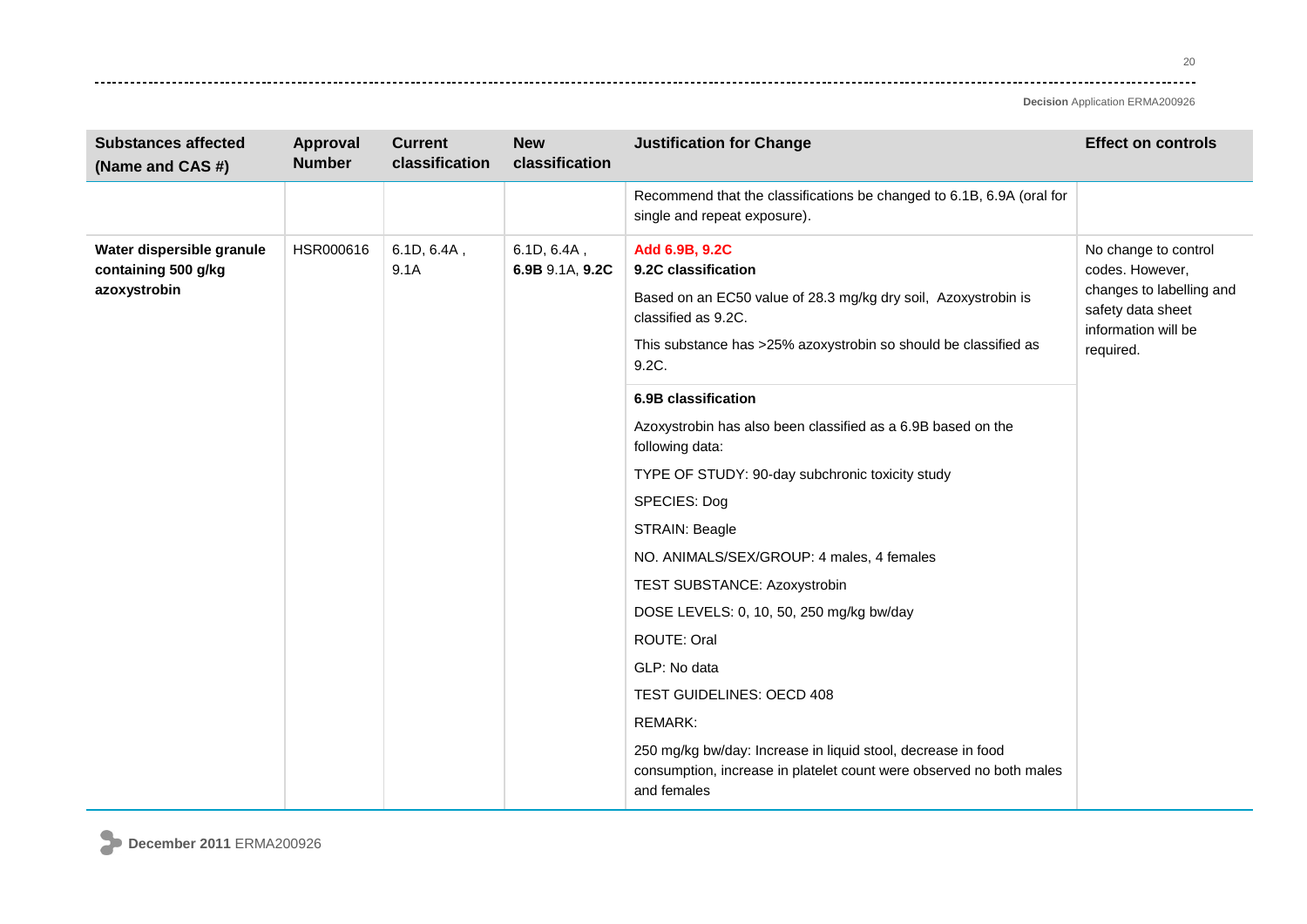| Substances affected (Name and CAS #) | Approval Number | Current classification | New classification | Justification for Change | Effect on controls |
|---|---|---|---|---|---|
| | | | | Recommend that the classifications be changed to 6.1B, 6.9A (oral for single and repeat exposure). | |
| **Water dispersible granule containing 500 g/kg azoxystrobin** | HSR000616 | 6.1D, 6.4A , 9.1A | 6.1D, 6.4A , **6.9B** 9.1A, **9.2C** | **Add 6.9B, 9.2C**<br>**9.2C classification**<br>Based on an EC50 value of 28.3 mg/kg dry soil, Azoxystrobin is classified as 9.2C.<br>This substance has >25% azoxystrobin so should be classified as 9.2C. | No change to control codes. However, changes to labelling and safety data sheet information will be required. |
| | | | | **6.9B classification**<br>Azoxystrobin has also been classified as a 6.9B based on the following data:<br>TYPE OF STUDY: 90-day subchronic toxicity study<br>SPECIES: Dog<br>STRAIN: Beagle<br>NO. ANIMALS/SEX/GROUP: 4 males, 4 females<br>TEST SUBSTANCE: Azoxystrobin<br>DOSE LEVELS: 0, 10, 50, 250 mg/kg bw/day<br>ROUTE: Oral<br>GLP: No data<br>TEST GUIDELINES: OECD 408<br>REMARK:<br>250 mg/kg bw/day: Increase in liquid stool, decrease in food consumption, increase in platelet count were observed no both males and females | |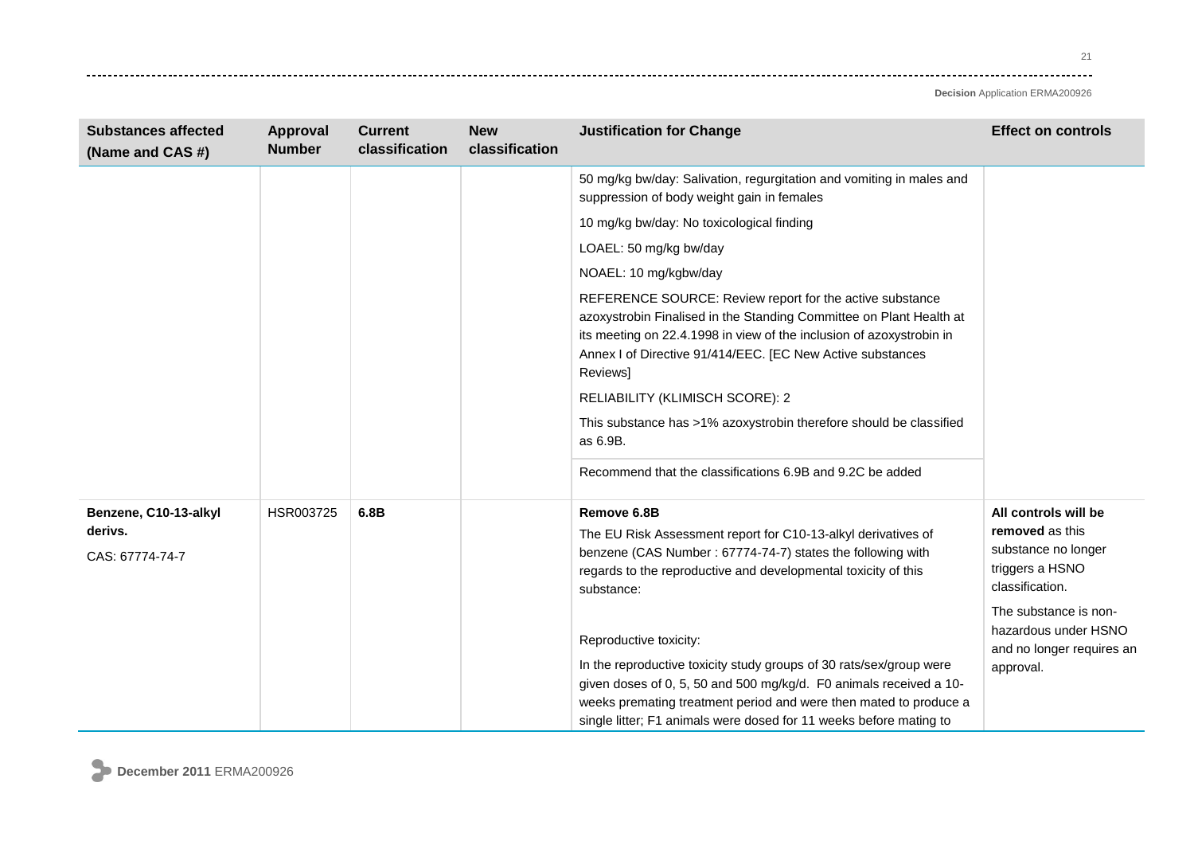| Substances affected (Name and CAS #) | Approval Number | Current classification | New classification | Justification for Change | Effect on controls |
|---|---|---|---|---|---|
| | | | | 50 mg/kg bw/day: Salivation, regurgitation and vomiting in males and suppression of body weight gain in females<br><br>10 mg/kg bw/day: No toxicological finding<br><br>LOAEL: 50 mg/kg bw/day<br><br>NOAEL: 10 mg/kgbw/day<br><br>REFERENCE SOURCE: Review report for the active substance azoxystrobin Finalised in the Standing Committee on Plant Health at its meeting on 22.4.1998 in view of the inclusion of azoxystrobin in Annex I of Directive 91/414/EEC. [EC New Active substances Reviews]<br><br>RELIABILITY (KLIMISCH SCORE): 2<br><br>This substance has >1% azoxystrobin therefore should be classified as 6.9B.<br><br>Recommend that the classifications 6.9B and 9.2C be added | |
| **Benzene, C10-13-alkyl derivs.**<br>CAS: 67774-74-7 | HSR003725 | **6.8B** | | **Remove 6.8B**<br>The EU Risk Assessment report for C10-13-alkyl derivatives of benzene (CAS Number : 67774-74-7) states the following with regards to the reproductive and developmental toxicity of this substance:<br><br>Reproductive toxicity:<br><br>In the reproductive toxicity study groups of 30 rats/sex/group were given doses of 0, 5, 50 and 500 mg/kg/d. F0 animals received a 10-weeks premating treatment period and were then mated to produce a single litter; F1 animals were dosed for 11 weeks before mating to | **All controls will be removed** as this substance no longer triggers a HSNO classification.<br><br>The substance is non-hazardous under HSNO and no longer requires an approval. |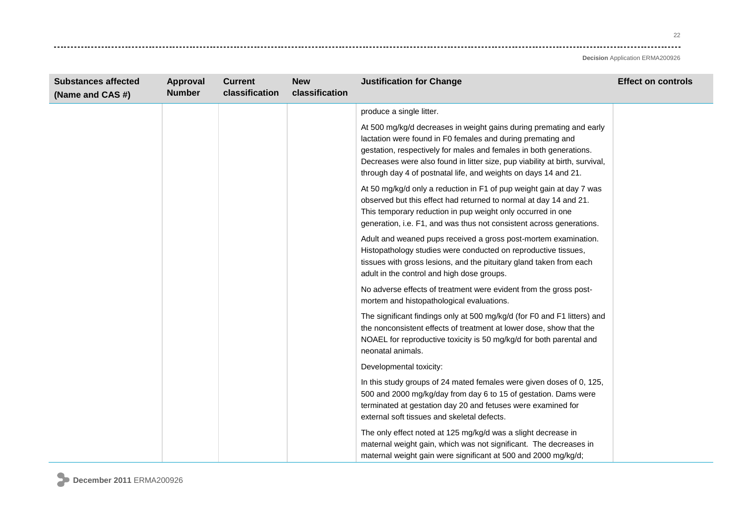| Substances affected (Name and CAS #) | Approval Number | Current classification | New classification | Justification for Change | Effect on controls |
|---|---|---|---|---|---|
| | | | | produce a single litter.<br><br>At 500 mg/kg/d decreases in weight gains during premating and early lactation were found in F0 females and during premating and gestation, respectively for males and females in both generations. Decreases were also found in litter size, pup viability at birth, survival, through day 4 of postnatal life, and weights on days 14 and 21.<br><br>At 50 mg/kg/d only a reduction in F1 of pup weight gain at day 7 was observed but this effect had returned to normal at day 14 and 21. This temporary reduction in pup weight only occurred in one generation, i.e. F1, and was thus not consistent across generations.<br><br>Adult and weaned pups received a gross post-mortem examination. Histopathology studies were conducted on reproductive tissues, tissues with gross lesions, and the pituitary gland taken from each adult in the control and high dose groups.<br><br>No adverse effects of treatment were evident from the gross post-mortem and histopathological evaluations.<br><br>The significant findings only at 500 mg/kg/d (for F0 and F1 litters) and the nonconsistent effects of treatment at lower dose, show that the NOAEL for reproductive toxicity is 50 mg/kg/d for both parental and neonatal animals.<br><br>Developmental toxicity:<br><br>In this study groups of 24 mated females were given doses of 0, 125, 500 and 2000 mg/kg/day from day 6 to 15 of gestation. Dams were terminated at gestation day 20 and fetuses were examined for external soft tissues and skeletal defects.<br><br>The only effect noted at 125 mg/kg/d was a slight decrease in maternal weight gain, which was not significant. The decreases in maternal weight gain were significant at 500 and 2000 mg/kg/d; | |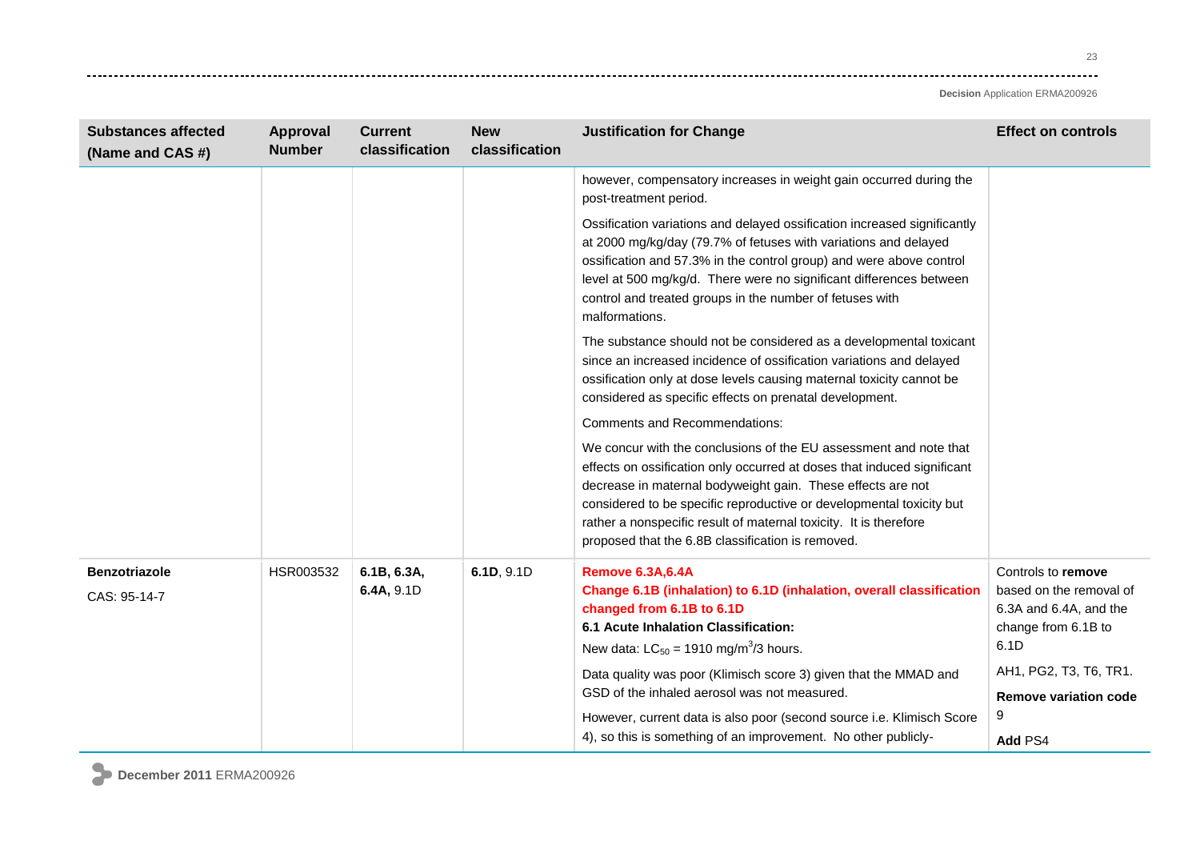| Substances affected (Name and CAS #) | Approval Number | Current classification | New classification | Justification for Change | Effect on controls |
|---|---|---|---|---|---|
| | | | | however, compensatory increases in weight gain occurred during the post-treatment period.<br><br>Ossification variations and delayed ossification increased significantly at 2000 mg/kg/day (79.7% of fetuses with variations and delayed ossification and 57.3% in the control group) and were above control level at 500 mg/kg/d. There were no significant differences between control and treated groups in the number of fetuses with malformations.<br><br>The substance should not be considered as a developmental toxicant since an increased incidence of ossification variations and delayed ossification only at dose levels causing maternal toxicity cannot be considered as specific effects on prenatal development.<br><br>Comments and Recommendations:<br><br>We concur with the conclusions of the EU assessment and note that effects on ossification only occurred at doses that induced significant decrease in maternal bodyweight gain. These effects are not considered to be specific reproductive or developmental toxicity but rather a nonspecific result of maternal toxicity. It is therefore proposed that the 6.8B classification is removed. | |
| **Benzotriazole**<br><br>CAS: 95-14-7 | HSR003532 | **6.1B, 6.3A, 6.4A,** 9.1D | **6.1D**, 9.1D | **Remove 6.3A,6.4A**<br>**Change 6.1B (inhalation) to 6.1D (inhalation, overall classification changed from 6.1B to 6.1D**<br>**6.1 Acute Inhalation Classification:**<br>New data: $LC_{50}$ = 1910 mg/m$^3$/3 hours.<br><br>Data quality was poor (Klimisch score 3) given that the MMAD and GSD of the inhaled aerosol was not measured.<br><br>However, current data is also poor (second source i.e. Klimisch Score 4), so this is something of an improvement. No other publicly- | Controls to **remove** based on the removal of 6.3A and 6.4A, and the change from 6.1B to 6.1D<br><br>AH1, PG2, T3, T6, TR1.<br><br>**Remove variation code** 9<br><br>**Add** PS4 |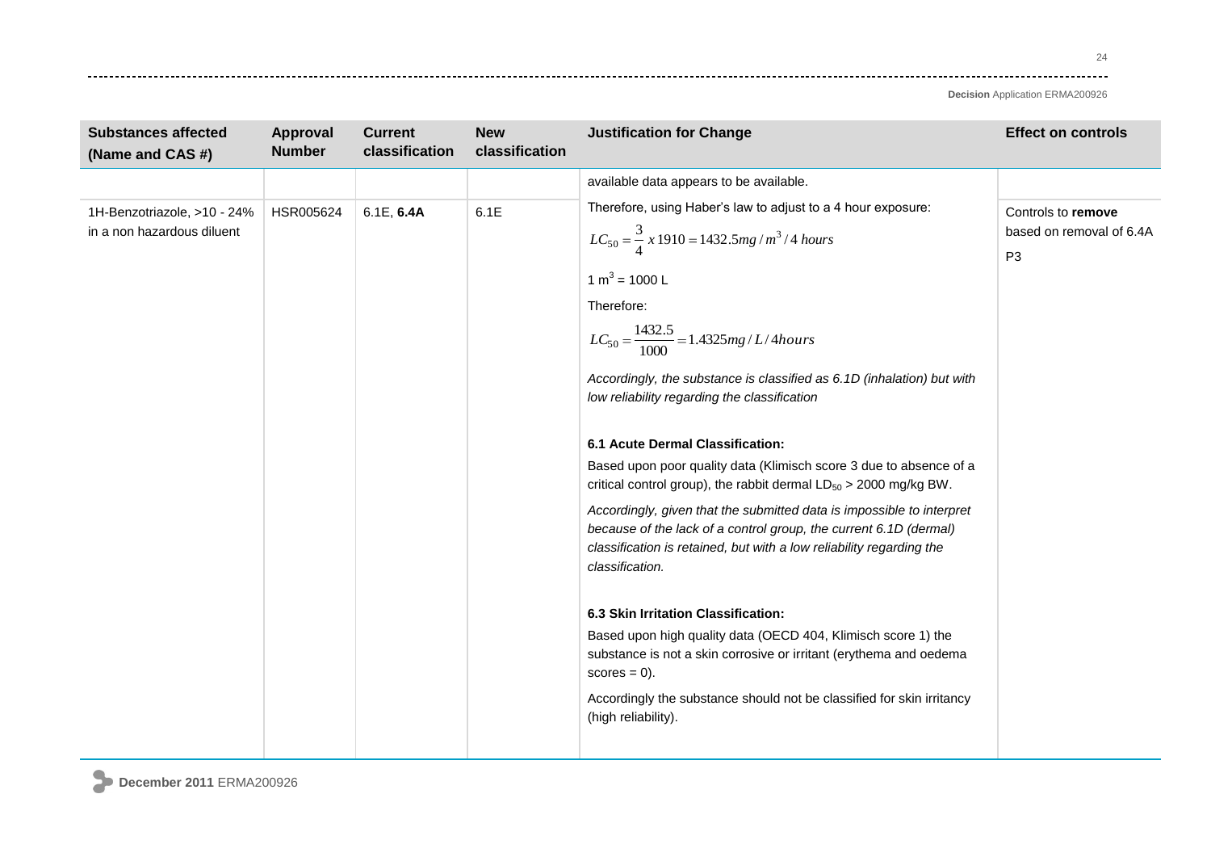| Substances affected (Name and CAS #) | Approval Number | Current classification | New classification | Justification for Change | Effect on controls |
|---|---|---|---|---|---|
| | | | | available data appears to be available. | |
| 1H-Benzotriazole, >10 - 24% in a non hazardous diluent | HSR005624 | 6.1E, **6.4A** | 6.1E | Therefore, using Haber's law to adjust to a 4 hour exposure:<br>$LC_{50} = \frac{3}{4} x\, 1910 = 1432.5 mg / m^3 / 4\ hours$<br>1 $m^3$ = 1000 L<br>Therefore:<br>$LC_{50} = \frac{1432.5}{1000} = 1.4325 mg / L / 4 hours$<br>*Accordingly, the substance is classified as 6.1D (inhalation) but with low reliability regarding the classification*<br><br>**6.1 Acute Dermal Classification:**<br>Based upon poor quality data (Klimisch score 3 due to absence of a critical control group), the rabbit dermal $LD_{50}$ > 2000 mg/kg BW.<br>*Accordingly, given that the submitted data is impossible to interpret because of the lack of a control group, the current 6.1D (dermal) classification is retained, but with a low reliability regarding the classification.*<br><br>**6.3 Skin Irritation Classification:**<br>Based upon high quality data (OECD 404, Klimisch score 1) the substance is not a skin corrosive or irritant (erythema and oedema scores = 0).<br>Accordingly the substance should not be classified for skin irritancy (high reliability). | Controls to **remove** based on removal of 6.4A P3 |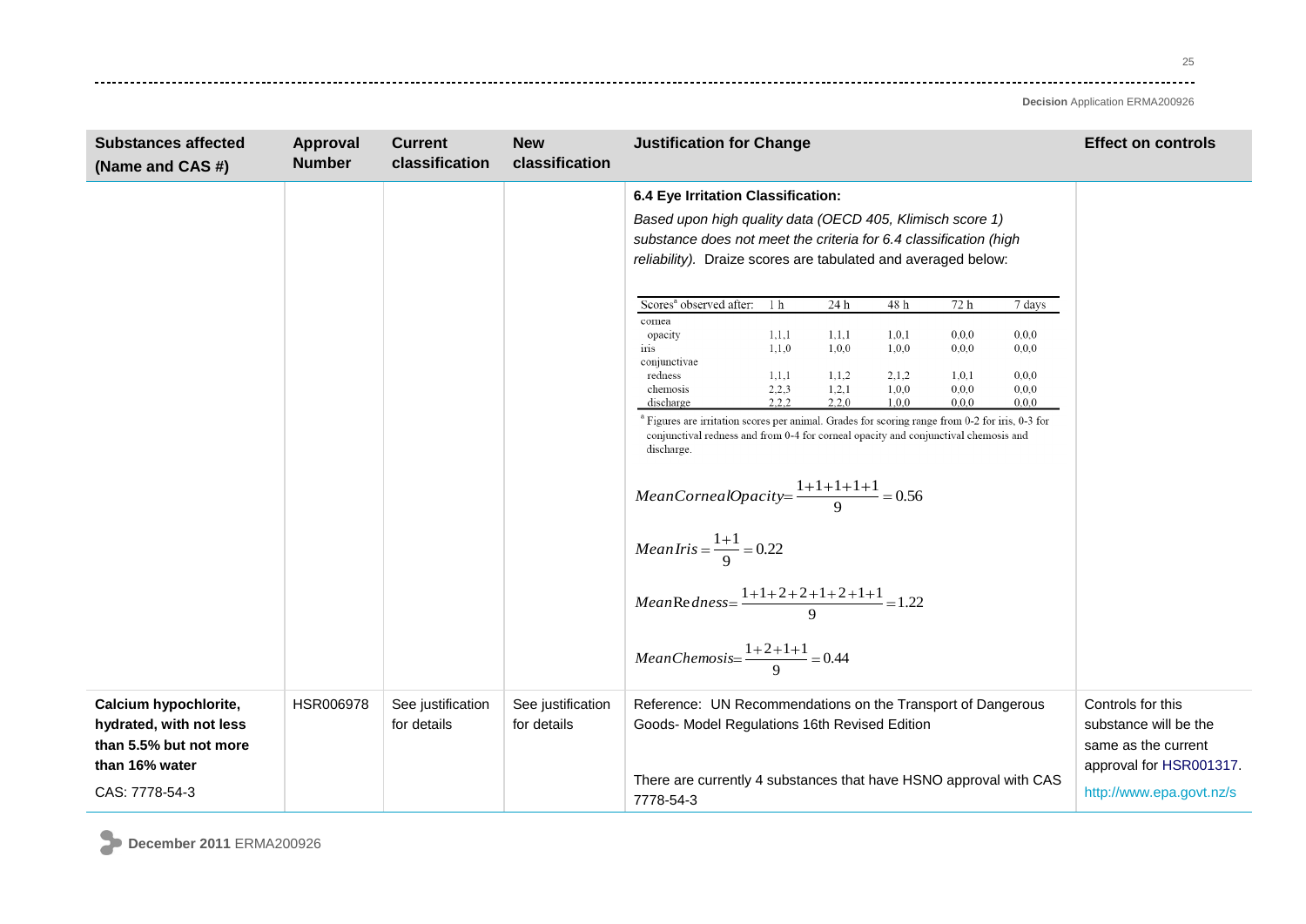| Substances affected (Name and CAS #) | Approval Number | Current classification | New classification | Justification for Change | Effect on controls |
|---|---|---|---|---|---|
| | | | | **6.4 Eye Irritation Classification:**<br>*Based upon high quality data (OECD 405, Klimisch score 1) substance does not meet the criteria for 6.4 classification (high reliability).* Draize scores are tabulated and averaged below:<br><br>Scores[a] observed after: 1 h / 24 h / 48 h / 72 h / 7 days<br>cornea opacity: 1,1,1 / 1,1,1 / 1,0,1 / 0,0,0 / 0,0,0<br>iris: 1,1,0 / 1,0,0 / 1,0,0 / 0,0,0 / 0,0,0<br>conjunctivae redness: 1,1,1 / 1,1,2 / 2,1,2 / 1,0,1 / 0,0,0<br>conjunctivae chemosis: 2,2,3 / 1,2,1 / 1,0,0 / 0,0,0 / 0,0,0<br>conjunctivae discharge: 2,2,2 / 2,2,0 / 1,0,0 / 0,0,0 / 0,0,0<br>[a] Figures are irritation scores per animal. Grades for scoring range from 0-2 for iris, 0-3 for conjunctival redness and from 0-4 for corneal opacity and conjunctival chemosis and discharge.<br><br>$MeanCornealOpacity = \frac{1+1+1+1+1}{9} = 0.56$<br><br>$MeanIris = \frac{1+1}{9} = 0.22$<br><br>$MeanRedness = \frac{1+1+2+2+1+2+1+1}{9} = 1.22$<br><br>$MeanChemosis = \frac{1+2+1+1}{9} = 0.44$ | |
| **Calcium hypochlorite, hydrated, with not less than 5.5% but not more than 16% water**<br>CAS: 7778-54-3 | HSR006978 | See justification for details | See justification for details | Reference: UN Recommendations on the Transport of Dangerous Goods- Model Regulations 16th Revised Edition<br><br>There are currently 4 substances that have HSNO approval with CAS 7778-54-3 | Controls for this substance will be the same as the current approval for HSR001317.<br>http://www.epa.govt.nz/s |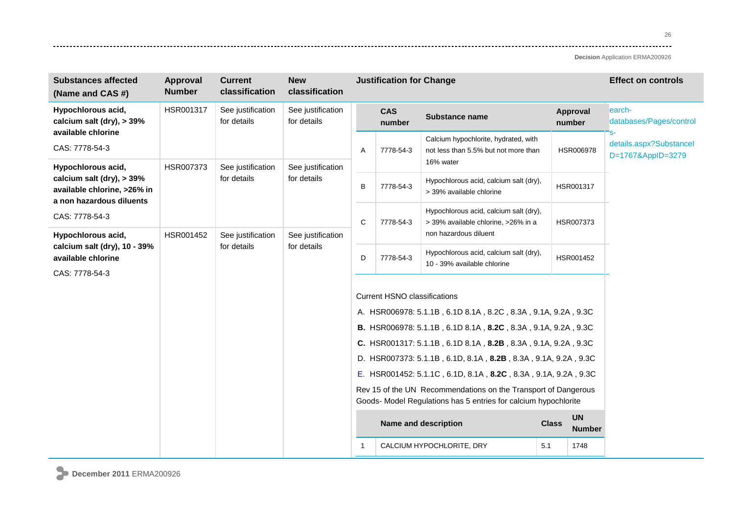| Substances affected (Name and CAS #) | Approval Number | Current classification | New classification | Justification for Change | Effect on controls |
|---|---|---|---|---|---|
| **Hypochlorous acid, calcium salt (dry), > 39% available chlorine** CAS: 7778-54-3 | HSR001317 | See justification for details | See justification for details | (see below) | earch-databases/Pages/controls-details.aspx?SubstanceID=1767&AppID=3279 |
| **Hypochlorous acid, calcium salt (dry), > 39% available chlorine, >26% in a non hazardous diluents** CAS: 7778-54-3 | HSR007373 | See justification for details | See justification for details | | |
| **Hypochlorous acid, calcium salt (dry), 10 - 39% available chlorine** CAS: 7778-54-3 | HSR001452 | See justification for details | See justification for details | | |

**Justification for Change**

| | CAS number | Substance name | Approval number |
|---|---|---|---|
| A | 7778-54-3 | Calcium hypochlorite, hydrated, with not less than 5.5% but not more than 16% water | HSR006978 |
| B | 7778-54-3 | Hypochlorous acid, calcium salt (dry), > 39% available chlorine | HSR001317 |
| C | 7778-54-3 | Hypochlorous acid, calcium salt (dry), > 39% available chlorine, >26% in a non hazardous diluent | HSR007373 |
| D | 7778-54-3 | Hypochlorous acid, calcium salt (dry), 10 - 39% available chlorine | HSR001452 |

Current HSNO classifications

A. HSR006978: 5.1.1B , 6.1D 8.1A , 8.2C , 8.3A , 9.1A, 9.2A , 9.3C

**B.** HSR006978: 5.1.1B , 6.1D 8.1A , **8.2C** , 8.3A , 9.1A, 9.2A , 9.3C

**C.** HSR001317: 5.1.1B , 6.1D 8.1A , **8.2B** , 8.3A , 9.1A, 9.2A , 9.3C

D. HSR007373: 5.1.1B , 6.1D, 8.1A , **8.2B** , 8.3A , 9.1A, 9.2A , 9.3C

E. HSR001452: 5.1.1C , 6.1D, 8.1A , **8.2C** , 8.3A , 9.1A, 9.2A , 9.3C

Rev 15 of the UN Recommendations on the Transport of Dangerous Goods- Model Regulations has 5 entries for calcium hypochlorite

| | Name and description | Class | UN Number |
|---|---|---|---|
| 1 | CALCIUM HYPOCHLORITE, DRY | 5.1 | 1748 |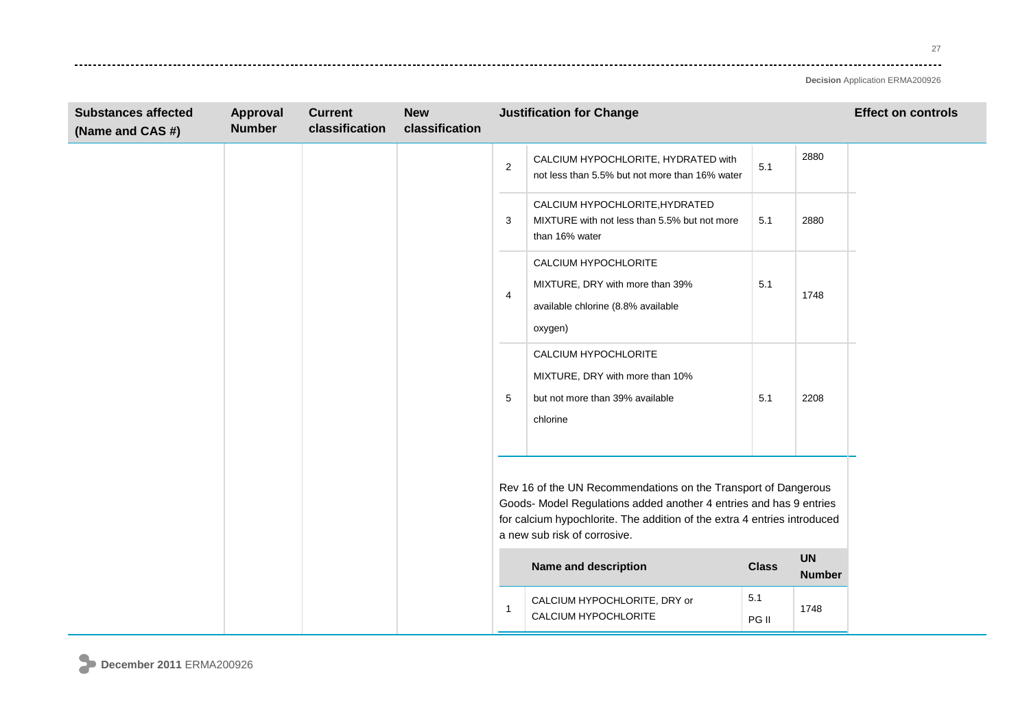| Substances affected (Name and CAS #) | Approval Number | Current classification | New classification | Justification for Change | Effect on controls |
|---|---|---|---|---|---|
| | | | | | |

| | Name and description | Class | UN Number |
|---|---|---|---|
| 2 | CALCIUM HYPOCHLORITE, HYDRATED with not less than 5.5% but not more than 16% water | 5.1 | 2880 |
| 3 | CALCIUM HYPOCHLORITE,HYDRATED MIXTURE with not less than 5.5% but not more than 16% water | 5.1 | 2880 |
| 4 | CALCIUM HYPOCHLORITE MIXTURE, DRY with more than 39% available chlorine (8.8% available oxygen) | 5.1 | 1748 |
| 5 | CALCIUM HYPOCHLORITE MIXTURE, DRY with more than 10% but not more than 39% available chlorine | 5.1 | 2208 |

Rev 16 of the UN Recommendations on the Transport of Dangerous Goods- Model Regulations added another 4 entries and has 9 entries for calcium hypochlorite. The addition of the extra 4 entries introduced a new sub risk of corrosive.

| | Name and description | Class | UN Number |
|---|---|---|---|
| 1 | CALCIUM HYPOCHLORITE, DRY or CALCIUM HYPOCHLORITE | 5.1 PG II | 1748 |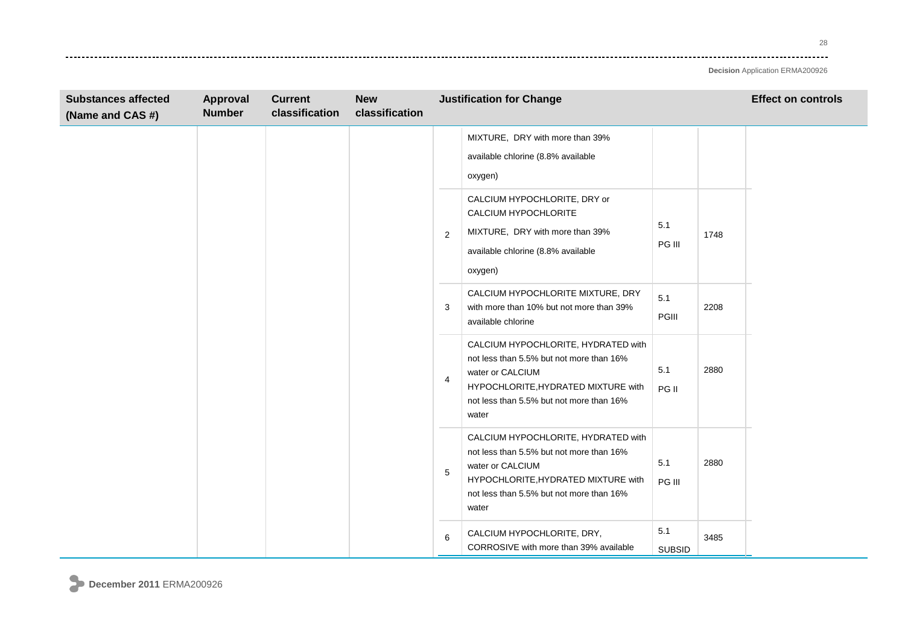| Substances affected (Name and CAS #) | Approval Number | Current classification | New classification | Justification for Change | | | | Effect on controls |
|---|---|---|---|---|---|---|---|---|
| | | | | | MIXTURE, DRY with more than 39% available chlorine (8.8% available oxygen) | | | |
| | | | | 2 | CALCIUM HYPOCHLORITE, DRY or CALCIUM HYPOCHLORITE MIXTURE, DRY with more than 39% available chlorine (8.8% available oxygen) | 5.1 PG III | 1748 | |
| | | | | 3 | CALCIUM HYPOCHLORITE MIXTURE, DRY with more than 10% but not more than 39% available chlorine | 5.1 PGIII | 2208 | |
| | | | | 4 | CALCIUM HYPOCHLORITE, HYDRATED with not less than 5.5% but not more than 16% water or CALCIUM HYPOCHLORITE,HYDRATED MIXTURE with not less than 5.5% but not more than 16% water | 5.1 PG II | 2880 | |
| | | | | 5 | CALCIUM HYPOCHLORITE, HYDRATED with not less than 5.5% but not more than 16% water or CALCIUM HYPOCHLORITE,HYDRATED MIXTURE with not less than 5.5% but not more than 16% water | 5.1 PG III | 2880 | |
| | | | | 6 | CALCIUM HYPOCHLORITE, DRY, CORROSIVE with more than 39% available | 5.1 SUBSID | 3485 | |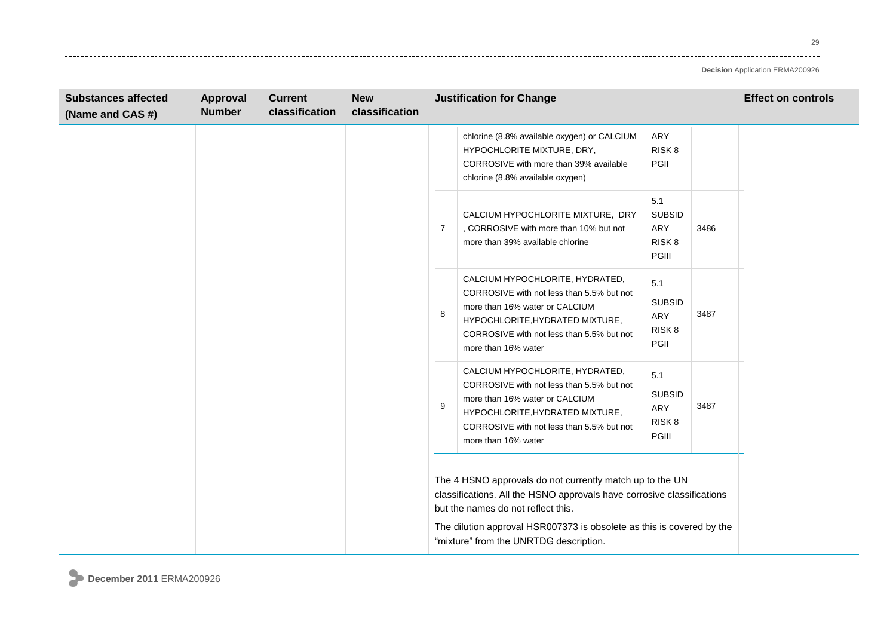| Substances affected (Name and CAS #) | Approval Number | Current classification | New classification | Justification for Change | Effect on controls |
|---|---|---|---|---|---|
| | | | | chlorine (8.8% available oxygen) or CALCIUM HYPOCHLORITE MIXTURE, DRY, CORROSIVE with more than 39% available chlorine (8.8% available oxygen) — ARY RISK 8 PGII | |
| | | | | 7 — CALCIUM HYPOCHLORITE MIXTURE, DRY , CORROSIVE with more than 10% but not more than 39% available chlorine — 5.1 SUBSIDARY RISK 8 PGIII — 3486 | |
| | | | | 8 — CALCIUM HYPOCHLORITE, HYDRATED, CORROSIVE with not less than 5.5% but not more than 16% water or CALCIUM HYPOCHLORITE,HYDRATED MIXTURE, CORROSIVE with not less than 5.5% but not more than 16% water — 5.1 SUBSIDARY RISK 8 PGII — 3487 | |
| | | | | 9 — CALCIUM HYPOCHLORITE, HYDRATED, CORROSIVE with not less than 5.5% but not more than 16% water or CALCIUM HYPOCHLORITE,HYDRATED MIXTURE, CORROSIVE with not less than 5.5% but not more than 16% water — 5.1 SUBSIDARY RISK 8 PGIII — 3487 | |
| | | | | The 4 HSNO approvals do not currently match up to the UN classifications. All the HSNO approvals have corrosive classifications but the names do not reflect this.<br><br>The dilution approval HSR007373 is obsolete as this is covered by the "mixture" from the UNRTDG description. | |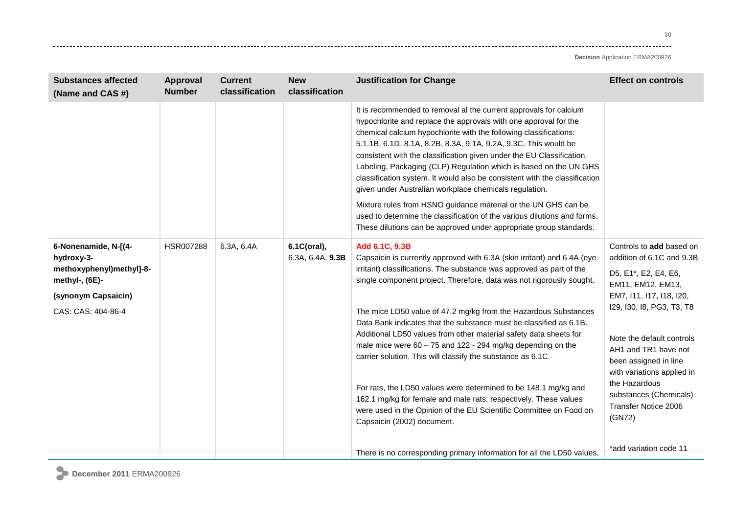| Substances affected (Name and CAS #) | Approval Number | Current classification | New classification | Justification for Change | Effect on controls |
|---|---|---|---|---|---|
| | | | | It is recommended to removal al the current approvals for calcium hypochlorite and replace the approvals with one approval for the chemical calcium hypochlorite with the following classifications: 5.1.1B, 6.1D, 8.1A, 8.2B, 8.3A, 9.1A, 9.2A, 9.3C. This would be consistent with the classification given under the EU Classification, Labeling, Packaging (CLP) Regulation which is based on the UN GHS classification system. It would also be consistent with the classification given under Australian workplace chemicals regulation.<br><br>Mixture rules from HSNO guidance material or the UN GHS can be used to determine the classification of the various dilutions and forms. These dilutions can be approved under appropriate group standards. | |
| **6-Nonenamide, N-[(4-hydroxy-3-methoxyphenyl)methyl]-8-methyl-, (6E)-**<br><br>**(synonym Capsaicin)**<br><br>CAS: CAS: 404-86-4 | HSR007288 | 6.3A, 6.4A | **6.1C(oral),** 6.3A, 6.4A, **9.3B** | **Add 6.1C, 9.3B**<br>Capsaicin is currently approved with 6.3A (skin irritant) and 6.4A (eye irritant) classifications. The substance was approved as part of the single component project. Therefore, data was not rigorously sought.<br><br>The mice LD50 value of 47.2 mg/kg from the Hazardous Substances Data Bank indicates that the substance must be classified as 6.1B. Additional LD50 values from other material safety data sheets for male mice were 60 – 75 and 122 - 294 mg/kg depending on the carrier solution. This will classify the substance as 6.1C.<br><br>For rats, the LD50 values were determined to be 148.1 mg/kg and 162.1 mg/kg for female and male rats, respectively. These values were used in the Opinion of the EU Scientific Committee on Food on Capsaicin (2002) document.<br><br>There is no corresponding primary information for all the LD50 values. | Controls to **add** based on addition of 6.1C and 9.3B<br><br>D5, E1*, E2, E4, E6, EM11, EM12, EM13, EM7, I11, I17, I18, I20, I29, I30, I8, PG3, T3, T8<br><br>Note the default controls AH1 and TR1 have not been assigned in line with variations applied in the Hazardous substances (Chemicals) Transfer Notice 2006 (GN72)<br><br>*add variation code 11 |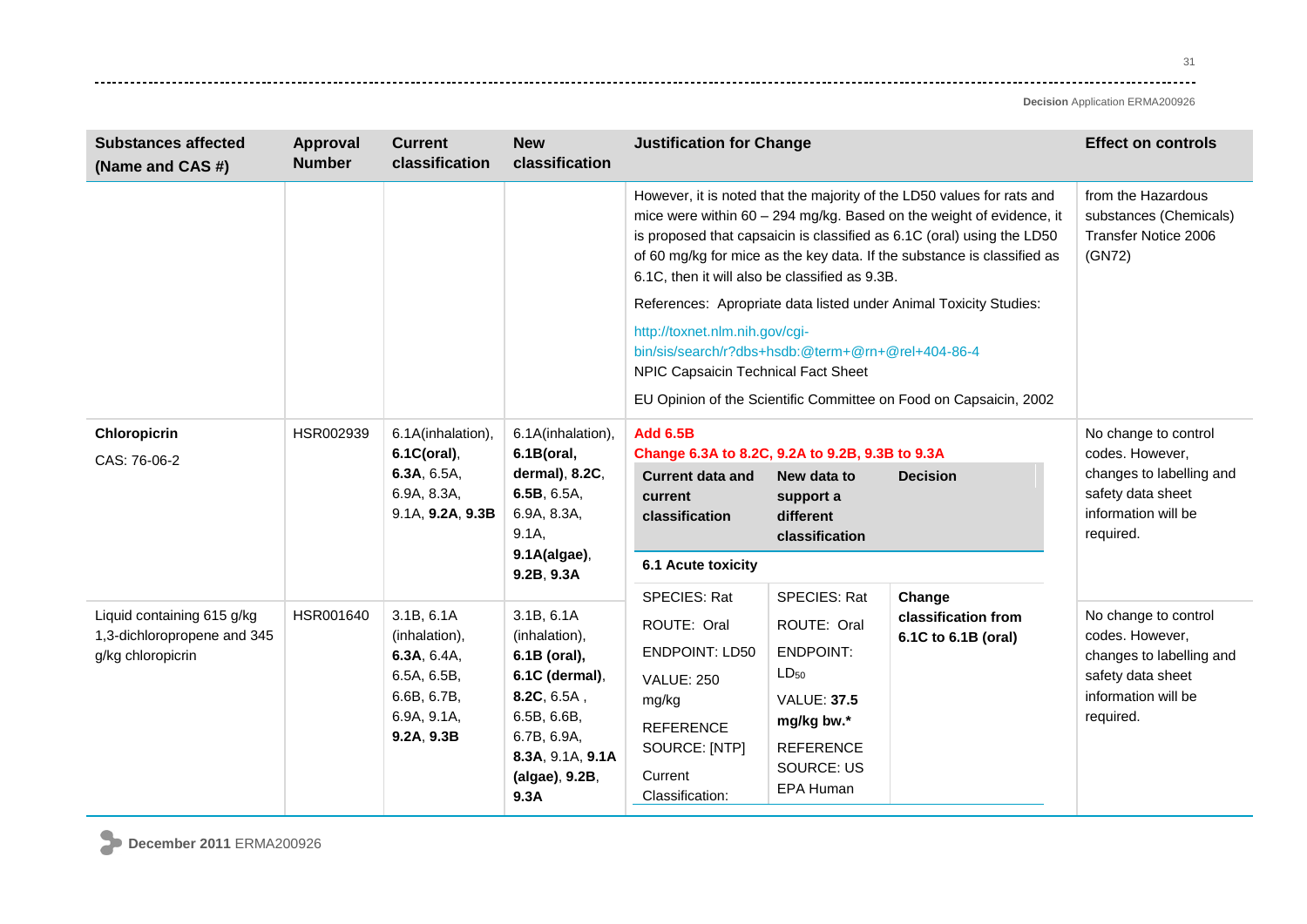| Substances affected (Name and CAS #) | Approval Number | Current classification | New classification | Justification for Change | Effect on controls |
|---|---|---|---|---|---|
| | | | | However, it is noted that the majority of the LD50 values for rats and mice were within 60 – 294 mg/kg. Based on the weight of evidence, it is proposed that capsaicin is classified as 6.1C (oral) using the LD50 of 60 mg/kg for mice as the key data. If the substance is classified as 6.1C, then it will also be classified as 9.3B.<br><br>References: Apropriate data listed under Animal Toxicity Studies:<br><br>http://toxnet.nlm.nih.gov/cgi-bin/sis/search/r?dbs+hsdb:@term+@rn+@rel+404-86-4<br>NPIC Capsaicin Technical Fact Sheet<br><br>EU Opinion of the Scientific Committee on Food on Capsaicin, 2002 | from the Hazardous substances (Chemicals) Transfer Notice 2006 (GN72) |
| **Chloropicrin**<br>CAS: 76-06-2 | HSR002939 | 6.1A(inhalation), **6.1C(oral)**, **6.3A**, 6.5A, 6.9A, 8.3A, 9.1A, **9.2A**, **9.3B** | 6.1A(inhalation), **6.1B(oral, dermal)**, **8.2C**, **6.5B**, 6.5A, 6.9A, 8.3A, 9.1A, **9.1A(algae)**, **9.2B**, **9.3A** | **Add 6.5B**<br>**Change 6.3A to 8.2C, 9.2A to 9.2B, 9.3B to 9.3A**<br><br>**Current data and current classification** / **New data to support a different classification** / **Decision**<br><br>**6.1 Acute toxicity**<br><br>Current: SPECIES: Rat; ROUTE: Oral; ENDPOINT: LD50; VALUE: 250 mg/kg; REFERENCE SOURCE: [NTP]; Current Classification:<br>New: SPECIES: Rat; ROUTE: Oral; ENDPOINT: $LD_{50}$; VALUE: **37.5 mg/kg bw.***; REFERENCE SOURCE: US EPA Human<br>Decision: **Change classification from 6.1C to 6.1B (oral)** | No change to control codes. However, changes to labelling and safety data sheet information will be required. |
| Liquid containing 615 g/kg 1,3-dichloropropene and 345 g/kg chloropicrin | HSR001640 | 3.1B, 6.1A (inhalation), **6.3A**, 6.4A, 6.5A, 6.5B, 6.6B, 6.7B, 6.9A, 9.1A, **9.2A**, **9.3B** | 3.1B, 6.1A (inhalation), **6.1B (oral)**, **6.1C (dermal)**, **8.2C**, 6.5A , 6.5B, 6.6B, 6.7B, 6.9A, **8.3A**, 9.1A, **9.1A (algae)**, **9.2B**, **9.3A** | | No change to control codes. However, changes to labelling and safety data sheet information will be required. |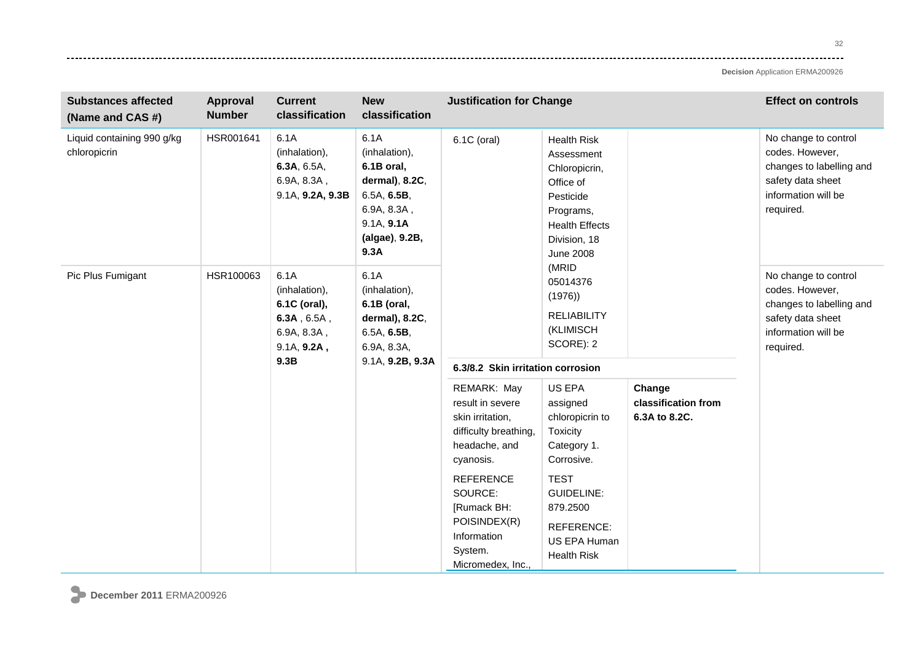| Substances affected (Name and CAS #) | Approval Number | Current classification | New classification | Justification for Change | | | Effect on controls |
|---|---|---|---|---|---|---|---|
| Liquid containing 990 g/kg chloropicrin | HSR001641 | 6.1A (inhalation), **6.3A**, 6.5A, 6.9A, 8.3A , 9.1A, **9.2A, 9.3B** | 6.1A (inhalation), **6.1B oral, dermal)**, **8.2C**, 6.5A, **6.5B**, 6.9A, 8.3A , 9.1A, **9.1A (algae)**, **9.2B, 9.3A** | 6.1C (oral) | Health Risk Assessment Chloropicrin, Office of Pesticide Programs, Health Effects Division, 18 June 2008 (MRID 05014376 (1976)) RELIABILITY (KLIMISCH SCORE): 2 | | No change to control codes. However, changes to labelling and safety data sheet information will be required. |
| Pic Plus Fumigant | HSR100063 | 6.1A (inhalation), **6.1C (oral)**, **6.3A** , 6.5A , 6.9A, 8.3A , 9.1A, **9.2A , 9.3B** | 6.1A (inhalation), **6.1B (oral, dermal)**, **8.2C**, 6.5A, **6.5B**, 6.9A, 8.3A, 9.1A, **9.2B, 9.3A** | **6.3/8.2 Skin irritation corrosion** | | | No change to control codes. However, changes to labelling and safety data sheet information will be required. |
| | | | | REMARK: May result in severe skin irritation, difficulty breathing, headache, and cyanosis. REFERENCE SOURCE: [Rumack BH: POISINDEX(R) Information System. Micromedex, Inc., | US EPA assigned chloropicrin to Toxicity Category 1. Corrosive. TEST GUIDELINE: 879.2500 REFERENCE: US EPA Human Health Risk | **Change classification from 6.3A to 8.2C.** | |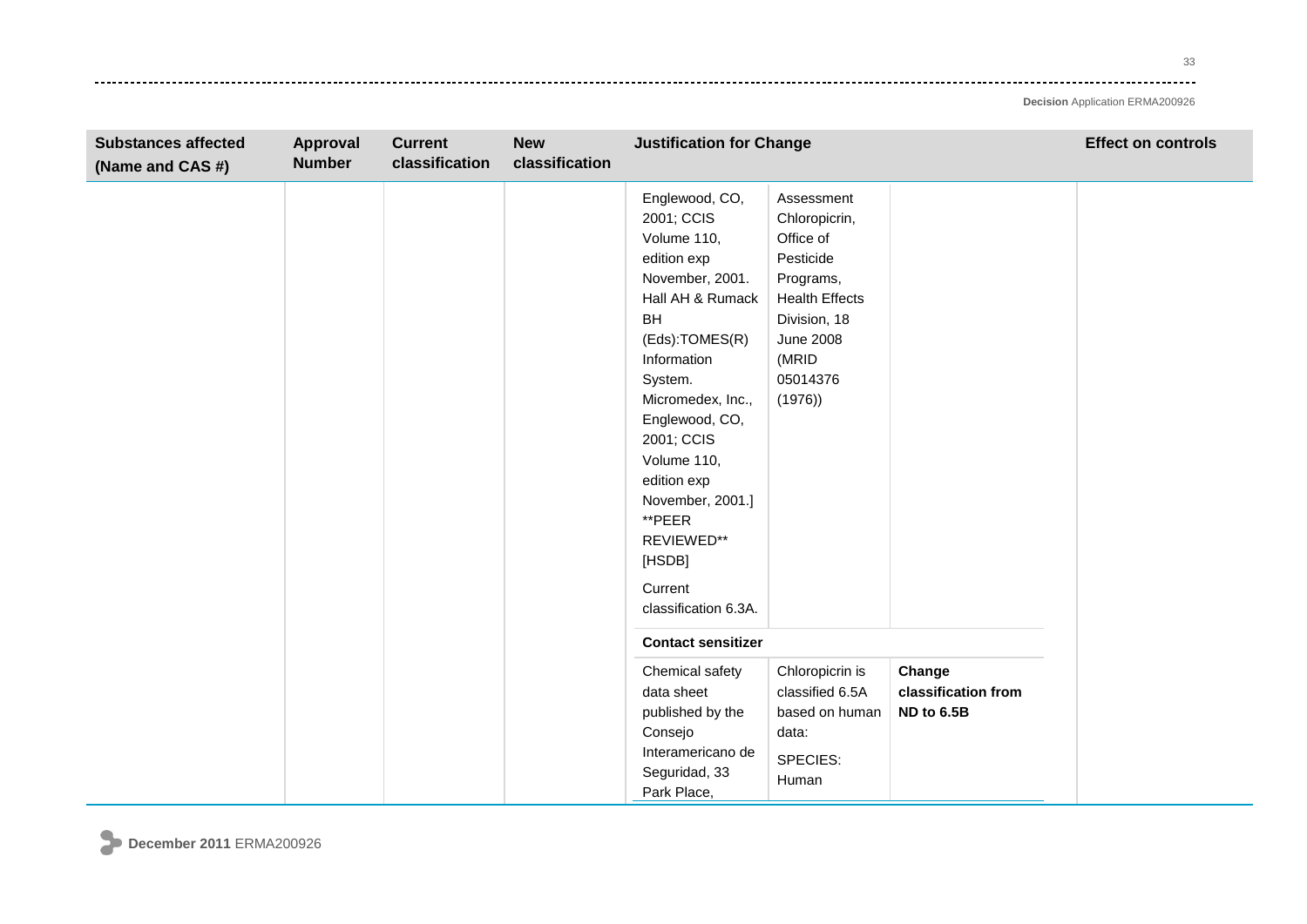| Substances affected (Name and CAS #) | Approval Number | Current classification | New classification | Justification for Change | | | Effect on controls |
|---|---|---|---|---|---|---|---|
| | | | | Englewood, CO, 2001; CCIS Volume 110, edition exp November, 2001. Hall AH & Rumack BH (Eds):TOMES(R) Information System. Micromedex, Inc., Englewood, CO, 2001; CCIS Volume 110, edition exp November, 2001.] **PEER REVIEWED** [HSDB]<br><br>Current classification 6.3A. | Assessment Chloropicrin, Office of Pesticide Programs, Health Effects Division, 18 June 2008 (MRID 05014376 (1976)) | | |
| | | | | **Contact sensitizer** | | | |
| | | | | Chemical safety data sheet published by the Consejo Interamericano de Seguridad, 33 Park Place, | Chloropicrin is classified 6.5A based on human data:<br><br>SPECIES: Human | **Change classification from ND to 6.5B** | |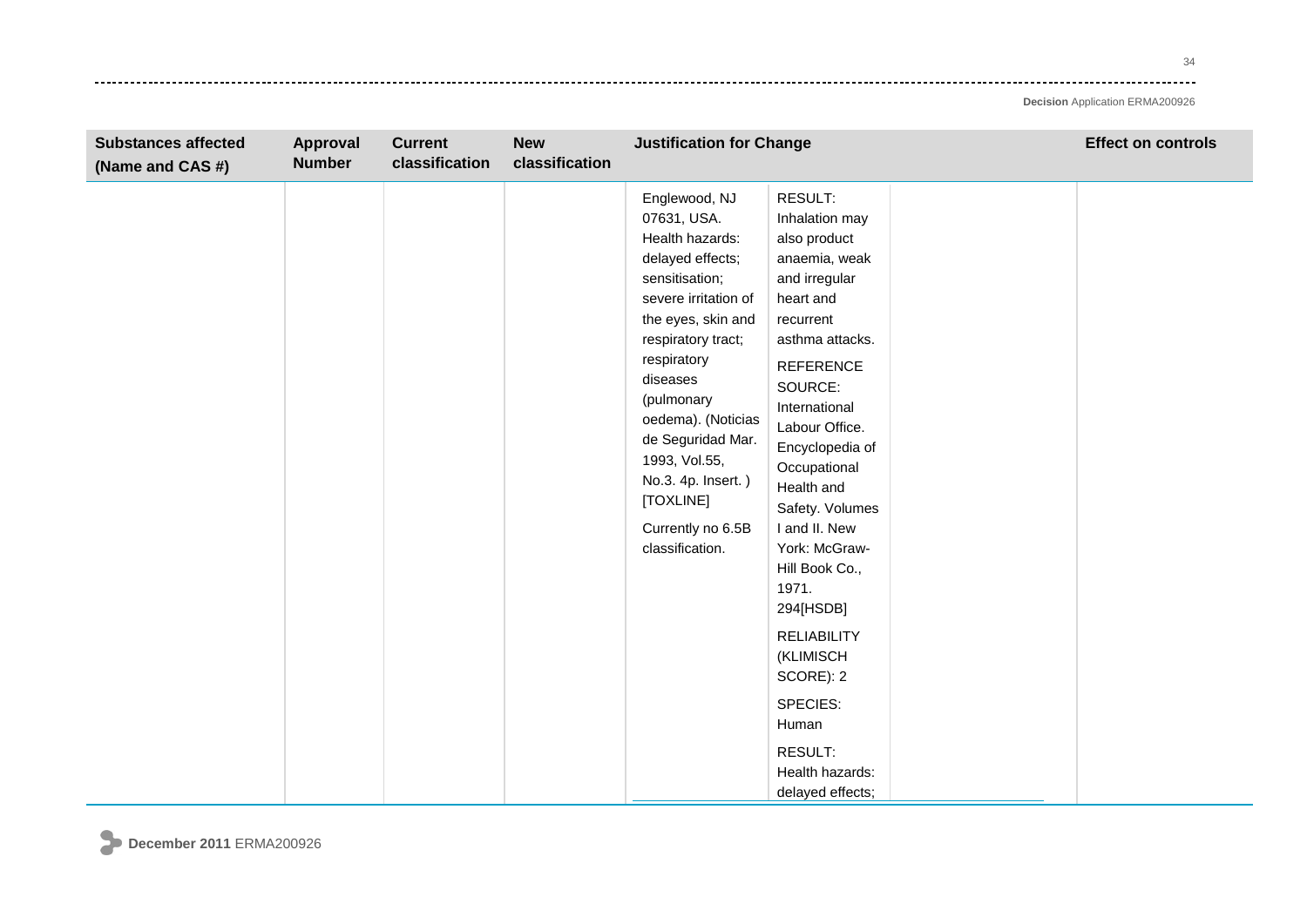| Substances affected (Name and CAS #) | Approval Number | Current classification | New classification | Justification for Change | | | Effect on controls |
|---|---|---|---|---|---|---|---|
| | | | | Englewood, NJ 07631, USA. Health hazards: delayed effects; sensitisation; severe irritation of the eyes, skin and respiratory tract; respiratory diseases (pulmonary oedema). (Noticias de Seguridad Mar. 1993, Vol.55, No.3. 4p. Insert. ) [TOXLINE]<br><br>Currently no 6.5B classification. | RESULT: Inhalation may also product anaemia, weak and irregular heart and recurrent asthma attacks.<br><br>REFERENCE SOURCE: International Labour Office. Encyclopedia of Occupational Health and Safety. Volumes I and II. New York: McGraw-Hill Book Co., 1971. 294[HSDB]<br><br>RELIABILITY (KLIMISCH SCORE): 2<br><br>SPECIES: Human<br><br>RESULT: Health hazards: delayed effects; | | |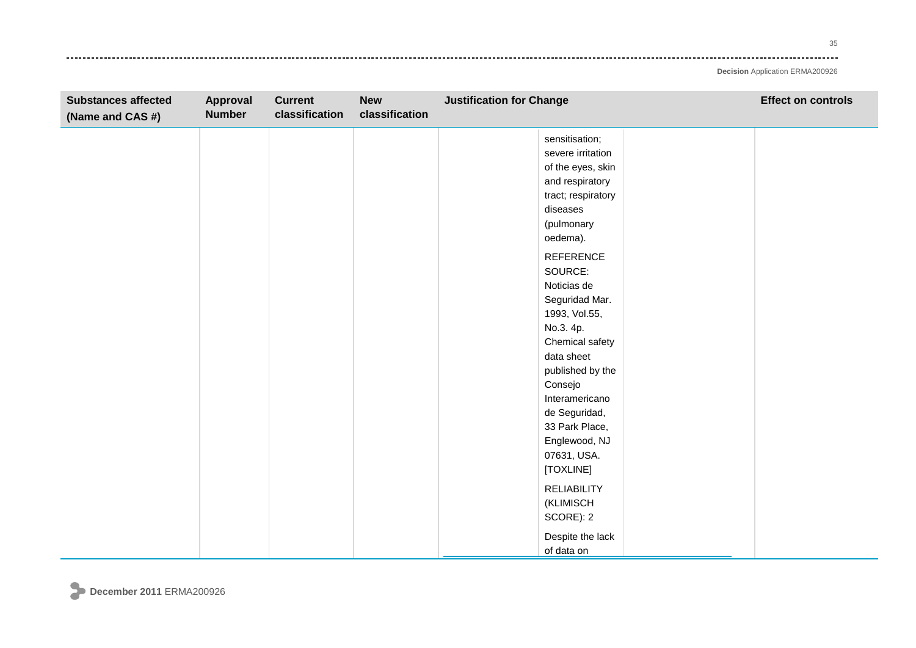| Substances affected (Name and CAS #) | Approval Number | Current classification | New classification | Justification for Change | Effect on controls |
|---|---|---|---|---|---|
| | | | | sensitisation; severe irritation of the eyes, skin and respiratory tract; respiratory diseases (pulmonary oedema).<br><br>REFERENCE SOURCE: Noticias de Seguridad Mar. 1993, Vol.55, No.3. 4p. Chemical safety data sheet published by the Consejo Interamericano de Seguridad, 33 Park Place, Englewood, NJ 07631, USA. [TOXLINE]<br><br>RELIABILITY (KLIMISCH SCORE): 2<br><br>Despite the lack of data on | |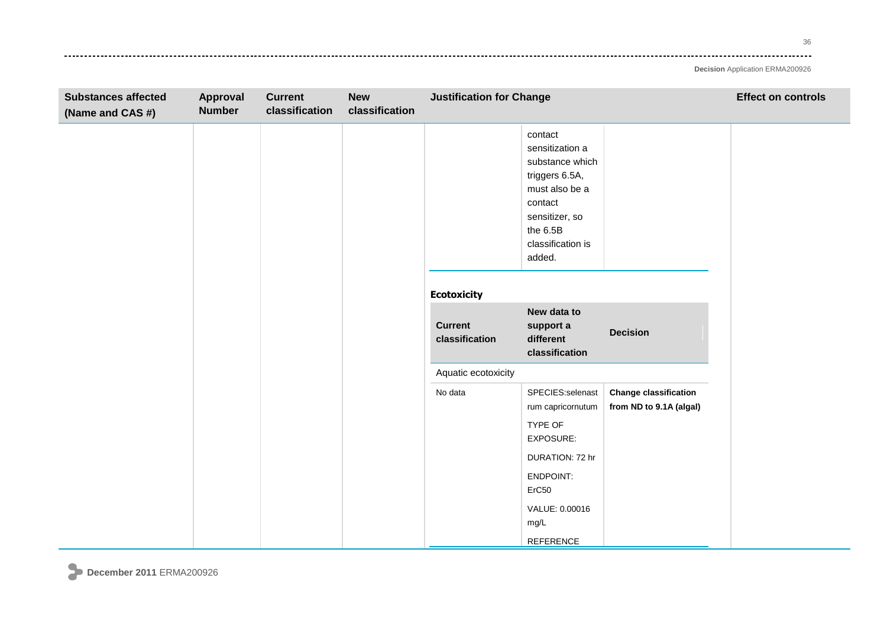| Substances affected (Name and CAS #) | Approval Number | Current classification | New classification | Justification for Change | Effect on controls |
|---|---|---|---|---|---|
| | | | | (continued) contact sensitization a substance which triggers 6.5A, must also be a contact sensitizer, so the 6.5B classification is added. | |

**Ecotoxicity**

| Current classification | New data to support a different classification | Decision |
|---|---|---|
| Aquatic ecotoxicity | | |
| No data | SPECIES:selenastrum capricornutum<br>TYPE OF EXPOSURE:<br>DURATION: 72 hr<br>ENDPOINT: ErC50<br>VALUE: 0.00016 mg/L<br>REFERENCE | **Change classification from ND to 9.1A (algal)** |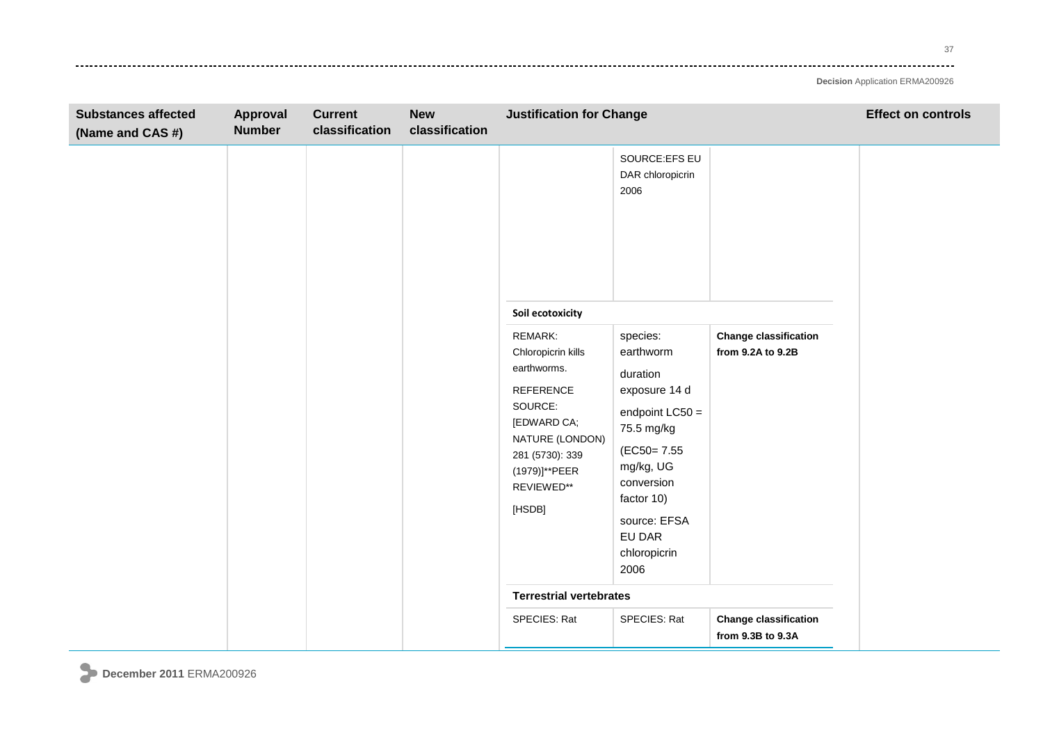| Substances affected (Name and CAS #) | Approval Number | Current classification | New classification | Justification for Change | | | Effect on controls |
|---|---|---|---|---|---|---|---|
| | | | | | SOURCE:EFS EU DAR chloropicrin 2006 | | |
| | | | | **Soil ecotoxicity** | | | |
| | | | | REMARK: Chloropicrin kills earthworms. REFERENCE SOURCE: [EDWARD CA; NATURE (LONDON) 281 (5730): 339 (1979)]**PEER REVIEWED** [HSDB] | species: earthworm duration exposure 14 d endpoint LC50 = 75.5 mg/kg (EC50= 7.55 mg/kg, UG conversion factor 10) source: EFSA EU DAR chloropicrin 2006 | **Change classification from 9.2A to 9.2B** | |
| | | | | **Terrestrial vertebrates** | | | |
| | | | | SPECIES: Rat | SPECIES: Rat | **Change classification from 9.3B to 9.3A** | |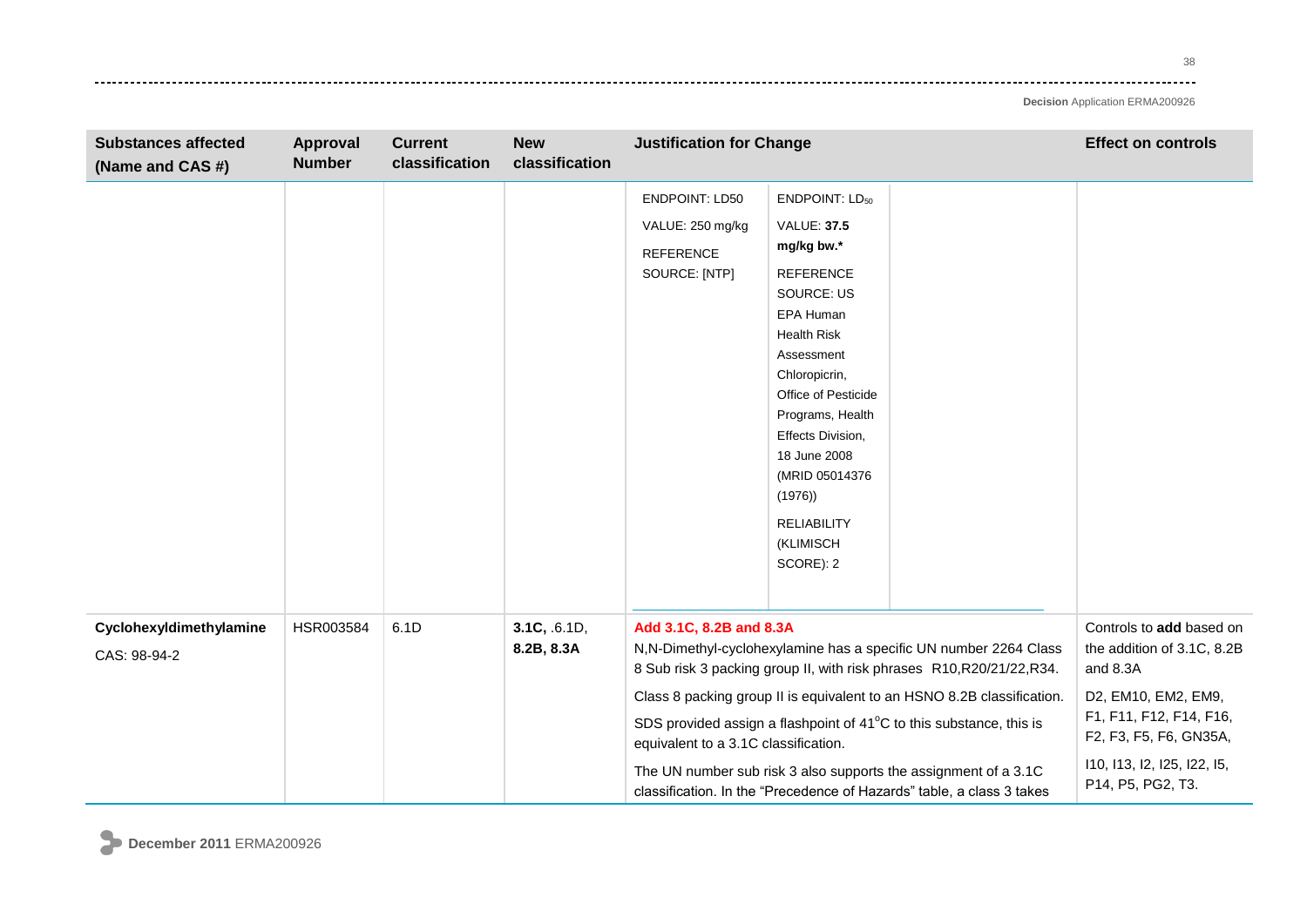| Substances affected (Name and CAS #) | Approval Number | Current classification | New classification | Justification for Change | Effect on controls |
|---|---|---|---|---|---|
| | | | | ENDPOINT: LD50<br>VALUE: 250 mg/kg<br>REFERENCE SOURCE: [NTP] \| ENDPOINT: $LD_{50}$<br>VALUE: **37.5 mg/kg bw.***<br>REFERENCE SOURCE: US EPA Human Health Risk Assessment Chloropicrin, Office of Pesticide Programs, Health Effects Division, 18 June 2008 (MRID 05014376 (1976))<br>RELIABILITY (KLIMISCH SCORE): 2 | |
| **Cyclohexyldimethylamine**<br>CAS: 98-94-2 | HSR003584 | 6.1D | **3.1C**, .6.1D, **8.2B, 8.3A** | **Add 3.1C, 8.2B and 8.3A**<br>N,N-Dimethyl-cyclohexylamine has a specific UN number 2264 Class 8 Sub risk 3 packing group II, with risk phrases R10,R20/21/22,R34.<br>Class 8 packing group II is equivalent to an HSNO 8.2B classification.<br>SDS provided assign a flashpoint of 41°C to this substance, this is equivalent to a 3.1C classification.<br>The UN number sub risk 3 also supports the assignment of a 3.1C classification. In the "Precedence of Hazards" table, a class 3 takes | Controls to **add** based on the addition of 3.1C, 8.2B and 8.3A<br>D2, EM10, EM2, EM9, F1, F11, F12, F14, F16, F2, F3, F5, F6, GN35A, I10, I13, I2, I25, I22, I5, P14, P5, PG2, T3. |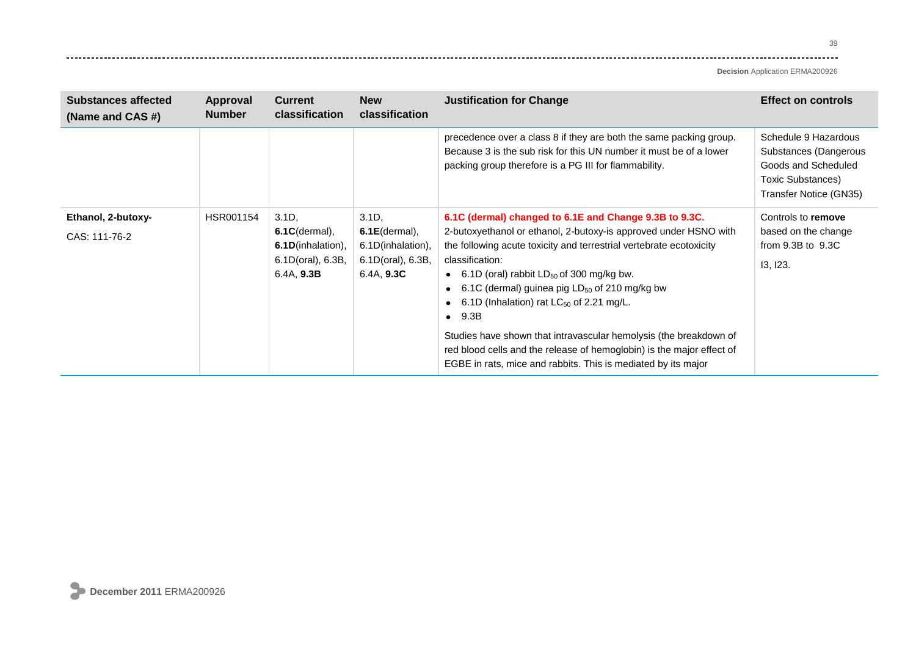| Substances affected (Name and CAS #) | Approval Number | Current classification | New classification | Justification for Change | Effect on controls |
|---|---|---|---|---|---|
| | | | | precedence over a class 8 if they are both the same packing group. Because 3 is the sub risk for this UN number it must be of a lower packing group therefore is a PG III for flammability. | Schedule 9 Hazardous Substances (Dangerous Goods and Scheduled Toxic Substances) Transfer Notice (GN35) |
| **Ethanol, 2-butoxy-** CAS: 111-76-2 | HSR001154 | 3.1D, **6.1C**(dermal), **6.1D**(inhalation), 6.1D(oral), 6.3B, 6.4A, **9.3B** | 3.1D, **6.1E**(dermal), 6.1D(inhalation), 6.1D(oral), 6.3B, 6.4A, **9.3C** | **6.1C (dermal) changed to 6.1E and Change 9.3B to 9.3C.** 2-butoxyethanol or ethanol, 2-butoxy-is approved under HSNO with the following acute toxicity and terrestrial vertebrate ecotoxicity classification: <br>• 6.1D (oral) rabbit $LD_{50}$ of 300 mg/kg bw. <br>• 6.1C (dermal) guinea pig $LD_{50}$ of 210 mg/kg bw <br>• 6.1D (Inhalation) rat $LC_{50}$ of 2.21 mg/L. <br>• 9.3B <br>Studies have shown that intravascular hemolysis (the breakdown of red blood cells and the release of hemoglobin) is the major effect of EGBE in rats, mice and rabbits. This is mediated by its major | Controls to **remove** based on the change from 9.3B to 9.3C <br>I3, I23. |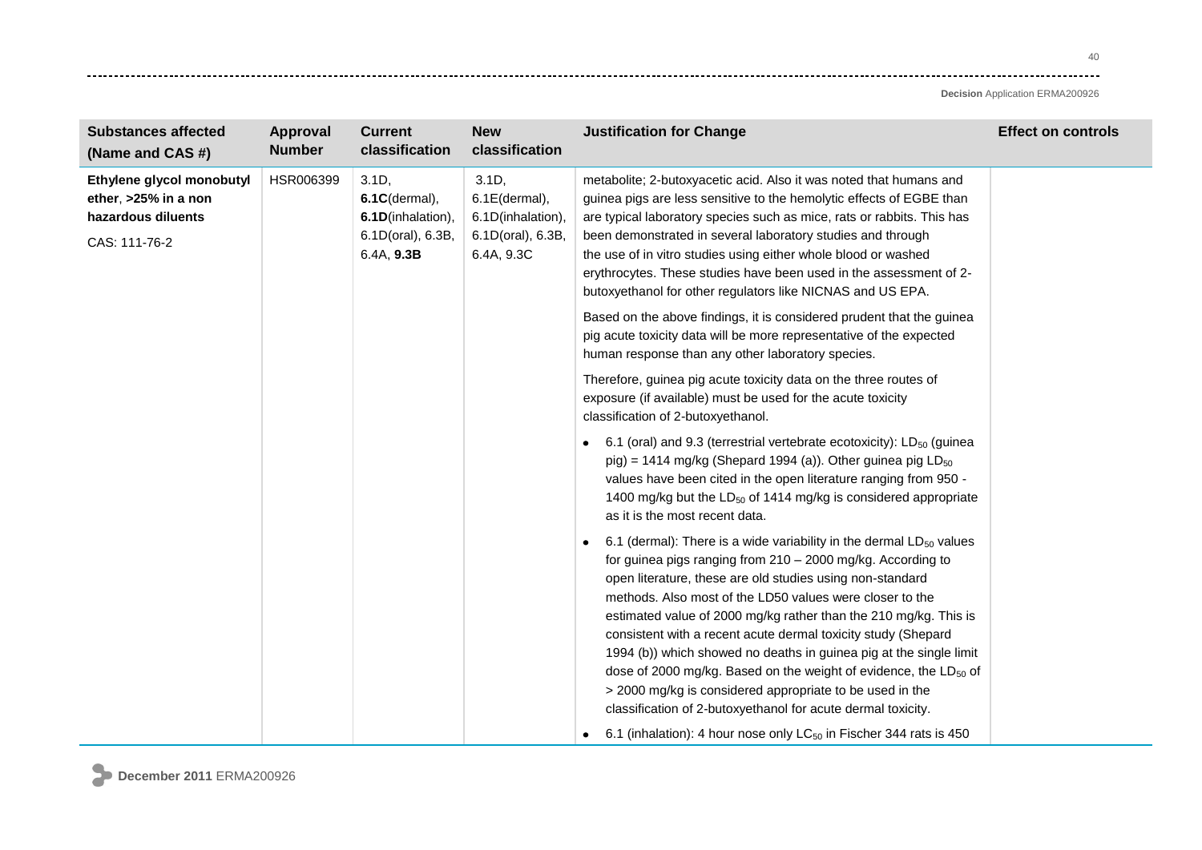| Substances affected (Name and CAS #) | Approval Number | Current classification | New classification | Justification for Change | Effect on controls |
|---|---|---|---|---|---|
| **Ethylene glycol monobutyl ether, >25% in a non hazardous diluents**<br><br>CAS: 111-76-2 | HSR006399 | 3.1D, **6.1C**(dermal), **6.1D**(inhalation), 6.1D(oral), 6.3B, 6.4A, **9.3B** | 3.1D, 6.1E(dermal), 6.1D(inhalation), 6.1D(oral), 6.3B, 6.4A, 9.3C | metabolite; 2-butoxyacetic acid. Also it was noted that humans and guinea pigs are less sensitive to the hemolytic effects of EGBE than are typical laboratory species such as mice, rats or rabbits. This has been demonstrated in several laboratory studies and through the use of in vitro studies using either whole blood or washed erythrocytes. These studies have been used in the assessment of 2-butoxyethanol for other regulators like NICNAS and US EPA.<br><br>Based on the above findings, it is considered prudent that the guinea pig acute toxicity data will be more representative of the expected human response than any other laboratory species.<br><br>Therefore, guinea pig acute toxicity data on the three routes of exposure (if available) must be used for the acute toxicity classification of 2-butoxyethanol.<br><br>• 6.1 (oral) and 9.3 (terrestrial vertebrate ecotoxicity): $LD_{50}$ (guinea pig) = 1414 mg/kg (Shepard 1994 (a)). Other guinea pig $LD_{50}$ values have been cited in the open literature ranging from 950 - 1400 mg/kg but the $LD_{50}$ of 1414 mg/kg is considered appropriate as it is the most recent data.<br><br>• 6.1 (dermal): There is a wide variability in the dermal $LD_{50}$ values for guinea pigs ranging from 210 – 2000 mg/kg. According to open literature, these are old studies using non-standard methods. Also most of the LD50 values were closer to the estimated value of 2000 mg/kg rather than the 210 mg/kg. This is consistent with a recent acute dermal toxicity study (Shepard 1994 (b)) which showed no deaths in guinea pig at the single limit dose of 2000 mg/kg. Based on the weight of evidence, the $LD_{50}$ of > 2000 mg/kg is considered appropriate to be used in the classification of 2-butoxyethanol for acute dermal toxicity.<br><br>• 6.1 (inhalation): 4 hour nose only $LC_{50}$ in Fischer 344 rats is 450 | |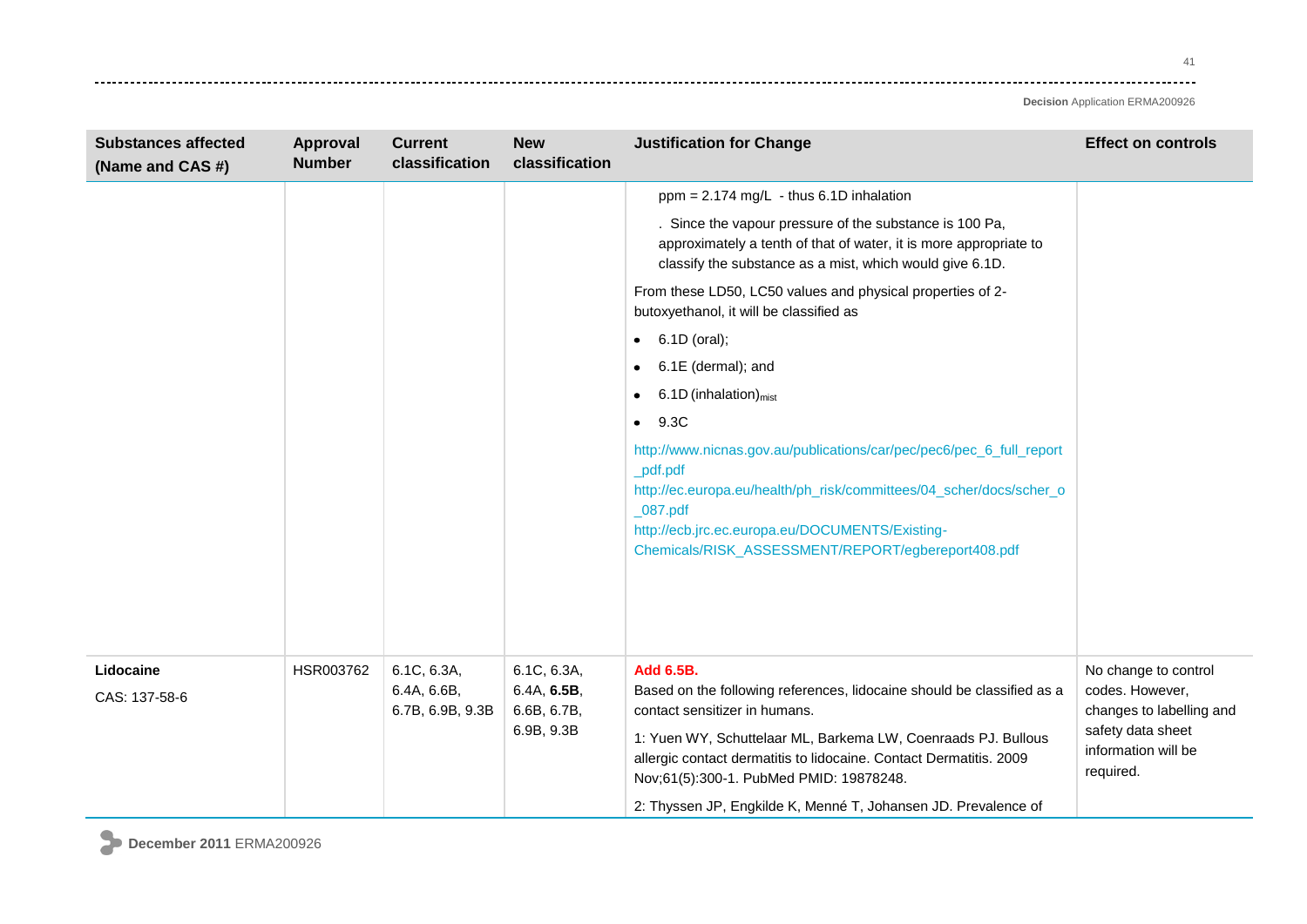| Substances affected (Name and CAS #) | Approval Number | Current classification | New classification | Justification for Change | Effect on controls |
| --- | --- | --- | --- | --- | --- |
| | | | | ppm = 2.174 mg/L - thus 6.1D inhalation<br><br>. Since the vapour pressure of the substance is 100 Pa, approximately a tenth of that of water, it is more appropriate to classify the substance as a mist, which would give 6.1D.<br><br>From these LD50, LC50 values and physical properties of 2-butoxyethanol, it will be classified as<br><br>• 6.1D (oral);<br>• 6.1E (dermal); and<br>• 6.1D (inhalation)$_{mist}$<br>• 9.3C<br><br>http://www.nicnas.gov.au/publications/car/pec/pec6/pec_6_full_report_pdf.pdf<br>http://ec.europa.eu/health/ph_risk/committees/04_scher/docs/scher_o_087.pdf<br>http://ecb.jrc.ec.europa.eu/DOCUMENTS/Existing-Chemicals/RISK_ASSESSMENT/REPORT/egbereport408.pdf | |
| **Lidocaine**<br>CAS: 137-58-6 | HSR003762 | 6.1C, 6.3A, 6.4A, 6.6B, 6.7B, 6.9B, 9.3B | 6.1C, 6.3A, 6.4A, **6.5B**, 6.6B, 6.7B, 6.9B, 9.3B | **Add 6.5B.**<br>Based on the following references, lidocaine should be classified as a contact sensitizer in humans.<br><br>1: Yuen WY, Schuttelaar ML, Barkema LW, Coenraads PJ. Bullous allergic contact dermatitis to lidocaine. Contact Dermatitis. 2009 Nov;61(5):300-1. PubMed PMID: 19878248.<br><br>2: Thyssen JP, Engkilde K, Menné T, Johansen JD. Prevalence of | No change to control codes. However, changes to labelling and safety data sheet information will be required. |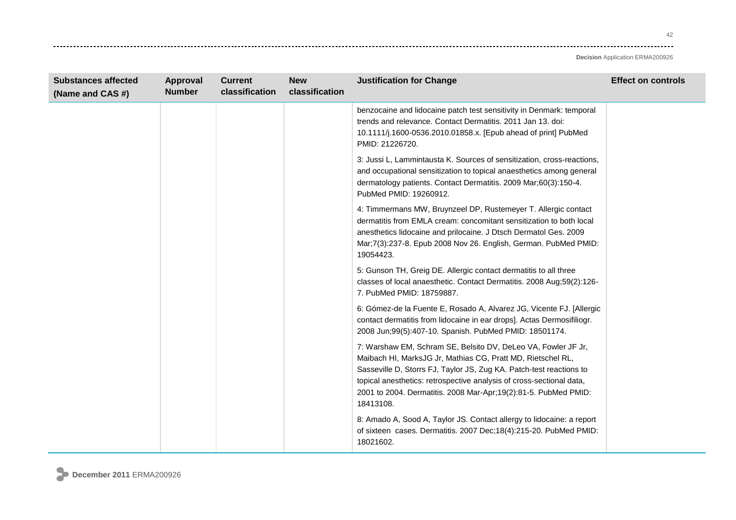| Substances affected (Name and CAS #) | Approval Number | Current classification | New classification | Justification for Change | Effect on controls |
|---|---|---|---|---|---|
| | | | | benzocaine and lidocaine patch test sensitivity in Denmark: temporal trends and relevance. Contact Dermatitis. 2011 Jan 13. doi: 10.1111/j.1600-0536.2010.01858.x. [Epub ahead of print] PubMed PMID: 21226720.<br><br>3: Jussi L, Lammintausta K. Sources of sensitization, cross-reactions, and occupational sensitization to topical anaesthetics among general dermatology patients. Contact Dermatitis. 2009 Mar;60(3):150-4. PubMed PMID: 19260912.<br><br>4: Timmermans MW, Bruynzeel DP, Rustemeyer T. Allergic contact dermatitis from EMLA cream: concomitant sensitization to both local anesthetics lidocaine and prilocaine. J Dtsch Dermatol Ges. 2009 Mar;7(3):237-8. Epub 2008 Nov 26. English, German. PubMed PMID: 19054423.<br><br>5: Gunson TH, Greig DE. Allergic contact dermatitis to all three classes of local anaesthetic. Contact Dermatitis. 2008 Aug;59(2):126-7. PubMed PMID: 18759887.<br><br>6: Gómez-de la Fuente E, Rosado A, Alvarez JG, Vicente FJ. [Allergic contact dermatitis from lidocaine in ear drops]. Actas Dermosifiliogr. 2008 Jun;99(5):407-10. Spanish. PubMed PMID: 18501174.<br><br>7: Warshaw EM, Schram SE, Belsito DV, DeLeo VA, Fowler JF Jr, Maibach HI, MarksJG Jr, Mathias CG, Pratt MD, Rietschel RL, Sasseville D, Storrs FJ, Taylor JS, Zug KA. Patch-test reactions to topical anesthetics: retrospective analysis of cross-sectional data, 2001 to 2004. Dermatitis. 2008 Mar-Apr;19(2):81-5. PubMed PMID: 18413108.<br><br>8: Amado A, Sood A, Taylor JS. Contact allergy to lidocaine: a report of sixteen cases. Dermatitis. 2007 Dec;18(4):215-20. PubMed PMID: 18021602. | |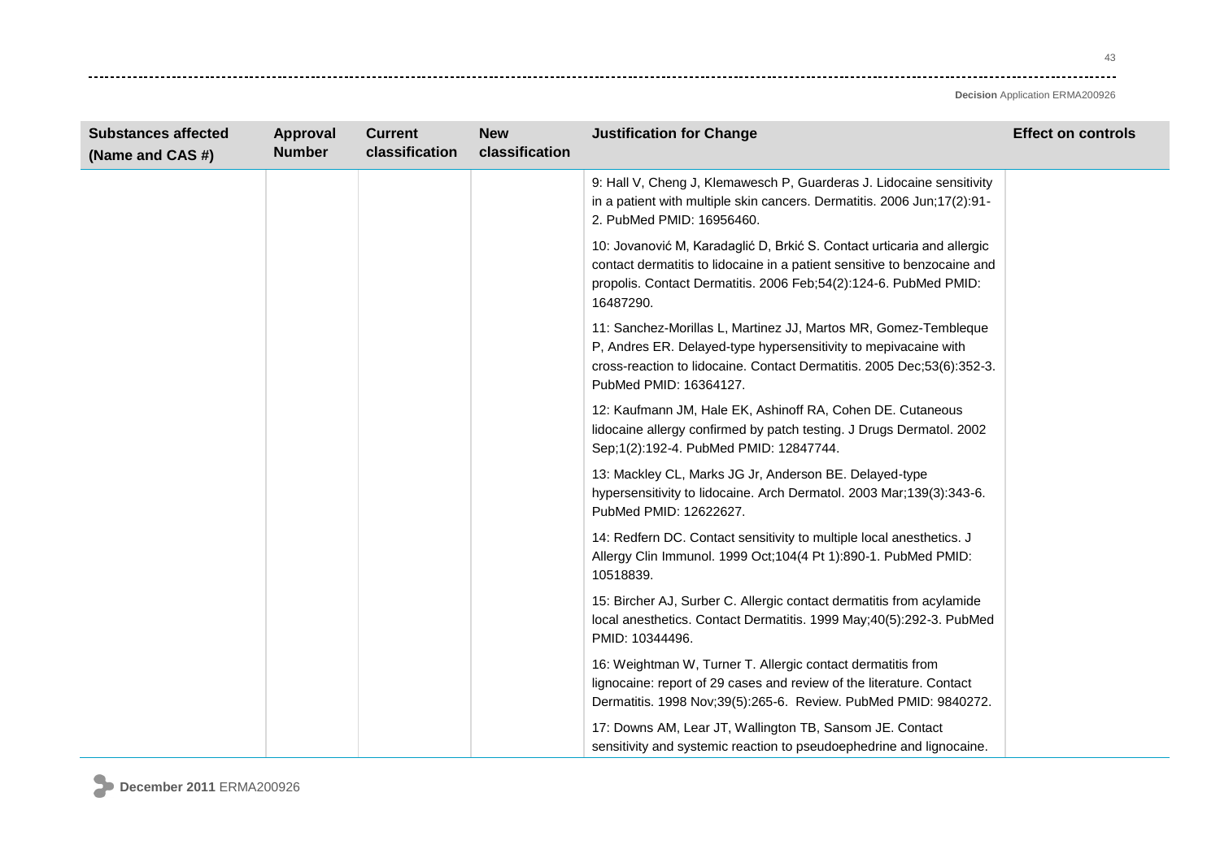| Substances affected (Name and CAS #) | Approval Number | Current classification | New classification | Justification for Change | Effect on controls |
|---|---|---|---|---|---|
| | | | | 9: Hall V, Cheng J, Klemawesch P, Guarderas J. Lidocaine sensitivity in a patient with multiple skin cancers. Dermatitis. 2006 Jun;17(2):91-2. PubMed PMID: 16956460.<br><br>10: Jovanović M, Karadaglić D, Brkić S. Contact urticaria and allergic contact dermatitis to lidocaine in a patient sensitive to benzocaine and propolis. Contact Dermatitis. 2006 Feb;54(2):124-6. PubMed PMID: 16487290.<br><br>11: Sanchez-Morillas L, Martinez JJ, Martos MR, Gomez-Tembleque P, Andres ER. Delayed-type hypersensitivity to mepivacaine with cross-reaction to lidocaine. Contact Dermatitis. 2005 Dec;53(6):352-3. PubMed PMID: 16364127.<br><br>12: Kaufmann JM, Hale EK, Ashinoff RA, Cohen DE. Cutaneous lidocaine allergy confirmed by patch testing. J Drugs Dermatol. 2002 Sep;1(2):192-4. PubMed PMID: 12847744.<br><br>13: Mackley CL, Marks JG Jr, Anderson BE. Delayed-type hypersensitivity to lidocaine. Arch Dermatol. 2003 Mar;139(3):343-6. PubMed PMID: 12622627.<br><br>14: Redfern DC. Contact sensitivity to multiple local anesthetics. J Allergy Clin Immunol. 1999 Oct;104(4 Pt 1):890-1. PubMed PMID: 10518839.<br><br>15: Bircher AJ, Surber C. Allergic contact dermatitis from acylamide local anesthetics. Contact Dermatitis. 1999 May;40(5):292-3. PubMed PMID: 10344496.<br><br>16: Weightman W, Turner T. Allergic contact dermatitis from lignocaine: report of 29 cases and review of the literature. Contact Dermatitis. 1998 Nov;39(5):265-6. Review. PubMed PMID: 9840272.<br><br>17: Downs AM, Lear JT, Wallington TB, Sansom JE. Contact sensitivity and systemic reaction to pseudoephedrine and lignocaine. | |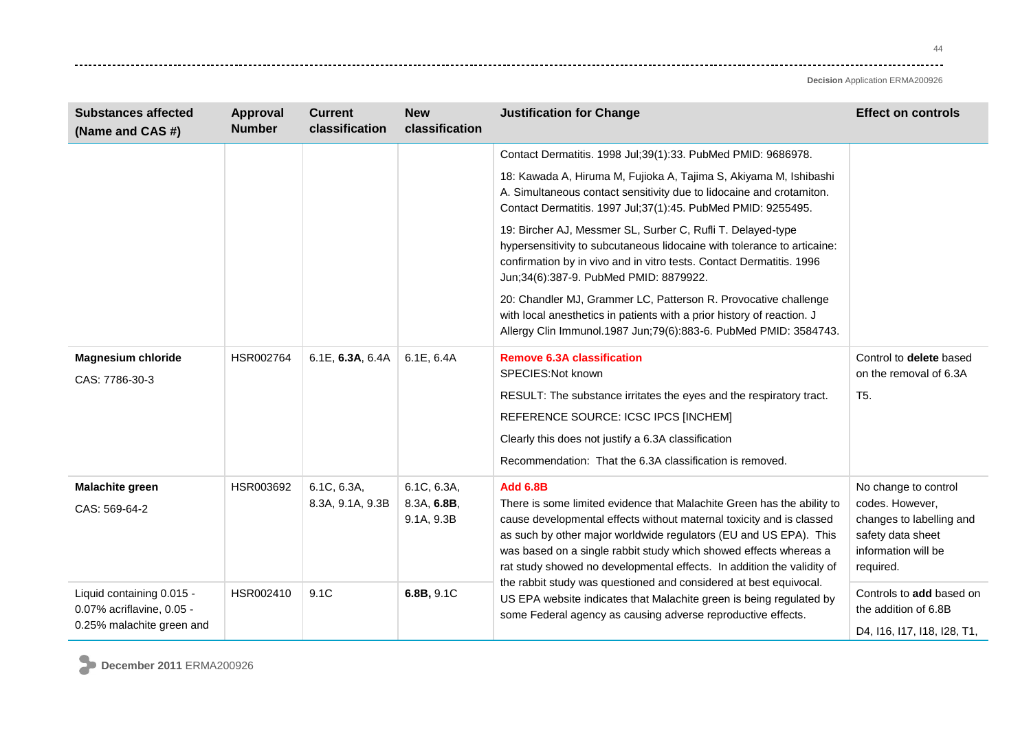| Substances affected (Name and CAS #) | Approval Number | Current classification | New classification | Justification for Change | Effect on controls |
|---|---|---|---|---|---|
| | | | | Contact Dermatitis. 1998 Jul;39(1):33. PubMed PMID: 9686978.<br><br>18: Kawada A, Hiruma M, Fujioka A, Tajima S, Akiyama M, Ishibashi A. Simultaneous contact sensitivity due to lidocaine and crotamiton. Contact Dermatitis. 1997 Jul;37(1):45. PubMed PMID: 9255495.<br><br>19: Bircher AJ, Messmer SL, Surber C, Rufli T. Delayed-type hypersensitivity to subcutaneous lidocaine with tolerance to articaine: confirmation by in vivo and in vitro tests. Contact Dermatitis. 1996 Jun;34(6):387-9. PubMed PMID: 8879922.<br><br>20: Chandler MJ, Grammer LC, Patterson R. Provocative challenge with local anesthetics in patients with a prior history of reaction. J Allergy Clin Immunol.1987 Jun;79(6):883-6. PubMed PMID: 3584743. | |
| **Magnesium chloride**<br><br>CAS: 7786-30-3 | HSR002764 | 6.1E, **6.3A**, 6.4A | 6.1E, 6.4A | **Remove 6.3A classification**<br>SPECIES:Not known<br><br>RESULT: The substance irritates the eyes and the respiratory tract.<br><br>REFERENCE SOURCE: ICSC IPCS [INCHEM]<br><br>Clearly this does not justify a 6.3A classification<br><br>Recommendation: That the 6.3A classification is removed. | Control to **delete** based on the removal of 6.3A<br><br>T5. |
| **Malachite green**<br><br>CAS: 569-64-2 | HSR003692 | 6.1C, 6.3A, 8.3A, 9.1A, 9.3B | 6.1C, 6.3A, 8.3A, **6.8B**, 9.1A, 9.3B | **Add 6.8B**<br>There is some limited evidence that Malachite Green has the ability to cause developmental effects without maternal toxicity and is classed as such by other major worldwide regulators (EU and US EPA). This was based on a single rabbit study which showed effects whereas a rat study showed no developmental effects. In addition the validity of the rabbit study was questioned and considered at best equivocal. US EPA website indicates that Malachite green is being regulated by some Federal agency as causing adverse reproductive effects. | No change to control codes. However, changes to labelling and safety data sheet information will be required. |
| Liquid containing 0.015 - 0.07% acriflavine, 0.05 - 0.25% malachite green and | HSR002410 | 9.1C | **6.8B,** 9.1C | | Controls to **add** based on the addition of 6.8B<br><br>D4, I16, I17, I18, I28, T1, |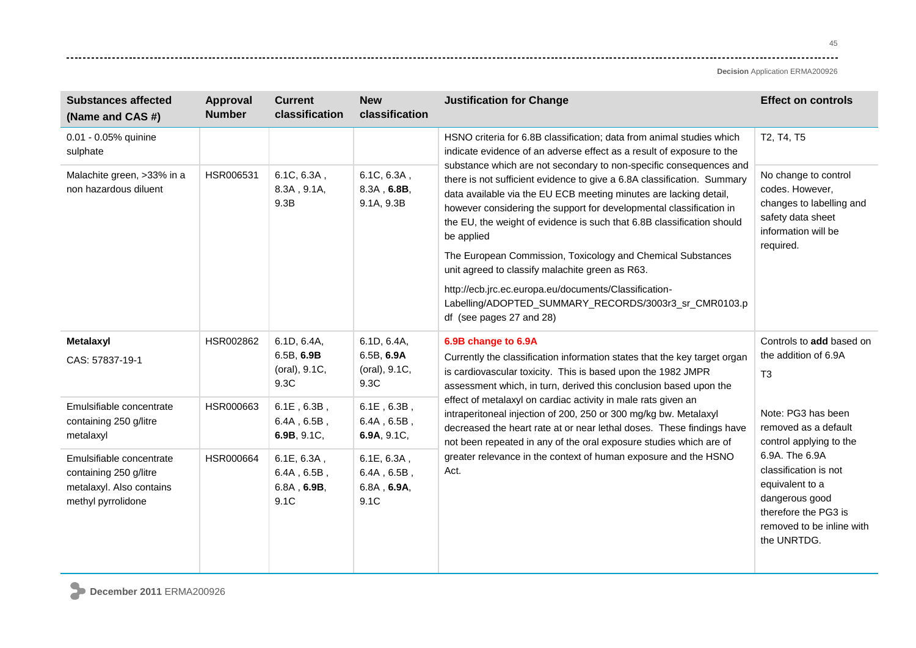| Substances affected (Name and CAS #) | Approval Number | Current classification | New classification | Justification for Change | Effect on controls |
|---|---|---|---|---|---|
| 0.01 - 0.05% quinine sulphate | | | | HSNO criteria for 6.8B classification; data from animal studies which indicate evidence of an adverse effect as a result of exposure to the substance which are not secondary to non-specific consequences and there is not sufficient evidence to give a 6.8A classification. Summary data available via the EU ECB meeting minutes are lacking detail, however considering the support for developmental classification in the EU, the weight of evidence is such that 6.8B classification should be applied<br><br>The European Commission, Toxicology and Chemical Substances unit agreed to classify malachite green as R63.<br><br>http://ecb.jrc.ec.europa.eu/documents/Classification-Labelling/ADOPTED_SUMMARY_RECORDS/3003r3_sr_CMR0103.pdf (see pages 27 and 28) | T2, T4, T5 |
| Malachite green, >33% in a non hazardous diluent | HSR006531 | 6.1C, 6.3A , 8.3A , 9.1A, 9.3B | 6.1C, 6.3A , 8.3A , **6.8B**, 9.1A, 9.3B | | No change to control codes. However, changes to labelling and safety data sheet information will be required. |
| **Metalaxyl**<br>CAS: 57837-19-1 | HSR002862 | 6.1D, 6.4A, 6.5B, **6.9B** (oral), 9.1C, 9.3C | 6.1D, 6.4A, 6.5B, **6.9A** (oral), 9.1C, 9.3C | **6.9B change to 6.9A**<br>Currently the classification information states that the key target organ is cardiovascular toxicity. This is based upon the 1982 JMPR assessment which, in turn, derived this conclusion based upon the effect of metalaxyl on cardiac activity in male rats given an intraperitoneal injection of 200, 250 or 300 mg/kg bw. Metalaxyl decreased the heart rate at or near lethal doses. These findings have not been repeated in any of the oral exposure studies which are of greater relevance in the context of human exposure and the HSNO Act. | Controls to **add** based on the addition of 6.9A<br>T3<br><br>Note: PG3 has been removed as a default control applying to the 6.9A. The 6.9A classification is not equivalent to a dangerous good therefore the PG3 is removed to be inline with the UNRTDG. |
| Emulsifiable concentrate containing 250 g/litre metalaxyl | HSR000663 | 6.1E , 6.3B , 6.4A , 6.5B , **6.9B**, 9.1C, | 6.1E , 6.3B , 6.4A , 6.5B , **6.9A**, 9.1C, | | |
| Emulsifiable concentrate containing 250 g/litre metalaxyl. Also contains methyl pyrrolidone | HSR000664 | 6.1E, 6.3A , 6.4A , 6.5B , 6.8A , **6.9B**, 9.1C | 6.1E, 6.3A , 6.4A , 6.5B , 6.8A , **6.9A**, 9.1C | | |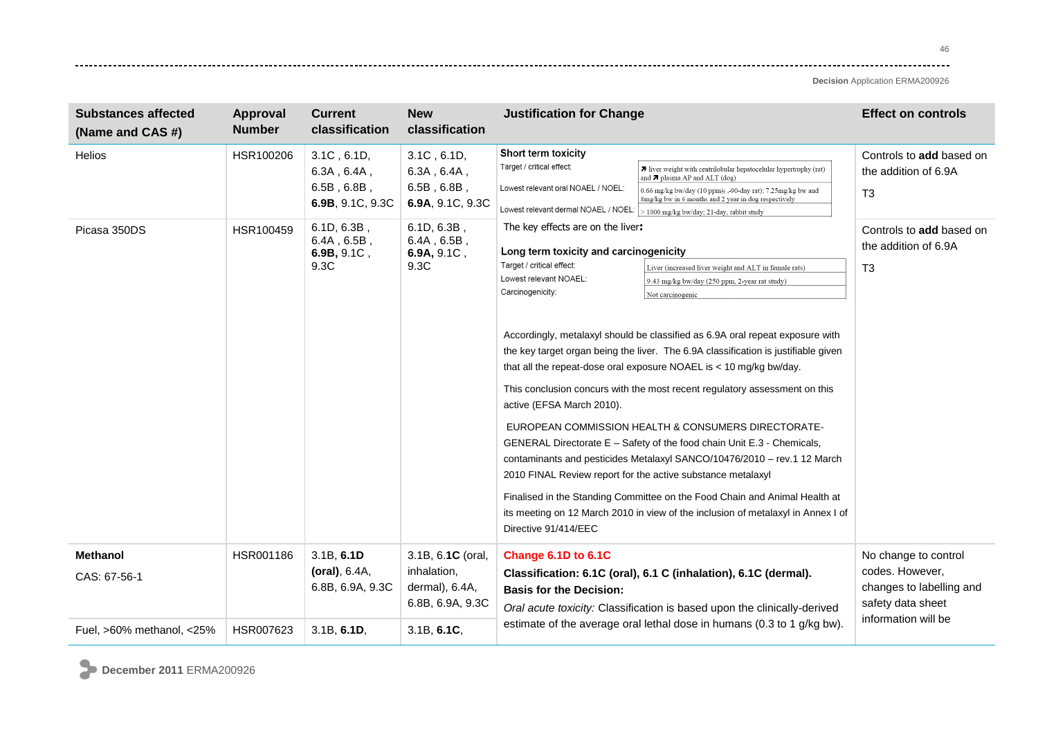| Substances affected (Name and CAS #) | Approval Number | Current classification | New classification | Justification for Change | Effect on controls |
|---|---|---|---|---|---|
| Helios | HSR100206 | 3.1C , 6.1D, 6.3A , 6.4A , 6.5B , 6.8B , **6.9B**, 9.1C, 9.3C | 3.1C , 6.1D, 6.3A , 6.4A , 6.5B , 6.8B , **6.9A**, 9.1C, 9.3C | **Short term toxicity**<br>Target / critical effect: ↗ liver weight with centrilobular hepatocelular hypertrophy (rat) and ↗ plasma AP and ALT (dog)<br>Lowest relevant oral NOAEL / NOEL: 0.66 mg/kg bw/day (10 ppm); 90-day rat); 7.25mg/kg bw and 8mg/kg bw in 6 months and 2 year in dog respectively<br>Lowest relevant dermal NOAEL / NOEL: > 1000 mg/kg bw/day; 21-day, rabbit study | Controls to **add** based on the addition of 6.9A<br>T3 |
| Picasa 350DS | HSR100459 | 6.1D, 6.3B , 6.4A , 6.5B , **6.9B,** 9.1C , 9.3C | 6.1D, 6.3B , 6.4A , 6.5B , **6.9A,** 9.1C , 9.3C | The key effects are on the liver:<br>**Long term toxicity and carcinogenicity**<br>Target / critical effect: Liver (increased liver weight and ALT in female rats)<br>Lowest relevant NOAEL: 9.43 mg/kg bw/day (250 ppm, 2-year rat study)<br>Carcinogenicity: Not carcinogenic<br><br>Accordingly, metalaxyl should be classified as 6.9A oral repeat exposure with the key target organ being the liver. The 6.9A classification is justifiable given that all the repeat-dose oral exposure NOAEL is < 10 mg/kg bw/day.<br><br>This conclusion concurs with the most recent regulatory assessment on this active (EFSA March 2010).<br><br>EUROPEAN COMMISSION HEALTH & CONSUMERS DIRECTORATE-GENERAL Directorate E – Safety of the food chain Unit E.3 - Chemicals, contaminants and pesticides Metalaxyl SANCO/10476/2010 – rev.1 12 March 2010 FINAL Review report for the active substance metalaxyl<br><br>Finalised in the Standing Committee on the Food Chain and Animal Health at its meeting on 12 March 2010 in view of the inclusion of metalaxyl in Annex I of Directive 91/414/EEC | Controls to **add** based on the addition of 6.9A<br>T3 |
| **Methanol**<br>CAS: 67-56-1 | HSR001186 | 3.1B, **6.1D (oral)**, 6.4A, 6.8B, 6.9A, 9.3C | 3.1B, 6.**1C** (oral, inhalation, dermal), 6.4A, 6.8B, 6.9A, 9.3C | **Change 6.1D to 6.1C**<br>**Classification: 6.1C (oral), 6.1 C (inhalation), 6.1C (dermal).**<br>**Basis for the Decision:**<br>*Oral acute toxicity:* Classification is based upon the clinically-derived estimate of the average oral lethal dose in humans (0.3 to 1 g/kg bw). | No change to control codes. However, changes to labelling and safety data sheet information will be |
| Fuel, >60% methanol, <25% | HSR007623 | 3.1B, **6.1D**, | 3.1B, **6.1C**, | | |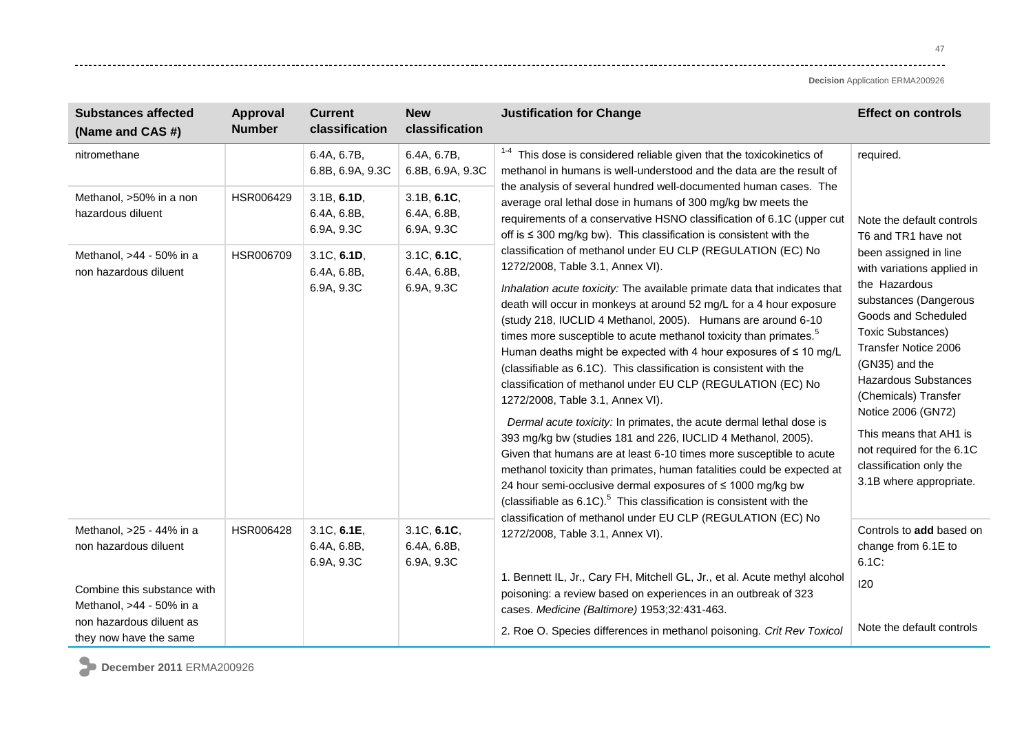| Substances affected (Name and CAS #) | Approval Number | Current classification | New classification | Justification for Change | Effect on controls |
|---|---|---|---|---|---|
| nitromethane | | 6.4A, 6.7B, 6.8B, 6.9A, 9.3C | 6.4A, 6.7B, 6.8B, 6.9A, 9.3C | [1-4] This dose is considered reliable given that the toxicokinetics of methanol in humans is well-understood and the data are the result of the analysis of several hundred well-documented human cases. The average oral lethal dose in humans of 300 mg/kg bw meets the requirements of a conservative HSNO classification of 6.1C (upper cut off is ≤ 300 mg/kg bw). This classification is consistent with the classification of methanol under EU CLP (REGULATION (EC) No 1272/2008, Table 3.1, Annex VI).<br><br>*Inhalation acute toxicity:* The available primate data that indicates that death will occur in monkeys at around 52 mg/L for a 4 hour exposure (study 218, IUCLID 4 Methanol, 2005). Humans are around 6-10 times more susceptible to acute methanol toxicity than primates.[5] Human deaths might be expected with 4 hour exposures of ≤ 10 mg/L (classifiable as 6.1C). This classification is consistent with the classification of methanol under EU CLP (REGULATION (EC) No 1272/2008, Table 3.1, Annex VI).<br><br>*Dermal acute toxicity:* In primates, the acute dermal lethal dose is 393 mg/kg bw (studies 181 and 226, IUCLID 4 Methanol, 2005). Given that humans are at least 6-10 times more susceptible to acute methanol toxicity than primates, human fatalities could be expected at 24 hour semi-occlusive dermal exposures of ≤ 1000 mg/kg bw (classifiable as 6.1C).[5] This classification is consistent with the classification of methanol under EU CLP (REGULATION (EC) No 1272/2008, Table 3.1, Annex VI).<br><br>1. Bennett IL, Jr., Cary FH, Mitchell GL, Jr., et al. Acute methyl alcohol poisoning: a review based on experiences in an outbreak of 323 cases. *Medicine (Baltimore)* 1953;32:431-463.<br><br>2. Roe O. Species differences in methanol poisoning. *Crit Rev Toxicol* | required. |
| Methanol, >50% in a non hazardous diluent | HSR006429 | 3.1B, **6.1D**, 6.4A, 6.8B, 6.9A, 9.3C | 3.1B, **6.1C**, 6.4A, 6.8B, 6.9A, 9.3C | | Note the default controls T6 and TR1 have not been assigned in line with variations applied in the Hazardous substances (Dangerous Goods and Scheduled Toxic Substances) Transfer Notice 2006 (GN35) and the Hazardous Substances (Chemicals) Transfer Notice 2006 (GN72)<br><br>This means that AH1 is not required for the 6.1C classification only the 3.1B where appropriate. |
| Methanol, >44 - 50% in a non hazardous diluent | HSR006709 | 3.1C, **6.1D**, 6.4A, 6.8B, 6.9A, 9.3C | 3.1C, **6.1C**, 6.4A, 6.8B, 6.9A, 9.3C | | |
| Methanol, >25 - 44% in a non hazardous diluent<br><br>Combine this substance with Methanol, >44 - 50% in a non hazardous diluent as they now have the same | HSR006428 | 3.1C, **6.1E**, 6.4A, 6.8B, 6.9A, 9.3C | 3.1C, **6.1C**, 6.4A, 6.8B, 6.9A, 9.3C | | Controls to **add** based on change from 6.1E to 6.1C:<br><br>I20<br><br>Note the default controls |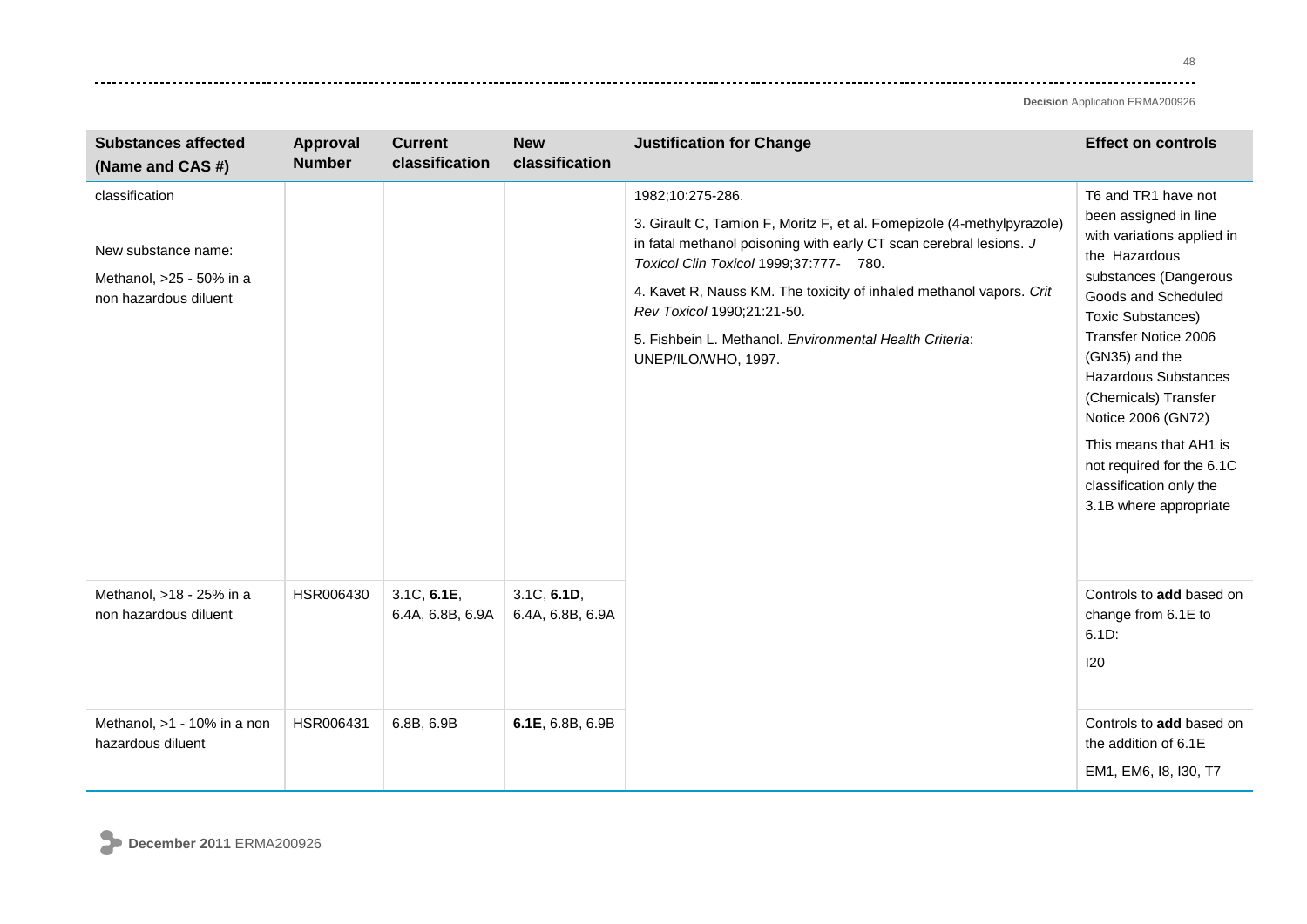| Substances affected (Name and CAS #) | Approval Number | Current classification | New classification | Justification for Change | Effect on controls |
|---|---|---|---|---|---|
| classification<br><br>New substance name:<br>Methanol, >25 - 50% in a non hazardous diluent | | | | 1982;10:275-286.<br>3. Girault C, Tamion F, Moritz F, et al. Fomepizole (4-methylpyrazole) in fatal methanol poisoning with early CT scan cerebral lesions. *J Toxicol Clin Toxicol* 1999;37:777- 780.<br>4. Kavet R, Nauss KM. The toxicity of inhaled methanol vapors. *Crit Rev Toxicol* 1990;21:21-50.<br>5. Fishbein L. Methanol. *Environmental Health Criteria*: UNEP/ILO/WHO, 1997. | T6 and TR1 have not been assigned in line with variations applied in the Hazardous substances (Dangerous Goods and Scheduled Toxic Substances) Transfer Notice 2006 (GN35) and the Hazardous Substances (Chemicals) Transfer Notice 2006 (GN72)<br>This means that AH1 is not required for the 6.1C classification only the 3.1B where appropriate |
| Methanol, >18 - 25% in a non hazardous diluent | HSR006430 | 3.1C, **6.1E**, 6.4A, 6.8B, 6.9A | 3.1C, **6.1D**, 6.4A, 6.8B, 6.9A | | Controls to **add** based on change from 6.1E to 6.1D:<br>I20 |
| Methanol, >1 - 10% in a non hazardous diluent | HSR006431 | 6.8B, 6.9B | **6.1E**, 6.8B, 6.9B | | Controls to **add** based on the addition of 6.1E<br>EM1, EM6, I8, I30, T7 |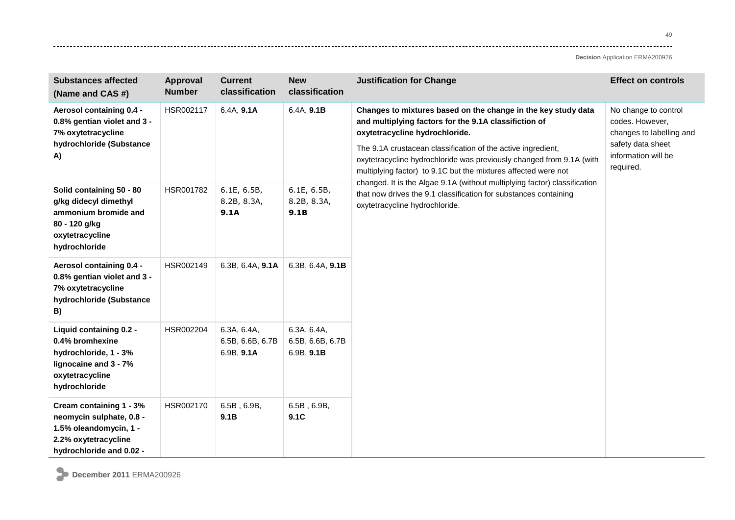| Substances affected (Name and CAS #) | Approval Number | Current classification | New classification | Justification for Change | Effect on controls |
|---|---|---|---|---|---|
| **Aerosol containing 0.4 - 0.8% gentian violet and 3 - 7% oxytetracycline hydrochloride (Substance A)** | HSR002117 | 6.4A, **9.1A** | 6.4A, **9.1B** | **Changes to mixtures based on the change in the key study data and multiplying factors for the 9.1A classifiction of oxytetracycline hydrochloride.** The 9.1A crustacean classification of the active ingredient, oxytetracycline hydrochloride was previously changed from 9.1A (with multiplying factor) to 9.1C but the mixtures affected were not changed. It is the Algae 9.1A (without multiplying factor) classification that now drives the 9.1 classification for substances containing oxytetracycline hydrochloride. | No change to control codes. However, changes to labelling and safety data sheet information will be required. |
| **Solid containing 50 - 80 g/kg didecyl dimethyl ammonium bromide and 80 - 120 g/kg oxytetracycline hydrochloride** | HSR001782 | 6.1E, 6.5B, 8.2B, 8.3A, **9.1A** | 6.1E, 6.5B, 8.2B, 8.3A, **9.1B** | | |
| **Aerosol containing 0.4 - 0.8% gentian violet and 3 - 7% oxytetracycline hydrochloride (Substance B)** | HSR002149 | 6.3B, 6.4A, **9.1A** | 6.3B, 6.4A, **9.1B** | | |
| **Liquid containing 0.2 - 0.4% bromhexine hydrochloride, 1 - 3% lignocaine and 3 - 7% oxytetracycline hydrochloride** | HSR002204 | 6.3A, 6.4A, 6.5B, 6.6B, 6.7B 6.9B, **9.1A** | 6.3A, 6.4A, 6.5B, 6.6B, 6.7B 6.9B, **9.1B** | | |
| **Cream containing 1 - 3% neomycin sulphate, 0.8 - 1.5% oleandomycin, 1 - 2.2% oxytetracycline hydrochloride and 0.02 -** | HSR002170 | 6.5B , 6.9B, **9.1B** | 6.5B , 6.9B, **9.1C** | | |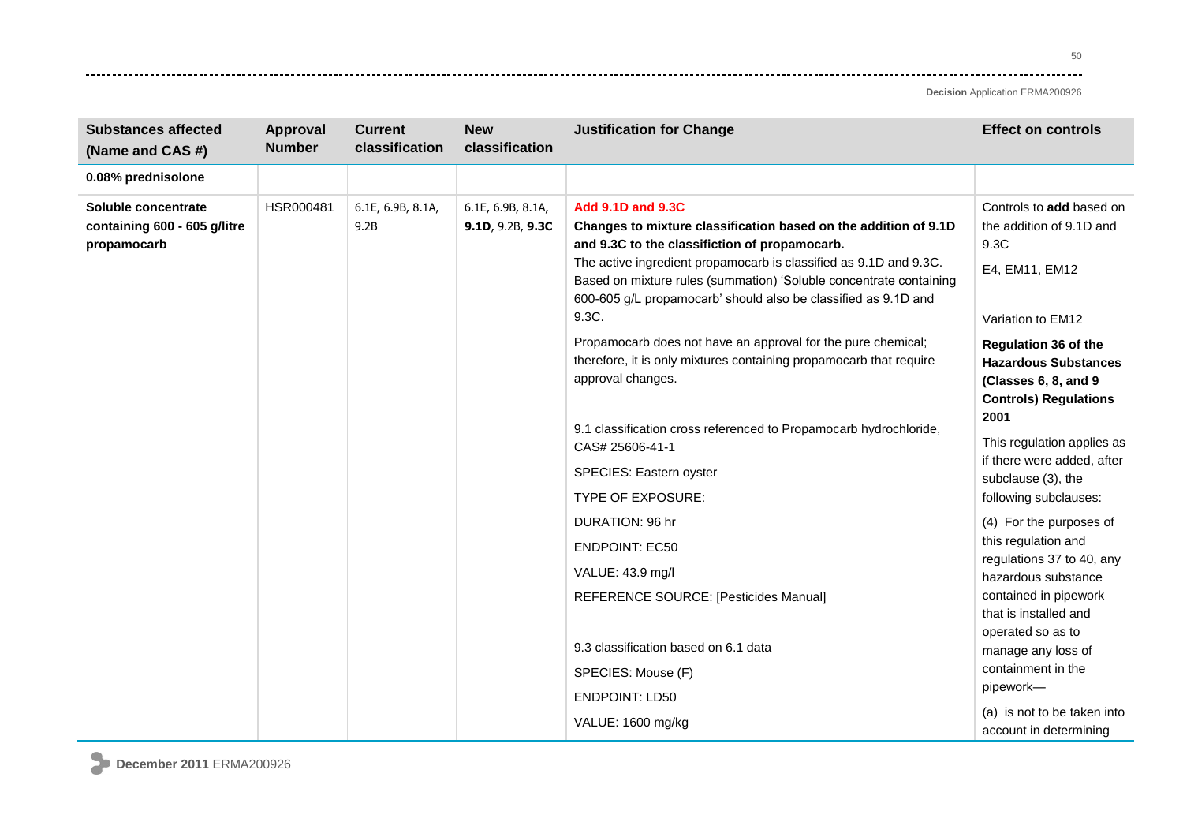| Substances affected (Name and CAS #) | Approval Number | Current classification | New classification | Justification for Change | Effect on controls |
|---|---|---|---|---|---|
| **0.08% prednisolone** | | | | | |
| **Soluble concentrate containing 600 - 605 g/litre propamocarb** | HSR000481 | 6.1E, 6.9B, 8.1A, 9.2B | 6.1E, 6.9B, 8.1A, **9.1D**, 9.2B, **9.3C** | **Add 9.1D and 9.3C**<br>**Changes to mixture classification based on the addition of 9.1D and 9.3C to the classifiction of propamocarb.**<br>The active ingredient propamocarb is classified as 9.1D and 9.3C. Based on mixture rules (summation) 'Soluble concentrate containing 600-605 g/L propamocarb' should also be classified as 9.1D and 9.3C.<br>Propamocarb does not have an approval for the pure chemical; therefore, it is only mixtures containing propamocarb that require approval changes.<br><br>9.1 classification cross referenced to Propamocarb hydrochloride, CAS# 25606-41-1<br>SPECIES: Eastern oyster<br>TYPE OF EXPOSURE:<br>DURATION: 96 hr<br>ENDPOINT: EC50<br>VALUE: 43.9 mg/l<br>REFERENCE SOURCE: [Pesticides Manual]<br><br>9.3 classification based on 6.1 data<br>SPECIES: Mouse (F)<br>ENDPOINT: LD50<br>VALUE: 1600 mg/kg | Controls to **add** based on the addition of 9.1D and 9.3C<br>E4, EM11, EM12<br><br>Variation to EM12<br>**Regulation 36 of the Hazardous Substances (Classes 6, 8, and 9 Controls) Regulations 2001**<br>This regulation applies as if there were added, after subclause (3), the following subclauses:<br>(4) For the purposes of this regulation and regulations 37 to 40, any hazardous substance contained in pipework that is installed and operated so as to manage any loss of containment in the pipework—<br>(a) is not to be taken into account in determining |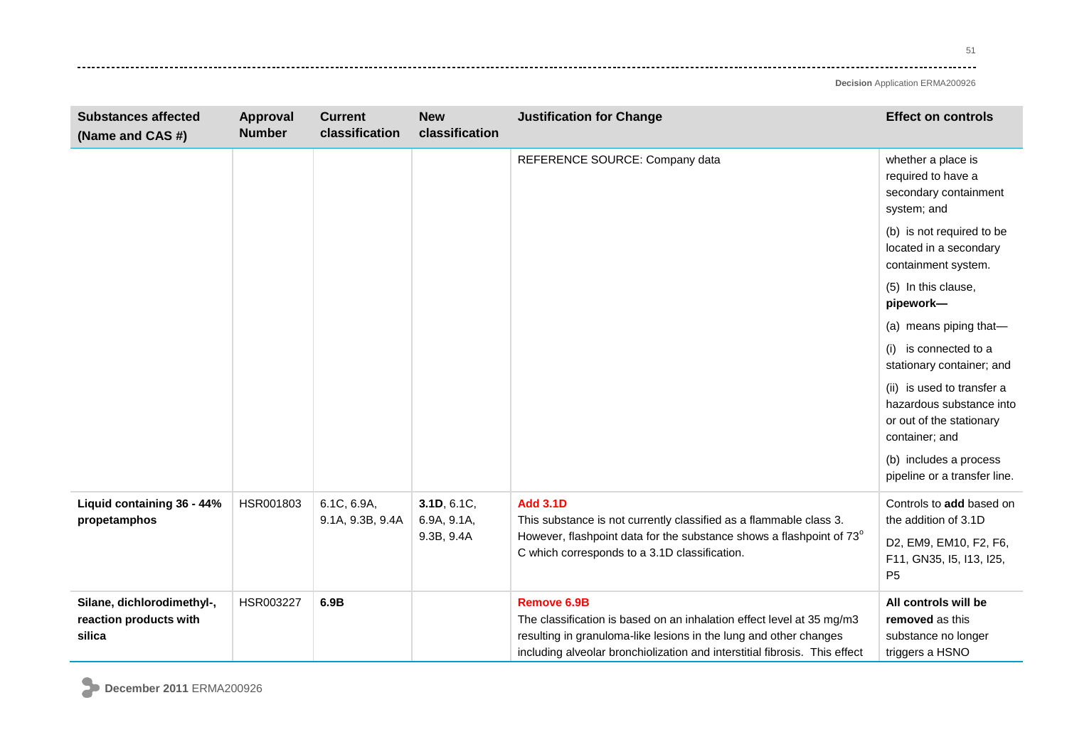| Substances affected (Name and CAS #) | Approval Number | Current classification | New classification | Justification for Change | Effect on controls |
|---|---|---|---|---|---|
| | | | | REFERENCE SOURCE: Company data | whether a place is required to have a secondary containment system; and<br><br>(b) is not required to be located in a secondary containment system.<br><br>(5) In this clause, **pipework—**<br><br>(a) means piping that—<br><br>(i) is connected to a stationary container; and<br><br>(ii) is used to transfer a hazardous substance into or out of the stationary container; and<br><br>(b) includes a process pipeline or a transfer line. |
| **Liquid containing 36 - 44% propetamphos** | HSR001803 | 6.1C, 6.9A, 9.1A, 9.3B, 9.4A | **3.1D**, 6.1C, 6.9A, 9.1A, 9.3B, 9.4A | **Add 3.1D**<br>This substance is not currently classified as a flammable class 3. However, flashpoint data for the substance shows a flashpoint of 73$^{o}$ C which corresponds to a 3.1D classification. | Controls to **add** based on the addition of 3.1D<br><br>D2, EM9, EM10, F2, F6, F11, GN35, I5, I13, I25, P5 |
| **Silane, dichlorodimethyl-, reaction products with silica** | HSR003227 | **6.9B** | | **Remove 6.9B**<br>The classification is based on an inhalation effect level at 35 mg/m3 resulting in granuloma-like lesions in the lung and other changes including alveolar bronchiolization and interstitial fibrosis. This effect | **All controls will be removed** as this substance no longer triggers a HSNO |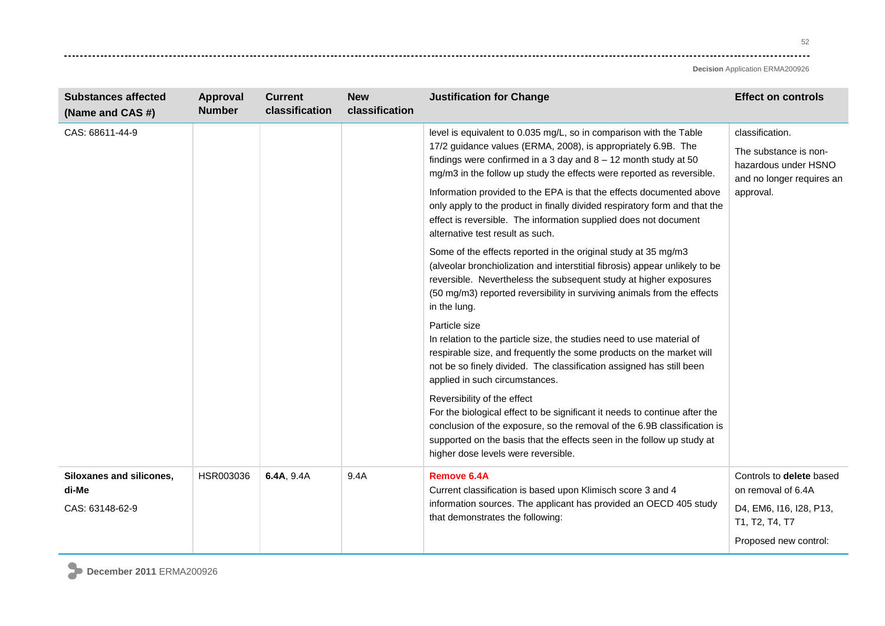| Substances affected (Name and CAS #) | Approval Number | Current classification | New classification | Justification for Change | Effect on controls |
|---|---|---|---|---|---|
| CAS: 68611-44-9 | | | | level is equivalent to 0.035 mg/L, so in comparison with the Table 17/2 guidance values (ERMA, 2008), is appropriately 6.9B. The findings were confirmed in a 3 day and 8 – 12 month study at 50 mg/m3 in the follow up study the effects were reported as reversible.<br><br>Information provided to the EPA is that the effects documented above only apply to the product in finally divided respiratory form and that the effect is reversible. The information supplied does not document alternative test result as such.<br><br>Some of the effects reported in the original study at 35 mg/m3 (alveolar bronchiolization and interstitial fibrosis) appear unlikely to be reversible. Nevertheless the subsequent study at higher exposures (50 mg/m3) reported reversibility in surviving animals from the effects in the lung.<br><br>Particle size<br>In relation to the particle size, the studies need to use material of respirable size, and frequently the some products on the market will not be so finely divided. The classification assigned has still been applied in such circumstances.<br><br>Reversibility of the effect<br>For the biological effect to be significant it needs to continue after the conclusion of the exposure, so the removal of the 6.9B classification is supported on the basis that the effects seen in the follow up study at higher dose levels were reversible. | classification.<br><br>The substance is non-hazardous under HSNO and no longer requires an approval. |
| **Siloxanes and silicones, di-Me**<br><br>CAS: 63148-62-9 | HSR003036 | **6.4A**, 9.4A | 9.4A | **Remove 6.4A**<br>Current classification is based upon Klimisch score 3 and 4 information sources. The applicant has provided an OECD 405 study that demonstrates the following: | Controls to **delete** based on removal of 6.4A<br><br>D4, EM6, I16, I28, P13, T1, T2, T4, T7<br><br>Proposed new control: |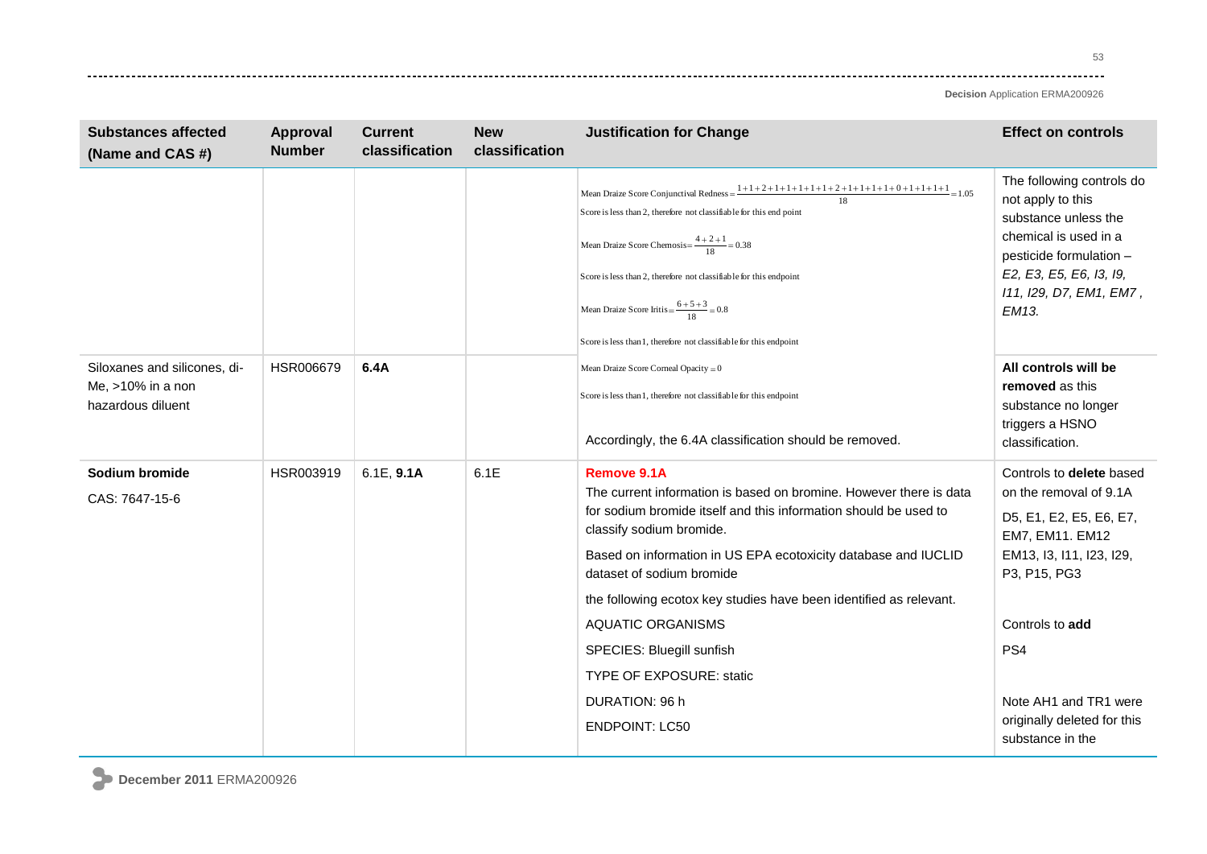| Substances affected (Name and CAS #) | Approval Number | Current classification | New classification | Justification for Change | Effect on controls |
|---|---|---|---|---|---|
| | | | | $\text{Mean Draize Score Conjunctival Redness} = \frac{1+1+2+1+1+1+1+1+2+1+1+1+1+0+1+1+1+1}{18} = 1.05$<br>Score is less than 2, therefore not classifiable for this end point<br>$\text{Mean Draize Score Chemosis} = \frac{4+2+1}{18} = 0.38$<br>Score is less than 2, therefore not classifiable for this endpoint<br>$\text{Mean Draize Score Iritis} = \frac{6+5+3}{18} = 0.8$<br>Score is less than 1, therefore not classifiable for this endpoint | The following controls do not apply to this substance unless the chemical is used in a pesticide formulation – *E2, E3, E5, E6, I3, I9, I11, I29, D7, EM1, EM7 , EM13.* |
| Siloxanes and silicones, di-Me, >10% in a non hazardous diluent | HSR006679 | **6.4A** | | $\text{Mean Draize Score Corneal Opacity} = 0$<br>Score is less than 1, therefore not classifiable for this endpoint<br>Accordingly, the 6.4A classification should be removed. | **All controls will be removed** as this substance no longer triggers a HSNO classification. |
| **Sodium bromide**<br>CAS: 7647-15-6 | HSR003919 | 6.1E, **9.1A** | 6.1E | **Remove 9.1A**<br>The current information is based on bromine. However there is data for sodium bromide itself and this information should be used to classify sodium bromide.<br>Based on information in US EPA ecotoxicity database and IUCLID dataset of sodium bromide<br>the following ecotox key studies have been identified as relevant.<br>AQUATIC ORGANISMS<br>SPECIES: Bluegill sunfish<br>TYPE OF EXPOSURE: static<br>DURATION: 96 h<br>ENDPOINT: LC50 | Controls to **delete** based on the removal of 9.1A<br>D5, E1, E2, E5, E6, E7, EM7, EM11. EM12 EM13, I3, I11, I23, I29, P3, P15, PG3<br>Controls to **add**<br>PS4<br>Note AH1 and TR1 were originally deleted for this substance in the |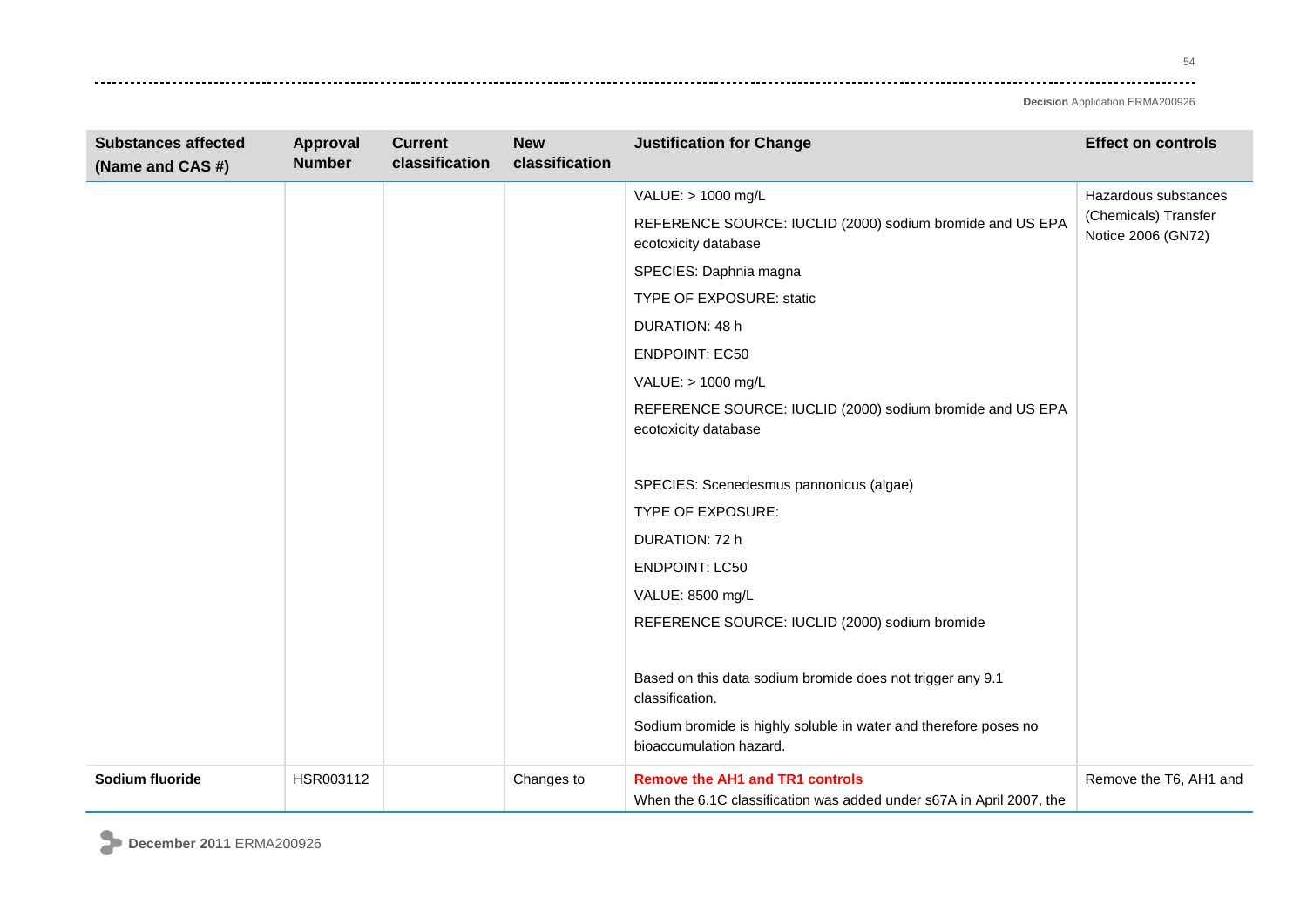| Substances affected (Name and CAS #) | Approval Number | Current classification | New classification | Justification for Change | Effect on controls |
|---|---|---|---|---|---|
| | | | | VALUE: > 1000 mg/L<br><br>REFERENCE SOURCE: IUCLID (2000) sodium bromide and US EPA ecotoxicity database<br><br>SPECIES: Daphnia magna<br><br>TYPE OF EXPOSURE: static<br><br>DURATION: 48 h<br><br>ENDPOINT: EC50<br><br>VALUE: > 1000 mg/L<br><br>REFERENCE SOURCE: IUCLID (2000) sodium bromide and US EPA ecotoxicity database<br><br>SPECIES: Scenedesmus pannonicus (algae)<br><br>TYPE OF EXPOSURE:<br><br>DURATION: 72 h<br><br>ENDPOINT: LC50<br><br>VALUE: 8500 mg/L<br><br>REFERENCE SOURCE: IUCLID (2000) sodium bromide<br><br>Based on this data sodium bromide does not trigger any 9.1 classification.<br><br>Sodium bromide is highly soluble in water and therefore poses no bioaccumulation hazard. | Hazardous substances (Chemicals) Transfer Notice 2006 (GN72) |
| **Sodium fluoride** | HSR003112 | | Changes to | **Remove the AH1 and TR1 controls**<br><br>When the 6.1C classification was added under s67A in April 2007, the | Remove the T6, AH1 and |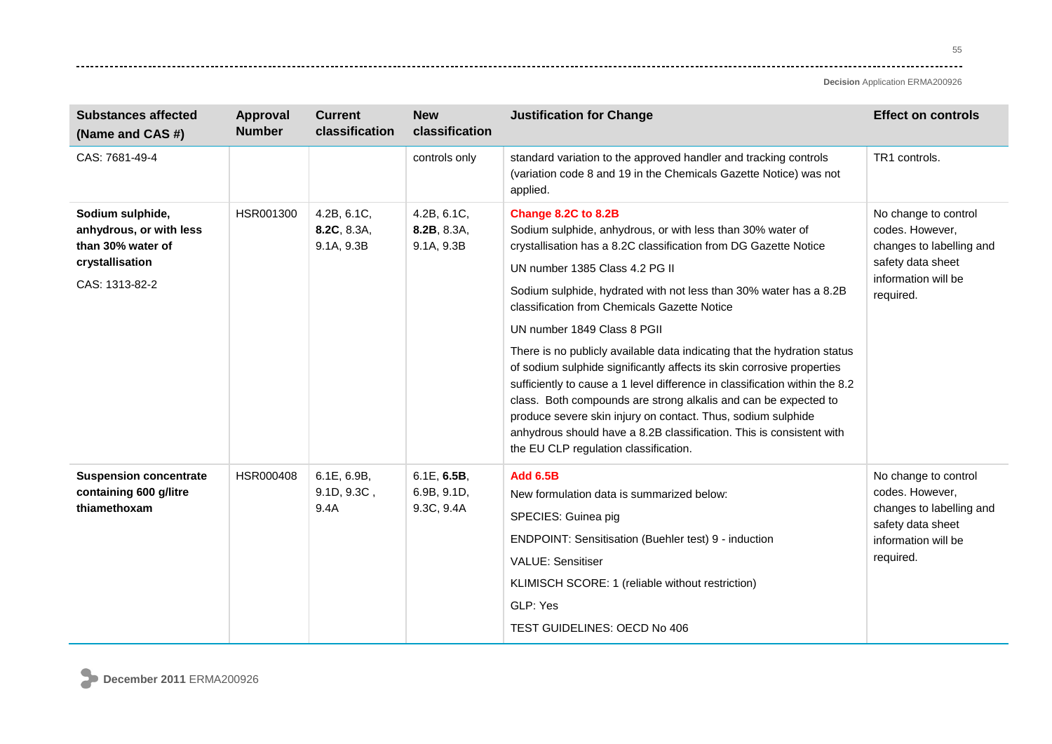| Substances affected (Name and CAS #) | Approval Number | Current classification | New classification | Justification for Change | Effect on controls |
|---|---|---|---|---|---|
| CAS: 7681-49-4 | | | controls only | standard variation to the approved handler and tracking controls (variation code 8 and 19 in the Chemicals Gazette Notice) was not applied. | TR1 controls. |
| **Sodium sulphide, anhydrous, or with less than 30% water of crystallisation** CAS: 1313-82-2 | HSR001300 | 4.2B, 6.1C, **8.2C**, 8.3A, 9.1A, 9.3B | 4.2B, 6.1C, **8.2B**, 8.3A, 9.1A, 9.3B | **Change 8.2C to 8.2B** Sodium sulphide, anhydrous, or with less than 30% water of crystallisation has a 8.2C classification from DG Gazette Notice UN number 1385 Class 4.2 PG II Sodium sulphide, hydrated with not less than 30% water has a 8.2B classification from Chemicals Gazette Notice UN number 1849 Class 8 PGII There is no publicly available data indicating that the hydration status of sodium sulphide significantly affects its skin corrosive properties sufficiently to cause a 1 level difference in classification within the 8.2 class. Both compounds are strong alkalis and can be expected to produce severe skin injury on contact. Thus, sodium sulphide anhydrous should have a 8.2B classification. This is consistent with the EU CLP regulation classification. | No change to control codes. However, changes to labelling and safety data sheet information will be required. |
| **Suspension concentrate containing 600 g/litre thiamethoxam** | HSR000408 | 6.1E, 6.9B, 9.1D, 9.3C , 9.4A | 6.1E, **6.5B**, 6.9B, 9.1D, 9.3C, 9.4A | **Add 6.5B** New formulation data is summarized below: SPECIES: Guinea pig ENDPOINT: Sensitisation (Buehler test) 9 - induction VALUE: Sensitiser KLIMISCH SCORE: 1 (reliable without restriction) GLP: Yes TEST GUIDELINES: OECD No 406 | No change to control codes. However, changes to labelling and safety data sheet information will be required. |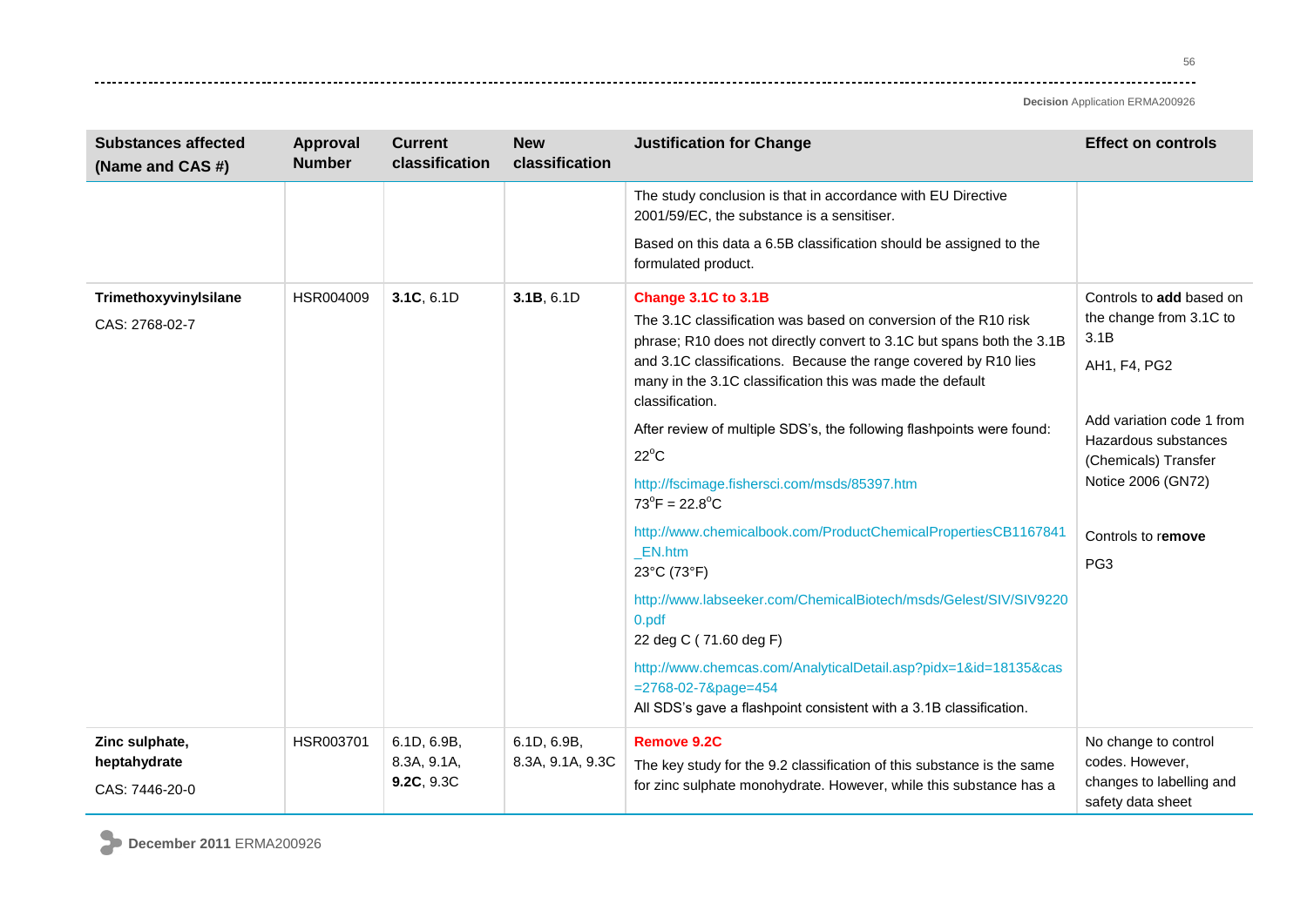| Substances affected (Name and CAS #) | Approval Number | Current classification | New classification | Justification for Change | Effect on controls |
|---|---|---|---|---|---|
| | | | | The study conclusion is that in accordance with EU Directive 2001/59/EC, the substance is a sensitiser.<br><br>Based on this data a 6.5B classification should be assigned to the formulated product. | |
| **Trimethoxyvinylsilane**<br><br>CAS: 2768-02-7 | HSR004009 | **3.1C**, 6.1D | **3.1B**, 6.1D | **Change 3.1C to 3.1B**<br><br>The 3.1C classification was based on conversion of the R10 risk phrase; R10 does not directly convert to 3.1C but spans both the 3.1B and 3.1C classifications. Because the range covered by R10 lies many in the 3.1C classification this was made the default classification.<br><br>After review of multiple SDS's, the following flashpoints were found:<br><br>22$^{o}$C<br><br>http://fscimage.fishersci.com/msds/85397.htm<br>73$^{o}$F = 22.8$^{o}$C<br><br>http://www.chemicalbook.com/ProductChemicalPropertiesCB1167841_EN.htm<br>23°C (73°F)<br><br>http://www.labseeker.com/ChemicalBiotech/msds/Gelest/SIV/SIV92200.pdf<br>22 deg C ( 71.60 deg F)<br><br>http://www.chemcas.com/AnalyticalDetail.asp?pidx=1&id=18135&cas=2768-02-7&page=454<br>All SDS's gave a flashpoint consistent with a 3.1B classification. | Controls to **add** based on the change from 3.1C to 3.1B<br><br>AH1, F4, PG2<br><br>Add variation code 1 from Hazardous substances (Chemicals) Transfer Notice 2006 (GN72)<br><br>Controls to r**emove**<br><br>PG3 |
| **Zinc sulphate, heptahydrate**<br><br>CAS: 7446-20-0 | HSR003701 | 6.1D, 6.9B, 8.3A, 9.1A, **9.2C**, 9.3C | 6.1D, 6.9B, 8.3A, 9.1A, 9.3C | **Remove 9.2C**<br><br>The key study for the 9.2 classification of this substance is the same for zinc sulphate monohydrate. However, while this substance has a | No change to control codes. However, changes to labelling and safety data sheet |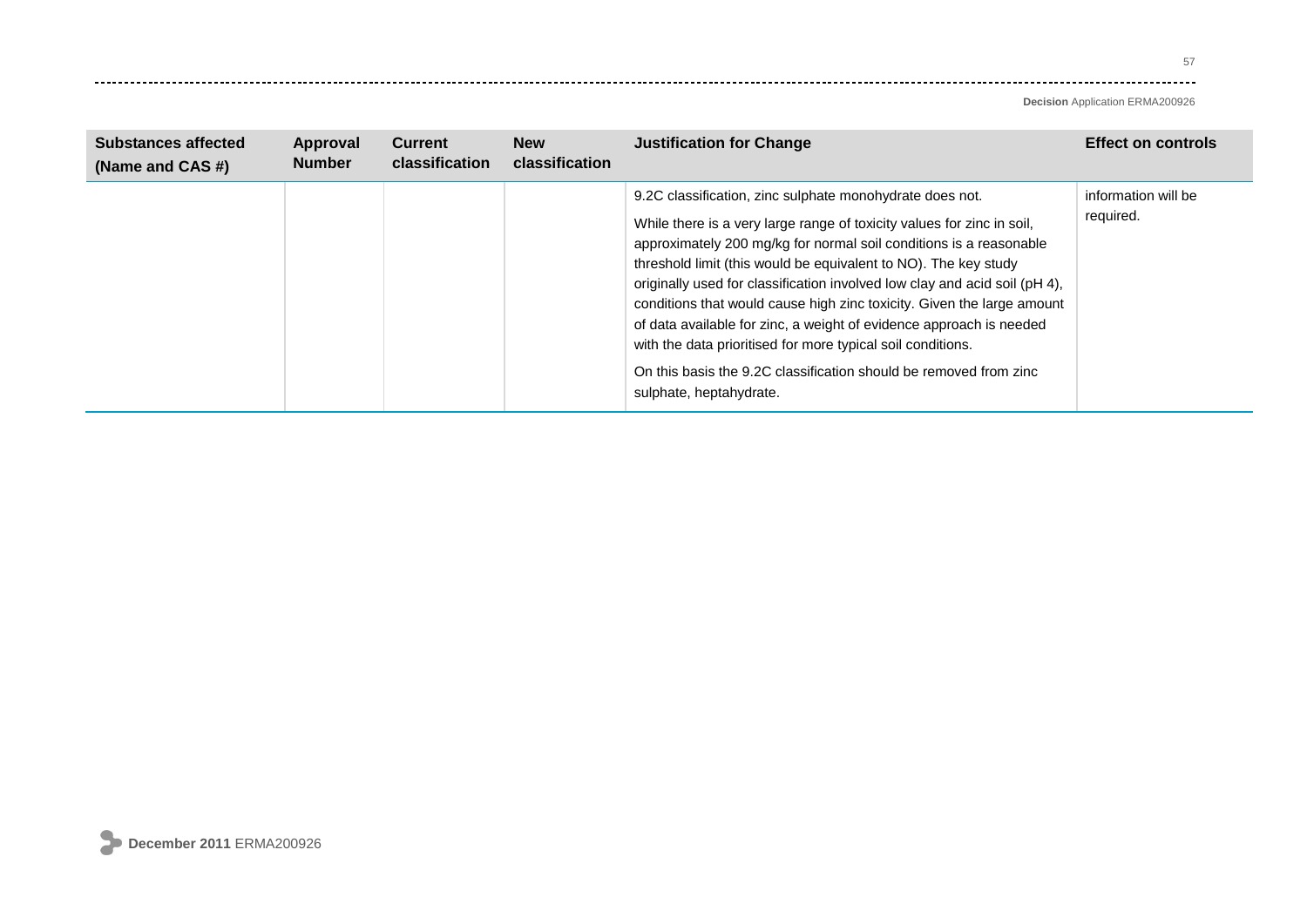| Substances affected (Name and CAS #) | Approval Number | Current classification | New classification | Justification for Change | Effect on controls |
| --- | --- | --- | --- | --- | --- |
| | | | | 9.2C classification, zinc sulphate monohydrate does not.<br><br>While there is a very large range of toxicity values for zinc in soil, approximately 200 mg/kg for normal soil conditions is a reasonable threshold limit (this would be equivalent to NO). The key study originally used for classification involved low clay and acid soil (pH 4), conditions that would cause high zinc toxicity. Given the large amount of data available for zinc, a weight of evidence approach is needed with the data prioritised for more typical soil conditions.<br><br>On this basis the 9.2C classification should be removed from zinc sulphate, heptahydrate. | information will be required. |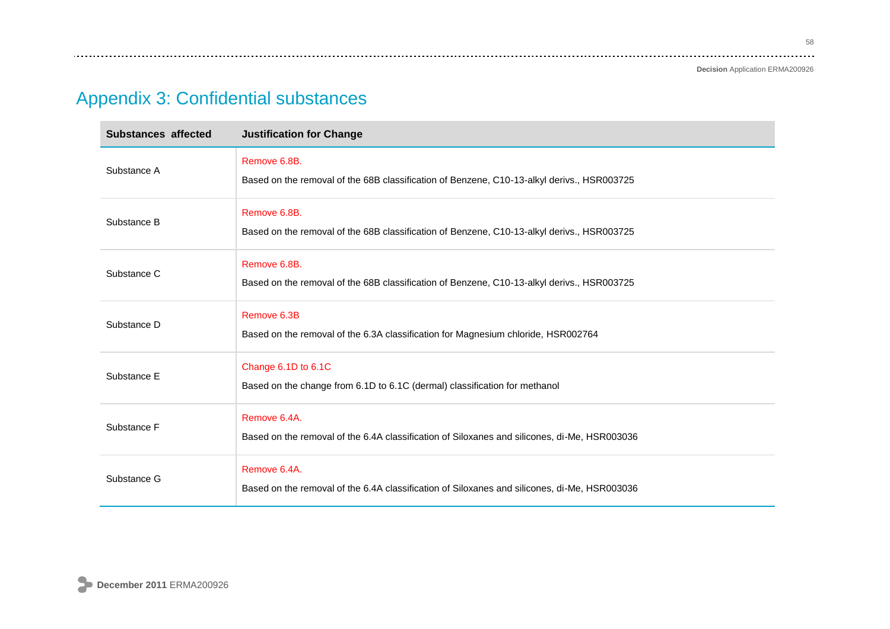# Appendix 3: Confidential substances

| Substances affected | Justification for Change |
|---|---|
| Substance A | Remove 6.8B.<br><br>Based on the removal of the 68B classification of Benzene, C10-13-alkyl derivs., HSR003725 |
| Substance B | Remove 6.8B.<br><br>Based on the removal of the 68B classification of Benzene, C10-13-alkyl derivs., HSR003725 |
| Substance C | Remove 6.8B.<br><br>Based on the removal of the 68B classification of Benzene, C10-13-alkyl derivs., HSR003725 |
| Substance D | Remove 6.3B<br><br>Based on the removal of the 6.3A classification for Magnesium chloride, HSR002764 |
| Substance E | Change 6.1D to 6.1C<br><br>Based on the change from 6.1D to 6.1C (dermal) classification for methanol |
| Substance F | Remove 6.4A.<br><br>Based on the removal of the 6.4A classification of Siloxanes and silicones, di-Me, HSR003036 |
| Substance G | Remove 6.4A.<br><br>Based on the removal of the 6.4A classification of Siloxanes and silicones, di-Me, HSR003036 |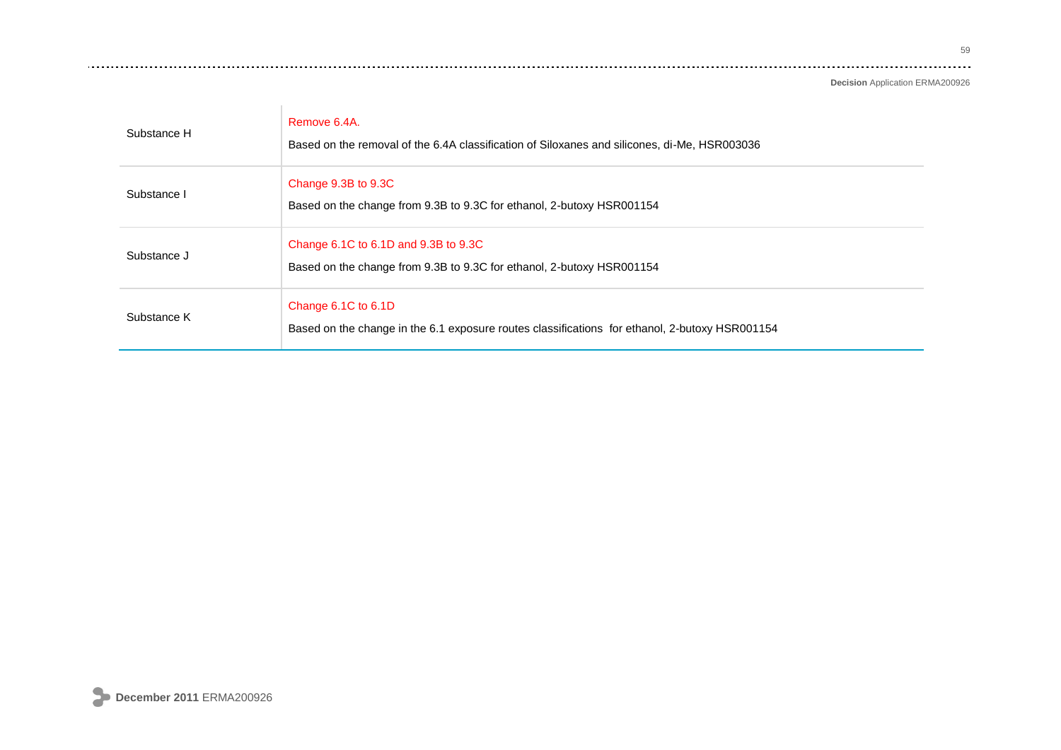| | |
|---|---|
| Substance H | Remove 6.4A.<br>Based on the removal of the 6.4A classification of Siloxanes and silicones, di-Me, HSR003036 |
| Substance I | Change 9.3B to 9.3C<br>Based on the change from 9.3B to 9.3C for ethanol, 2-butoxy HSR001154 |
| Substance J | Change 6.1C to 6.1D and 9.3B to 9.3C<br>Based on the change from 9.3B to 9.3C for ethanol, 2-butoxy HSR001154 |
| Substance K | Change 6.1C to 6.1D<br>Based on the change in the 6.1 exposure routes classifications for ethanol, 2-butoxy HSR001154 |